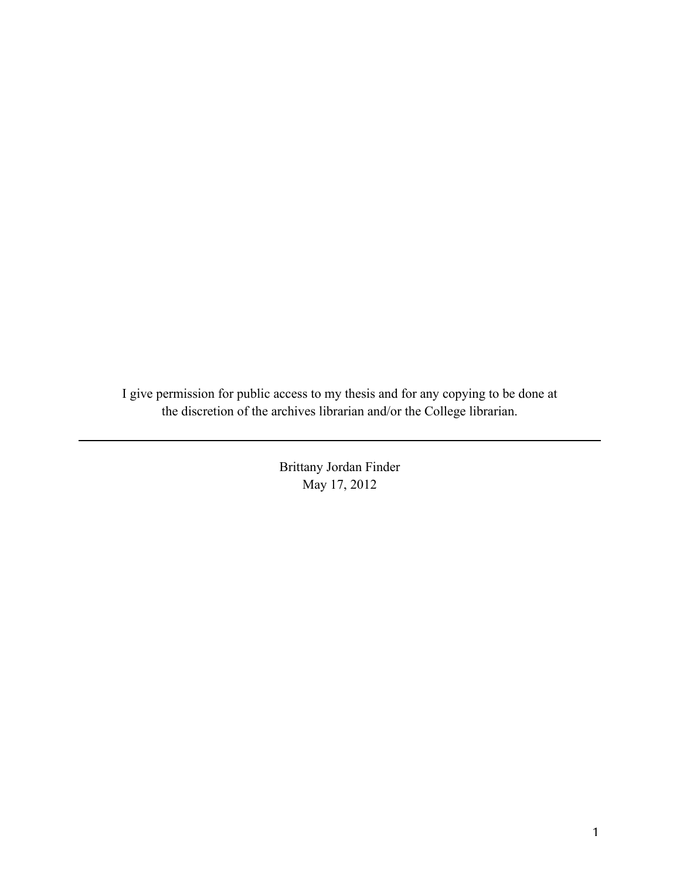I give permission for public access to my thesis and for any copying to be done at the discretion of the archives librarian and/or the College librarian.

---

Brittany Jordan Finder
May 17, 2012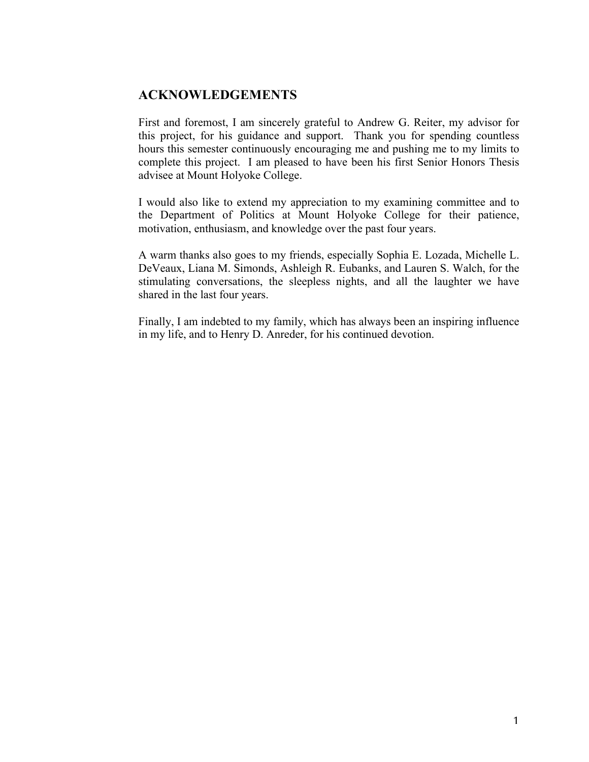## ACKNOWLEDGEMENTS

First and foremost, I am sincerely grateful to Andrew G. Reiter, my advisor for this project, for his guidance and support. Thank you for spending countless hours this semester continuously encouraging me and pushing me to my limits to complete this project. I am pleased to have been his first Senior Honors Thesis advisee at Mount Holyoke College.

I would also like to extend my appreciation to my examining committee and to the Department of Politics at Mount Holyoke College for their patience, motivation, enthusiasm, and knowledge over the past four years.

A warm thanks also goes to my friends, especially Sophia E. Lozada, Michelle L. DeVeaux, Liana M. Simonds, Ashleigh R. Eubanks, and Lauren S. Walch, for the stimulating conversations, the sleepless nights, and all the laughter we have shared in the last four years.

Finally, I am indebted to my family, which has always been an inspiring influence in my life, and to Henry D. Anreder, for his continued devotion.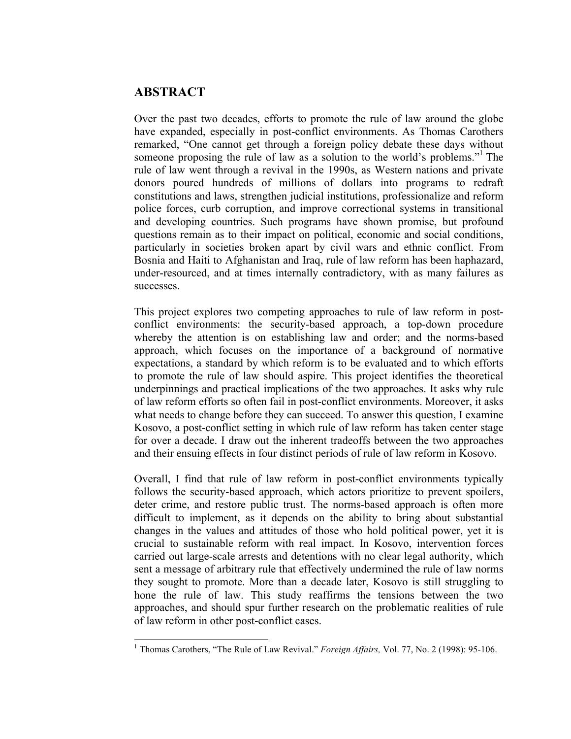## ABSTRACT

Over the past two decades, efforts to promote the rule of law around the globe have expanded, especially in post-conflict environments. As Thomas Carothers remarked, "One cannot get through a foreign policy debate these days without someone proposing the rule of law as a solution to the world's problems."[1] The rule of law went through a revival in the 1990s, as Western nations and private donors poured hundreds of millions of dollars into programs to redraft constitutions and laws, strengthen judicial institutions, professionalize and reform police forces, curb corruption, and improve correctional systems in transitional and developing countries. Such programs have shown promise, but profound questions remain as to their impact on political, economic and social conditions, particularly in societies broken apart by civil wars and ethnic conflict. From Bosnia and Haiti to Afghanistan and Iraq, rule of law reform has been haphazard, under-resourced, and at times internally contradictory, with as many failures as successes.

This project explores two competing approaches to rule of law reform in post-conflict environments: the security-based approach, a top-down procedure whereby the attention is on establishing law and order; and the norms-based approach, which focuses on the importance of a background of normative expectations, a standard by which reform is to be evaluated and to which efforts to promote the rule of law should aspire. This project identifies the theoretical underpinnings and practical implications of the two approaches. It asks why rule of law reform efforts so often fail in post-conflict environments. Moreover, it asks what needs to change before they can succeed. To answer this question, I examine Kosovo, a post-conflict setting in which rule of law reform has taken center stage for over a decade. I draw out the inherent tradeoffs between the two approaches and their ensuing effects in four distinct periods of rule of law reform in Kosovo.

Overall, I find that rule of law reform in post-conflict environments typically follows the security-based approach, which actors prioritize to prevent spoilers, deter crime, and restore public trust. The norms-based approach is often more difficult to implement, as it depends on the ability to bring about substantial changes in the values and attitudes of those who hold political power, yet it is crucial to sustainable reform with real impact. In Kosovo, intervention forces carried out large-scale arrests and detentions with no clear legal authority, which sent a message of arbitrary rule that effectively undermined the rule of law norms they sought to promote. More than a decade later, Kosovo is still struggling to hone the rule of law. This study reaffirms the tensions between the two approaches, and should spur further research on the problematic realities of rule of law reform in other post-conflict cases.

---

[1] Thomas Carothers, "The Rule of Law Revival." *Foreign Affairs,* Vol. 77, No. 2 (1998): 95-106.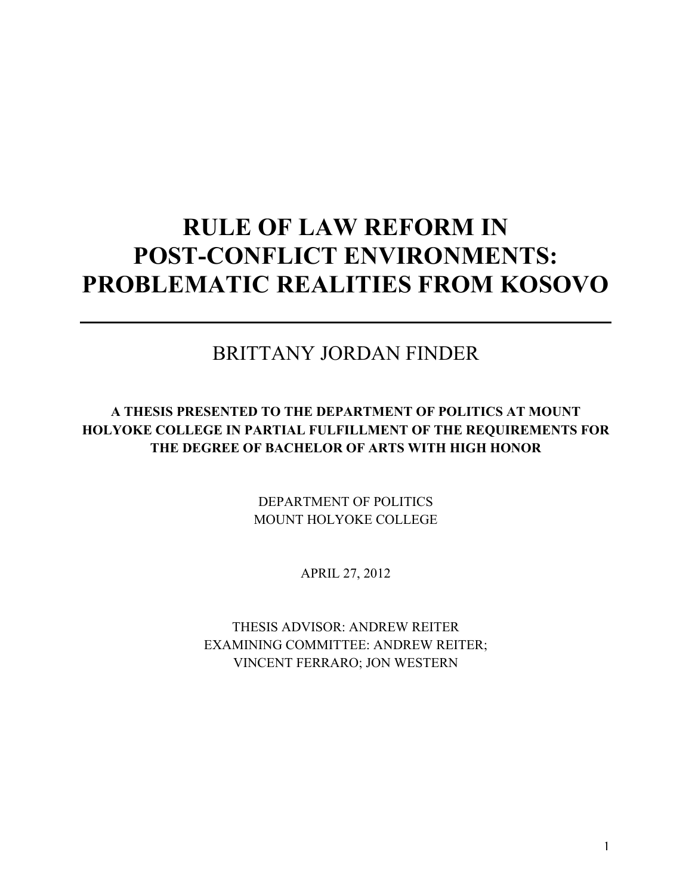# RULE OF LAW REFORM IN POST-CONFLICT ENVIRONMENTS: PROBLEMATIC REALITIES FROM KOSOVO

---

BRITTANY JORDAN FINDER

**A THESIS PRESENTED TO THE DEPARTMENT OF POLITICS AT MOUNT HOLYOKE COLLEGE IN PARTIAL FULFILLMENT OF THE REQUIREMENTS FOR THE DEGREE OF BACHELOR OF ARTS WITH HIGH HONOR**

DEPARTMENT OF POLITICS
MOUNT HOLYOKE COLLEGE

APRIL 27, 2012

THESIS ADVISOR: ANDREW REITER
EXAMINING COMMITTEE: ANDREW REITER;
VINCENT FERRARO; JON WESTERN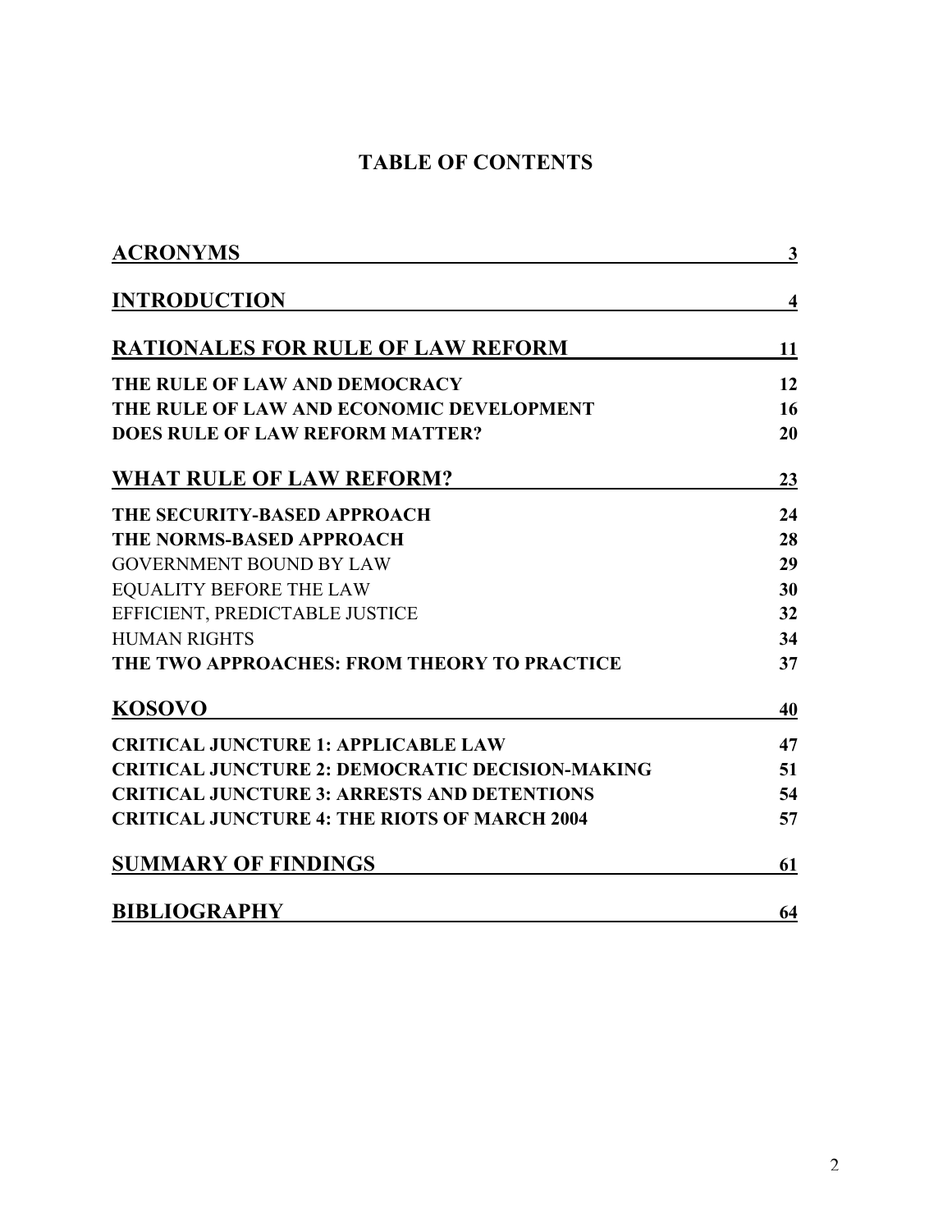# TABLE OF CONTENTS

| | |
|---|---|
| **ACRONYMS** | **3** |
| **INTRODUCTION** | **4** |
| **RATIONALES FOR RULE OF LAW REFORM** | **11** |
| **THE RULE OF LAW AND DEMOCRACY** | **12** |
| **THE RULE OF LAW AND ECONOMIC DEVELOPMENT** | **16** |
| **DOES RULE OF LAW REFORM MATTER?** | **20** |
| **WHAT RULE OF LAW REFORM?** | **23** |
| **THE SECURITY-BASED APPROACH** | **24** |
| **THE NORMS-BASED APPROACH** | **28** |
| GOVERNMENT BOUND BY LAW | **29** |
| EQUALITY BEFORE THE LAW | **30** |
| EFFICIENT, PREDICTABLE JUSTICE | **32** |
| HUMAN RIGHTS | **34** |
| **THE TWO APPROACHES: FROM THEORY TO PRACTICE** | **37** |
| **KOSOVO** | **40** |
| **CRITICAL JUNCTURE 1: APPLICABLE LAW** | **47** |
| **CRITICAL JUNCTURE 2: DEMOCRATIC DECISION-MAKING** | **51** |
| **CRITICAL JUNCTURE 3: ARRESTS AND DETENTIONS** | **54** |
| **CRITICAL JUNCTURE 4: THE RIOTS OF MARCH 2004** | **57** |
| **SUMMARY OF FINDINGS** | **61** |
| **BIBLIOGRAPHY** | **64** |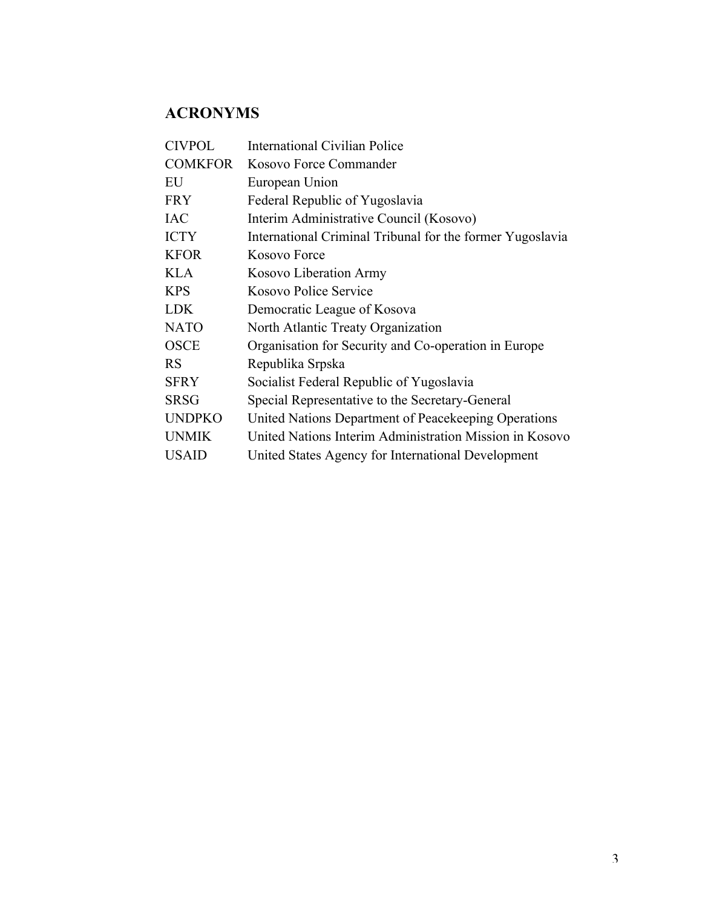## ACRONYMS

| | |
|---|---|
| CIVPOL | International Civilian Police |
| COMKFOR | Kosovo Force Commander |
| EU | European Union |
| FRY | Federal Republic of Yugoslavia |
| IAC | Interim Administrative Council (Kosovo) |
| ICTY | International Criminal Tribunal for the former Yugoslavia |
| KFOR | Kosovo Force |
| KLA | Kosovo Liberation Army |
| KPS | Kosovo Police Service |
| LDK | Democratic League of Kosova |
| NATO | North Atlantic Treaty Organization |
| OSCE | Organisation for Security and Co-operation in Europe |
| RS | Republika Srpska |
| SFRY | Socialist Federal Republic of Yugoslavia |
| SRSG | Special Representative to the Secretary-General |
| UNDPKO | United Nations Department of Peacekeeping Operations |
| UNMIK | United Nations Interim Administration Mission in Kosovo |
| USAID | United States Agency for International Development |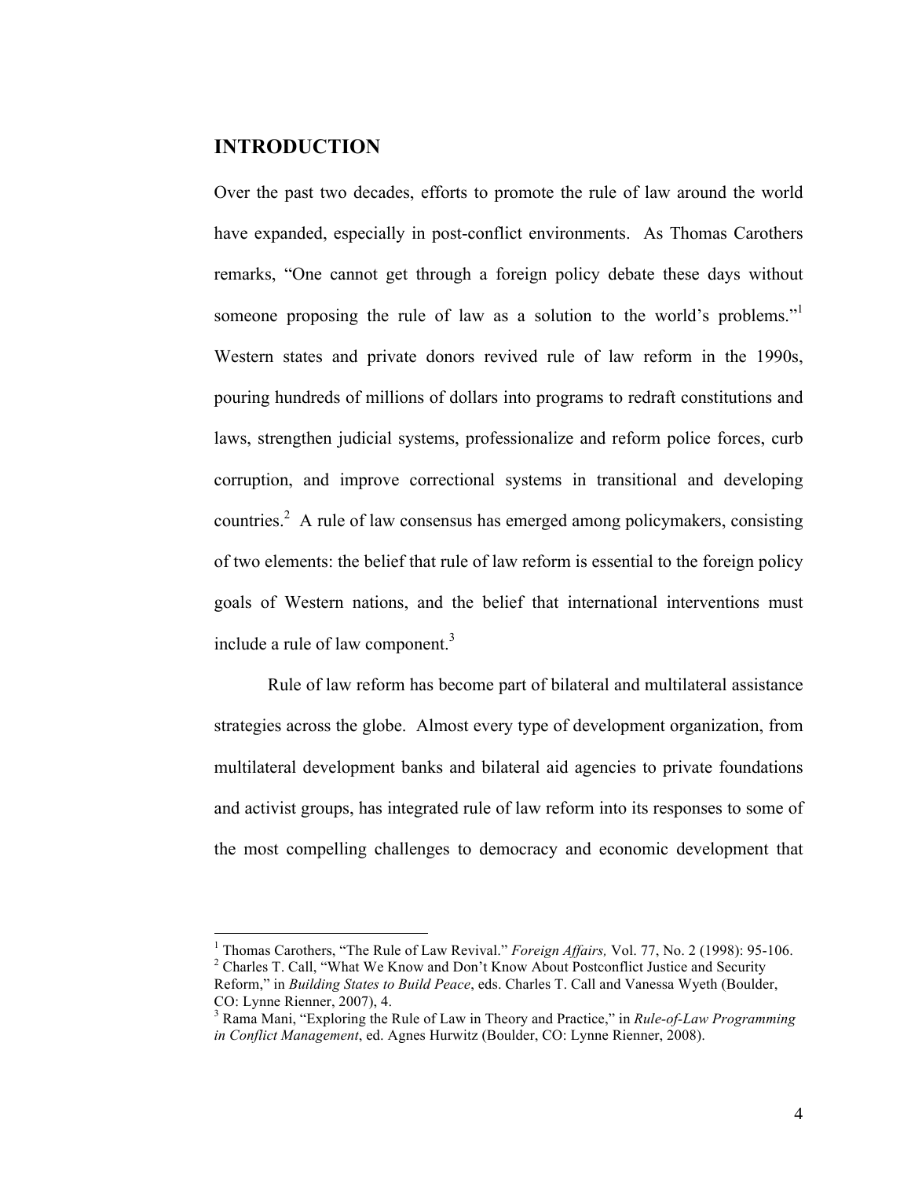# INTRODUCTION

Over the past two decades, efforts to promote the rule of law around the world have expanded, especially in post-conflict environments. As Thomas Carothers remarks, "One cannot get through a foreign policy debate these days without someone proposing the rule of law as a solution to the world's problems."[1] Western states and private donors revived rule of law reform in the 1990s, pouring hundreds of millions of dollars into programs to redraft constitutions and laws, strengthen judicial systems, professionalize and reform police forces, curb corruption, and improve correctional systems in transitional and developing countries.[2] A rule of law consensus has emerged among policymakers, consisting of two elements: the belief that rule of law reform is essential to the foreign policy goals of Western nations, and the belief that international interventions must include a rule of law component.[3]

Rule of law reform has become part of bilateral and multilateral assistance strategies across the globe. Almost every type of development organization, from multilateral development banks and bilateral aid agencies to private foundations and activist groups, has integrated rule of law reform into its responses to some of the most compelling challenges to democracy and economic development that

---

[1] Thomas Carothers, "The Rule of Law Revival." *Foreign Affairs,* Vol. 77, No. 2 (1998): 95-106.

[2] Charles T. Call, "What We Know and Don't Know About Postconflict Justice and Security Reform," in *Building States to Build Peace*, eds. Charles T. Call and Vanessa Wyeth (Boulder, CO: Lynne Rienner, 2007), 4.

[3] Rama Mani, "Exploring the Rule of Law in Theory and Practice," in *Rule-of-Law Programming in Conflict Management*, ed. Agnes Hurwitz (Boulder, CO: Lynne Rienner, 2008).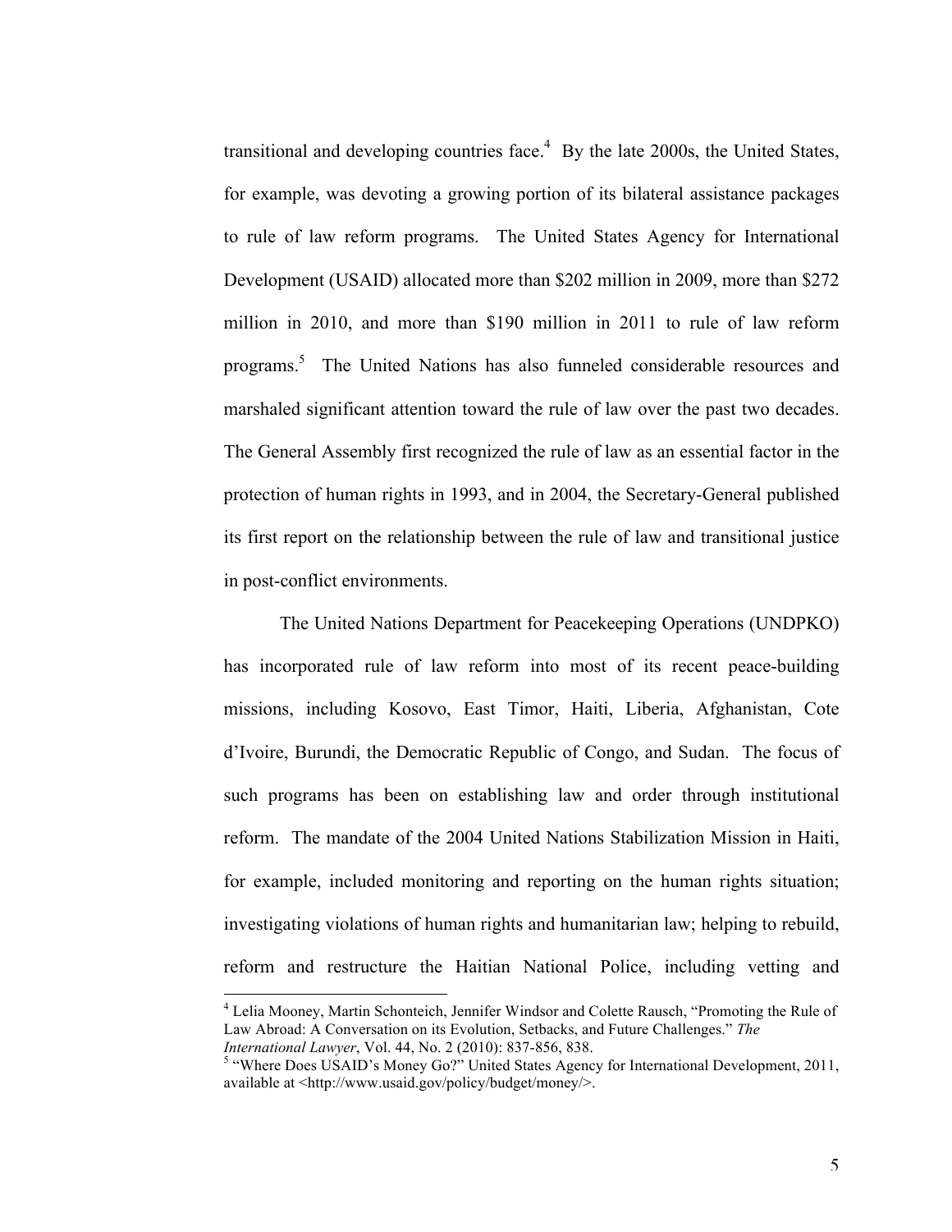transitional and developing countries face.[4] By the late 2000s, the United States, for example, was devoting a growing portion of its bilateral assistance packages to rule of law reform programs. The United States Agency for International Development (USAID) allocated more than $202 million in 2009, more than $272 million in 2010, and more than $190 million in 2011 to rule of law reform programs.[5] The United Nations has also funneled considerable resources and marshaled significant attention toward the rule of law over the past two decades. The General Assembly first recognized the rule of law as an essential factor in the protection of human rights in 1993, and in 2004, the Secretary-General published its first report on the relationship between the rule of law and transitional justice in post-conflict environments.

The United Nations Department for Peacekeeping Operations (UNDPKO) has incorporated rule of law reform into most of its recent peace-building missions, including Kosovo, East Timor, Haiti, Liberia, Afghanistan, Cote d'Ivoire, Burundi, the Democratic Republic of Congo, and Sudan. The focus of such programs has been on establishing law and order through institutional reform. The mandate of the 2004 United Nations Stabilization Mission in Haiti, for example, included monitoring and reporting on the human rights situation; investigating violations of human rights and humanitarian law; helping to rebuild, reform and restructure the Haitian National Police, including vetting and

---

[4] Lelia Mooney, Martin Schonteich, Jennifer Windsor and Colette Rausch, "Promoting the Rule of Law Abroad: A Conversation on its Evolution, Setbacks, and Future Challenges." *The International Lawyer*, Vol. 44, No. 2 (2010): 837-856, 838.

[5] "Where Does USAID's Money Go?" United States Agency for International Development, 2011, available at <http://www.usaid.gov/policy/budget/money/>.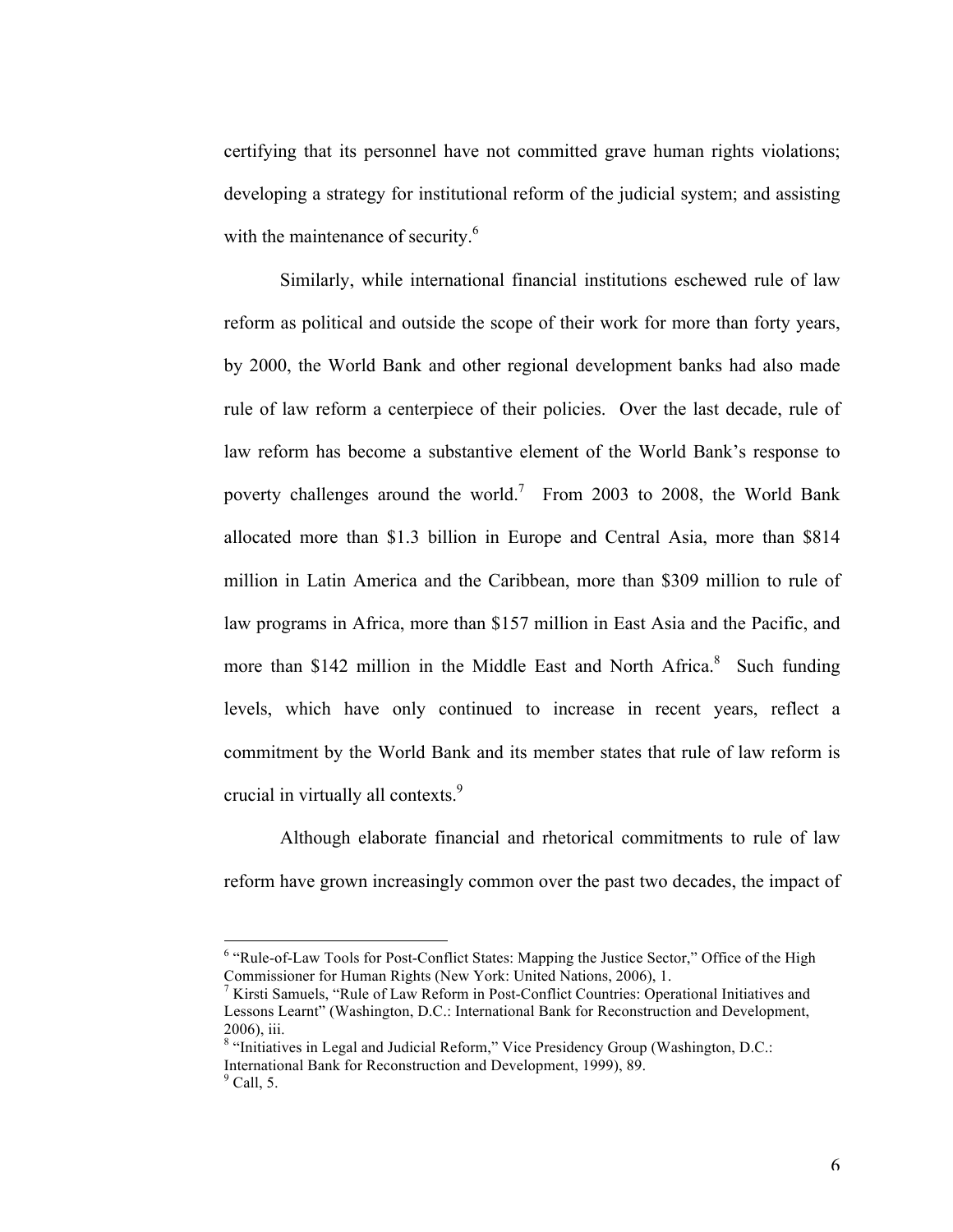certifying that its personnel have not committed grave human rights violations; developing a strategy for institutional reform of the judicial system; and assisting with the maintenance of security.[6]

Similarly, while international financial institutions eschewed rule of law reform as political and outside the scope of their work for more than forty years, by 2000, the World Bank and other regional development banks had also made rule of law reform a centerpiece of their policies. Over the last decade, rule of law reform has become a substantive element of the World Bank's response to poverty challenges around the world.[7] From 2003 to 2008, the World Bank allocated more than $1.3 billion in Europe and Central Asia, more than $814 million in Latin America and the Caribbean, more than $309 million to rule of law programs in Africa, more than $157 million in East Asia and the Pacific, and more than $142 million in the Middle East and North Africa.[8] Such funding levels, which have only continued to increase in recent years, reflect a commitment by the World Bank and its member states that rule of law reform is crucial in virtually all contexts.[9]

Although elaborate financial and rhetorical commitments to rule of law reform have grown increasingly common over the past two decades, the impact of

---

[6] "Rule-of-Law Tools for Post-Conflict States: Mapping the Justice Sector," Office of the High Commissioner for Human Rights (New York: United Nations, 2006), 1.

[7] Kirsti Samuels, "Rule of Law Reform in Post-Conflict Countries: Operational Initiatives and Lessons Learnt" (Washington, D.C.: International Bank for Reconstruction and Development, 2006), iii.

[8] "Initiatives in Legal and Judicial Reform," Vice Presidency Group (Washington, D.C.: International Bank for Reconstruction and Development, 1999), 89.

[9] Call, 5.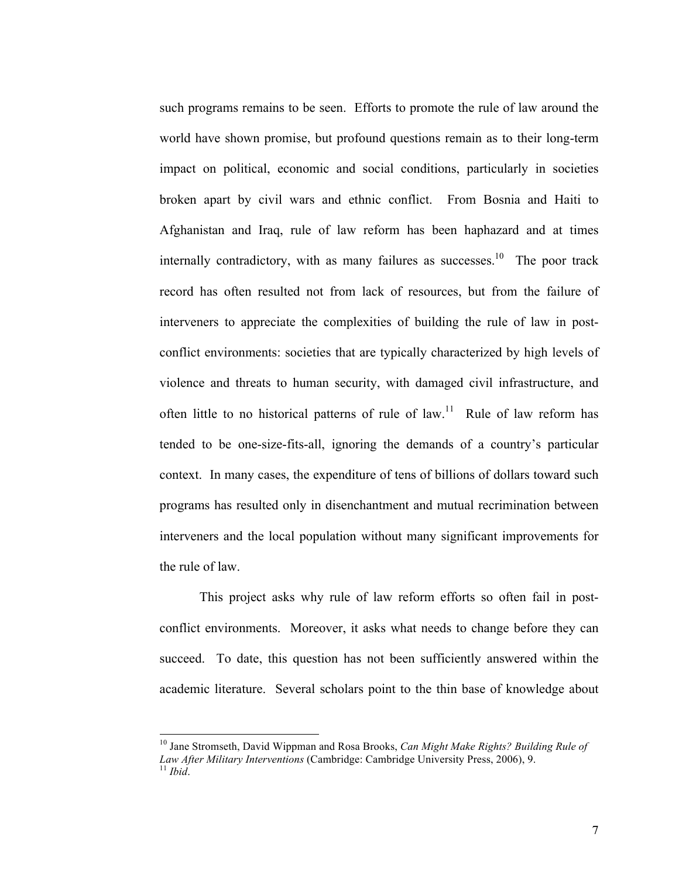such programs remains to be seen. Efforts to promote the rule of law around the world have shown promise, but profound questions remain as to their long-term impact on political, economic and social conditions, particularly in societies broken apart by civil wars and ethnic conflict. From Bosnia and Haiti to Afghanistan and Iraq, rule of law reform has been haphazard and at times internally contradictory, with as many failures as successes.[10] The poor track record has often resulted not from lack of resources, but from the failure of interveners to appreciate the complexities of building the rule of law in post-conflict environments: societies that are typically characterized by high levels of violence and threats to human security, with damaged civil infrastructure, and often little to no historical patterns of rule of law.[11] Rule of law reform has tended to be one-size-fits-all, ignoring the demands of a country's particular context. In many cases, the expenditure of tens of billions of dollars toward such programs has resulted only in disenchantment and mutual recrimination between interveners and the local population without many significant improvements for the rule of law.

This project asks why rule of law reform efforts so often fail in post-conflict environments. Moreover, it asks what needs to change before they can succeed. To date, this question has not been sufficiently answered within the academic literature. Several scholars point to the thin base of knowledge about

---

[10] Jane Stromseth, David Wippman and Rosa Brooks, *Can Might Make Rights? Building Rule of Law After Military Interventions* (Cambridge: Cambridge University Press, 2006), 9.

[11] *Ibid*.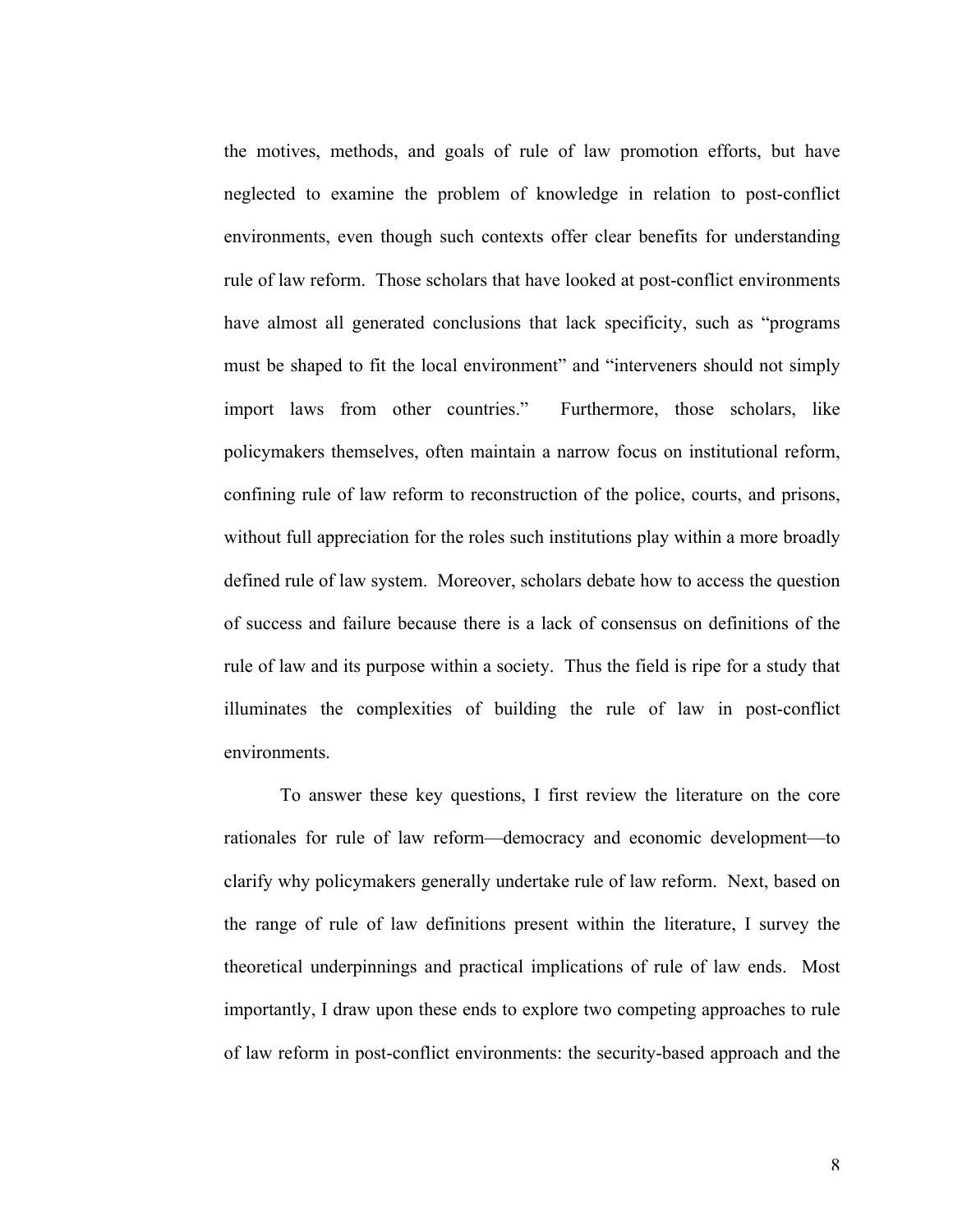the motives, methods, and goals of rule of law promotion efforts, but have neglected to examine the problem of knowledge in relation to post-conflict environments, even though such contexts offer clear benefits for understanding rule of law reform. Those scholars that have looked at post-conflict environments have almost all generated conclusions that lack specificity, such as "programs must be shaped to fit the local environment" and "interveners should not simply import laws from other countries." Furthermore, those scholars, like policymakers themselves, often maintain a narrow focus on institutional reform, confining rule of law reform to reconstruction of the police, courts, and prisons, without full appreciation for the roles such institutions play within a more broadly defined rule of law system. Moreover, scholars debate how to access the question of success and failure because there is a lack of consensus on definitions of the rule of law and its purpose within a society. Thus the field is ripe for a study that illuminates the complexities of building the rule of law in post-conflict environments.

To answer these key questions, I first review the literature on the core rationales for rule of law reform—democracy and economic development—to clarify why policymakers generally undertake rule of law reform. Next, based on the range of rule of law definitions present within the literature, I survey the theoretical underpinnings and practical implications of rule of law ends. Most importantly, I draw upon these ends to explore two competing approaches to rule of law reform in post-conflict environments: the security-based approach and the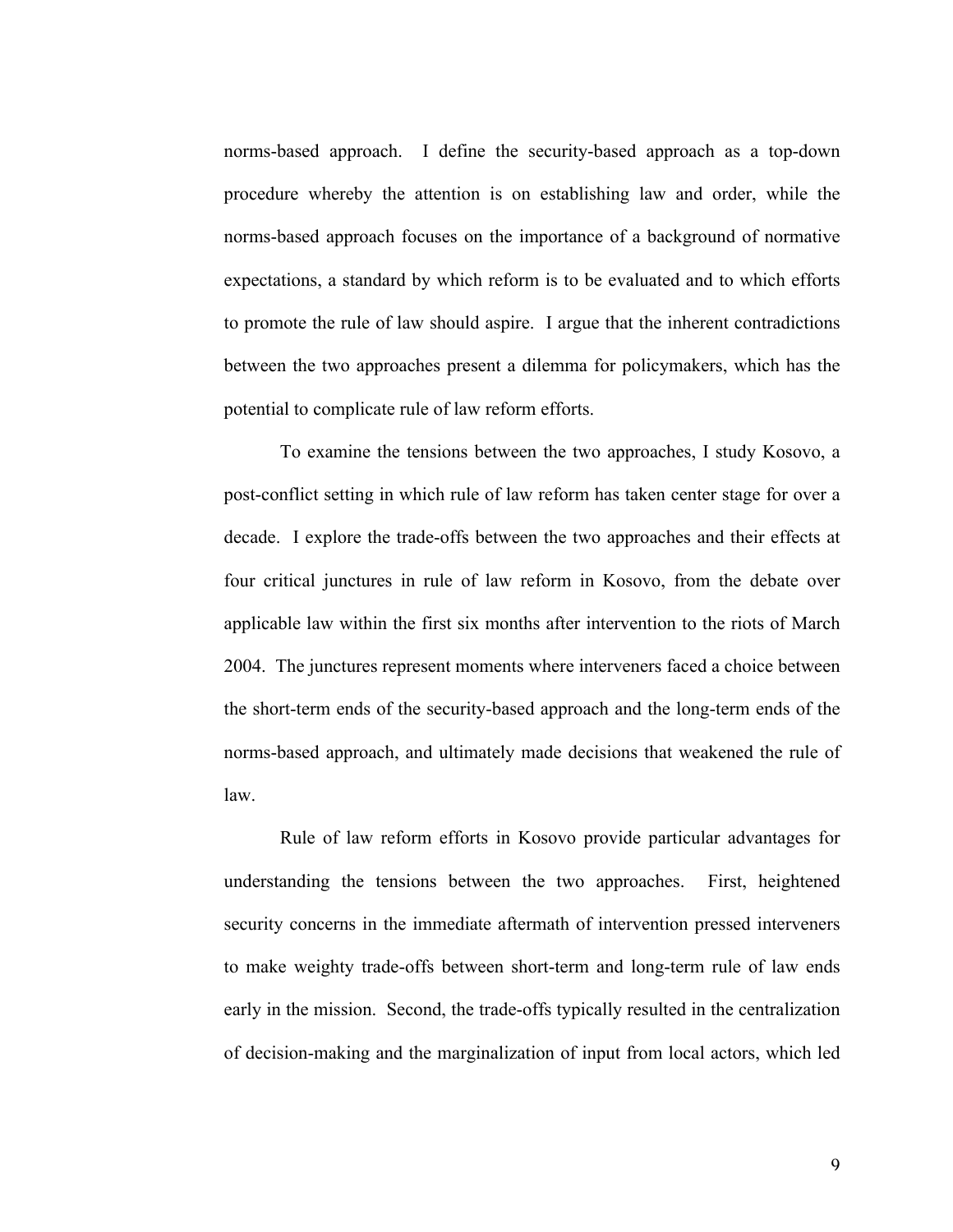norms-based approach. I define the security-based approach as a top-down procedure whereby the attention is on establishing law and order, while the norms-based approach focuses on the importance of a background of normative expectations, a standard by which reform is to be evaluated and to which efforts to promote the rule of law should aspire. I argue that the inherent contradictions between the two approaches present a dilemma for policymakers, which has the potential to complicate rule of law reform efforts.

To examine the tensions between the two approaches, I study Kosovo, a post-conflict setting in which rule of law reform has taken center stage for over a decade. I explore the trade-offs between the two approaches and their effects at four critical junctures in rule of law reform in Kosovo, from the debate over applicable law within the first six months after intervention to the riots of March 2004. The junctures represent moments where interveners faced a choice between the short-term ends of the security-based approach and the long-term ends of the norms-based approach, and ultimately made decisions that weakened the rule of law.

Rule of law reform efforts in Kosovo provide particular advantages for understanding the tensions between the two approaches. First, heightened security concerns in the immediate aftermath of intervention pressed interveners to make weighty trade-offs between short-term and long-term rule of law ends early in the mission. Second, the trade-offs typically resulted in the centralization of decision-making and the marginalization of input from local actors, which led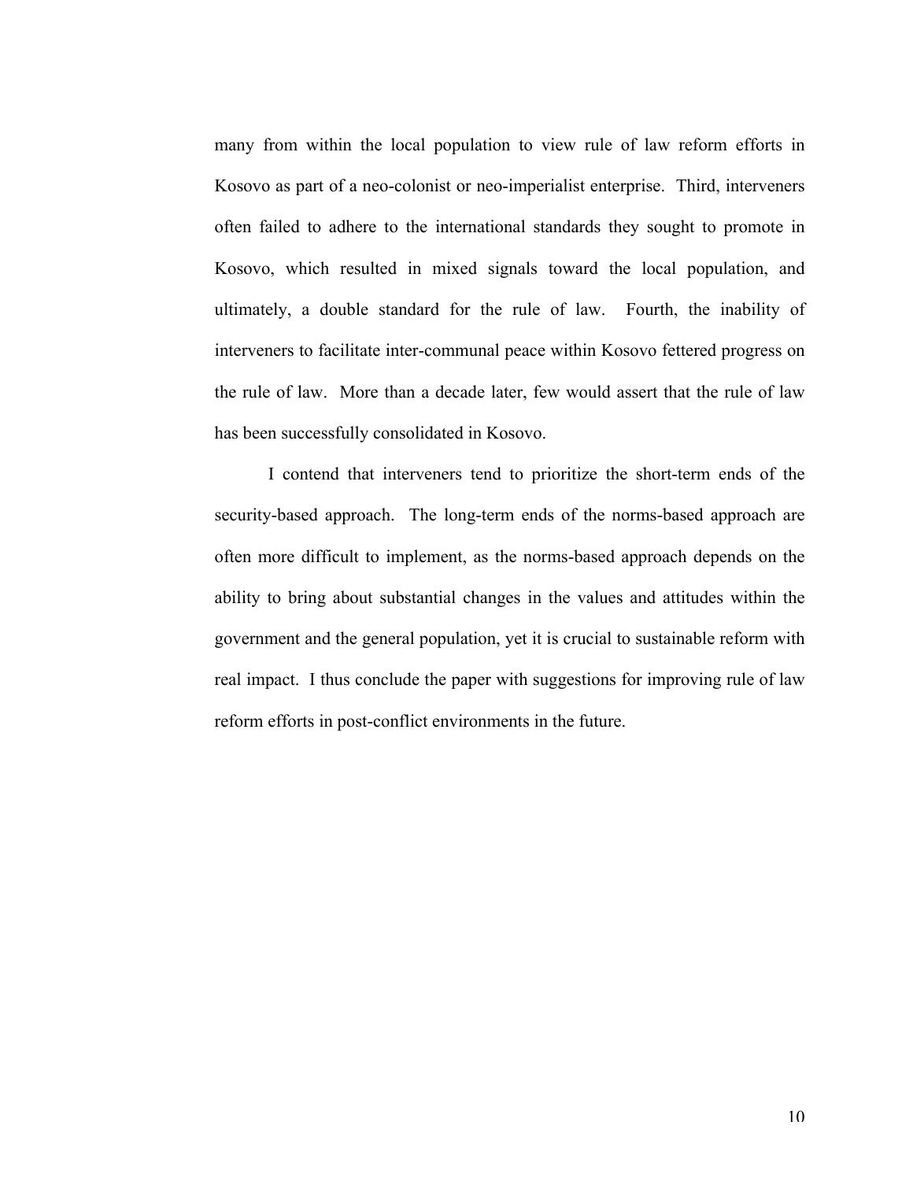many from within the local population to view rule of law reform efforts in Kosovo as part of a neo-colonist or neo-imperialist enterprise. Third, interveners often failed to adhere to the international standards they sought to promote in Kosovo, which resulted in mixed signals toward the local population, and ultimately, a double standard for the rule of law. Fourth, the inability of interveners to facilitate inter-communal peace within Kosovo fettered progress on the rule of law. More than a decade later, few would assert that the rule of law has been successfully consolidated in Kosovo.

I contend that interveners tend to prioritize the short-term ends of the security-based approach. The long-term ends of the norms-based approach are often more difficult to implement, as the norms-based approach depends on the ability to bring about substantial changes in the values and attitudes within the government and the general population, yet it is crucial to sustainable reform with real impact. I thus conclude the paper with suggestions for improving rule of law reform efforts in post-conflict environments in the future.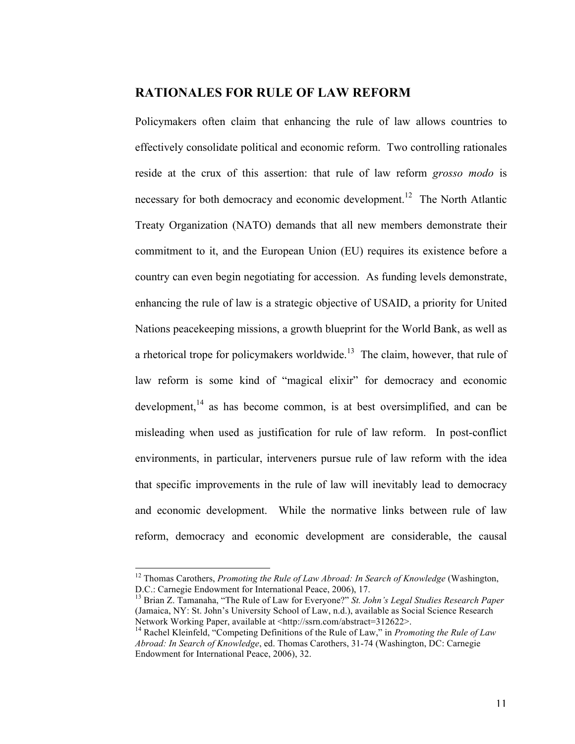## RATIONALES FOR RULE OF LAW REFORM

Policymakers often claim that enhancing the rule of law allows countries to effectively consolidate political and economic reform. Two controlling rationales reside at the crux of this assertion: that rule of law reform *grosso modo* is necessary for both democracy and economic development.[12] The North Atlantic Treaty Organization (NATO) demands that all new members demonstrate their commitment to it, and the European Union (EU) requires its existence before a country can even begin negotiating for accession. As funding levels demonstrate, enhancing the rule of law is a strategic objective of USAID, a priority for United Nations peacekeeping missions, a growth blueprint for the World Bank, as well as a rhetorical trope for policymakers worldwide.[13] The claim, however, that rule of law reform is some kind of "magical elixir" for democracy and economic development,[14] as has become common, is at best oversimplified, and can be misleading when used as justification for rule of law reform. In post-conflict environments, in particular, interveners pursue rule of law reform with the idea that specific improvements in the rule of law will inevitably lead to democracy and economic development. While the normative links between rule of law reform, democracy and economic development are considerable, the causal

---

[12] Thomas Carothers, *Promoting the Rule of Law Abroad: In Search of Knowledge* (Washington, D.C.: Carnegie Endowment for International Peace, 2006), 17.

[13] Brian Z. Tamanaha, "The Rule of Law for Everyone?" *St. John's Legal Studies Research Paper* (Jamaica, NY: St. John's University School of Law, n.d.), available as Social Science Research Network Working Paper, available at <http://ssrn.com/abstract=312622>.

[14] Rachel Kleinfeld, "Competing Definitions of the Rule of Law," in *Promoting the Rule of Law Abroad: In Search of Knowledge*, ed. Thomas Carothers, 31-74 (Washington, DC: Carnegie Endowment for International Peace, 2006), 32.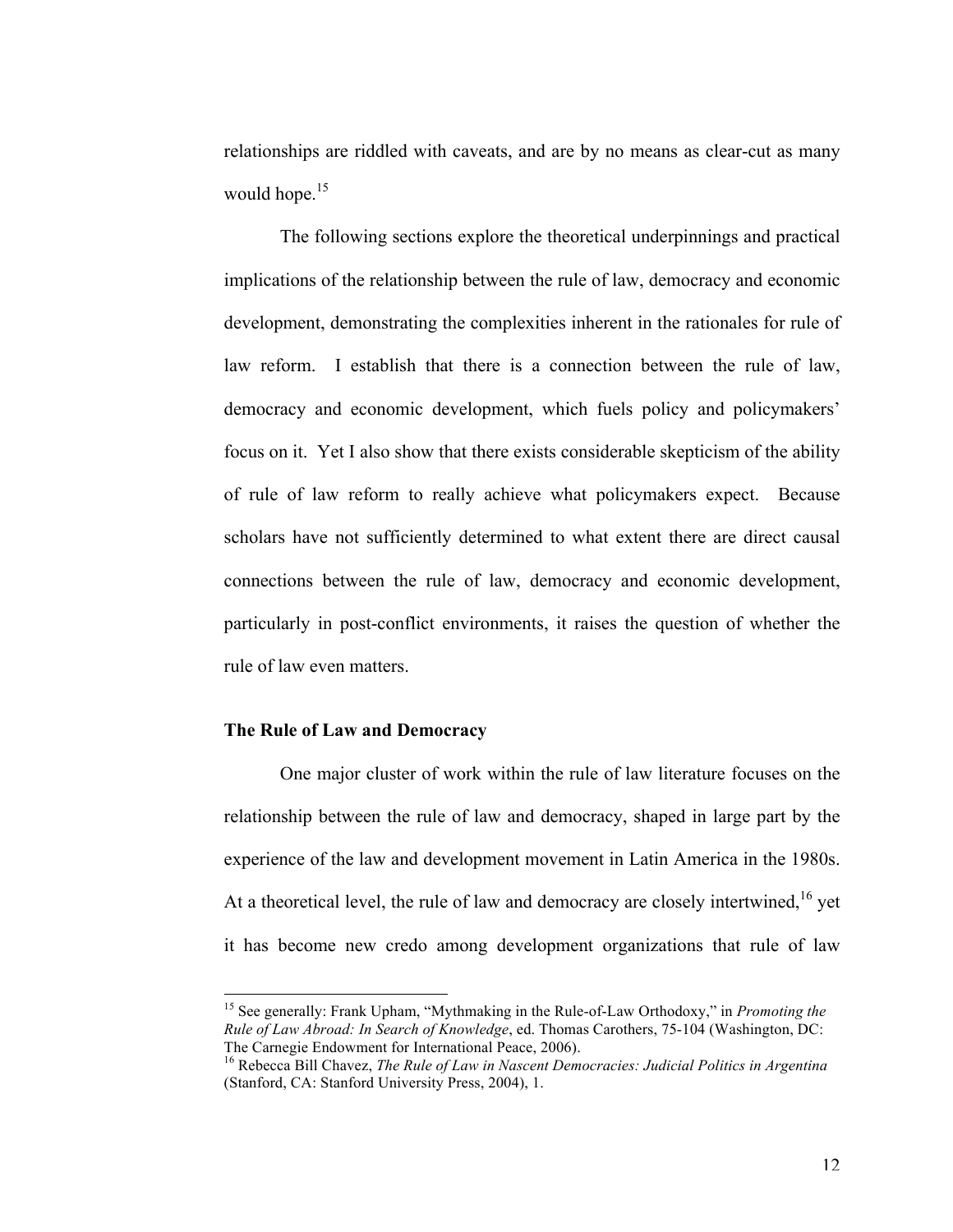relationships are riddled with caveats, and are by no means as clear-cut as many would hope.[15]

The following sections explore the theoretical underpinnings and practical implications of the relationship between the rule of law, democracy and economic development, demonstrating the complexities inherent in the rationales for rule of law reform. I establish that there is a connection between the rule of law, democracy and economic development, which fuels policy and policymakers' focus on it. Yet I also show that there exists considerable skepticism of the ability of rule of law reform to really achieve what policymakers expect. Because scholars have not sufficiently determined to what extent there are direct causal connections between the rule of law, democracy and economic development, particularly in post-conflict environments, it raises the question of whether the rule of law even matters.

**The Rule of Law and Democracy**

One major cluster of work within the rule of law literature focuses on the relationship between the rule of law and democracy, shaped in large part by the experience of the law and development movement in Latin America in the 1980s. At a theoretical level, the rule of law and democracy are closely intertwined,[16] yet it has become new credo among development organizations that rule of law

---

[15] See generally: Frank Upham, "Mythmaking in the Rule-of-Law Orthodoxy," in *Promoting the Rule of Law Abroad: In Search of Knowledge*, ed. Thomas Carothers, 75-104 (Washington, DC: The Carnegie Endowment for International Peace, 2006).

[16] Rebecca Bill Chavez, *The Rule of Law in Nascent Democracies: Judicial Politics in Argentina* (Stanford, CA: Stanford University Press, 2004), 1.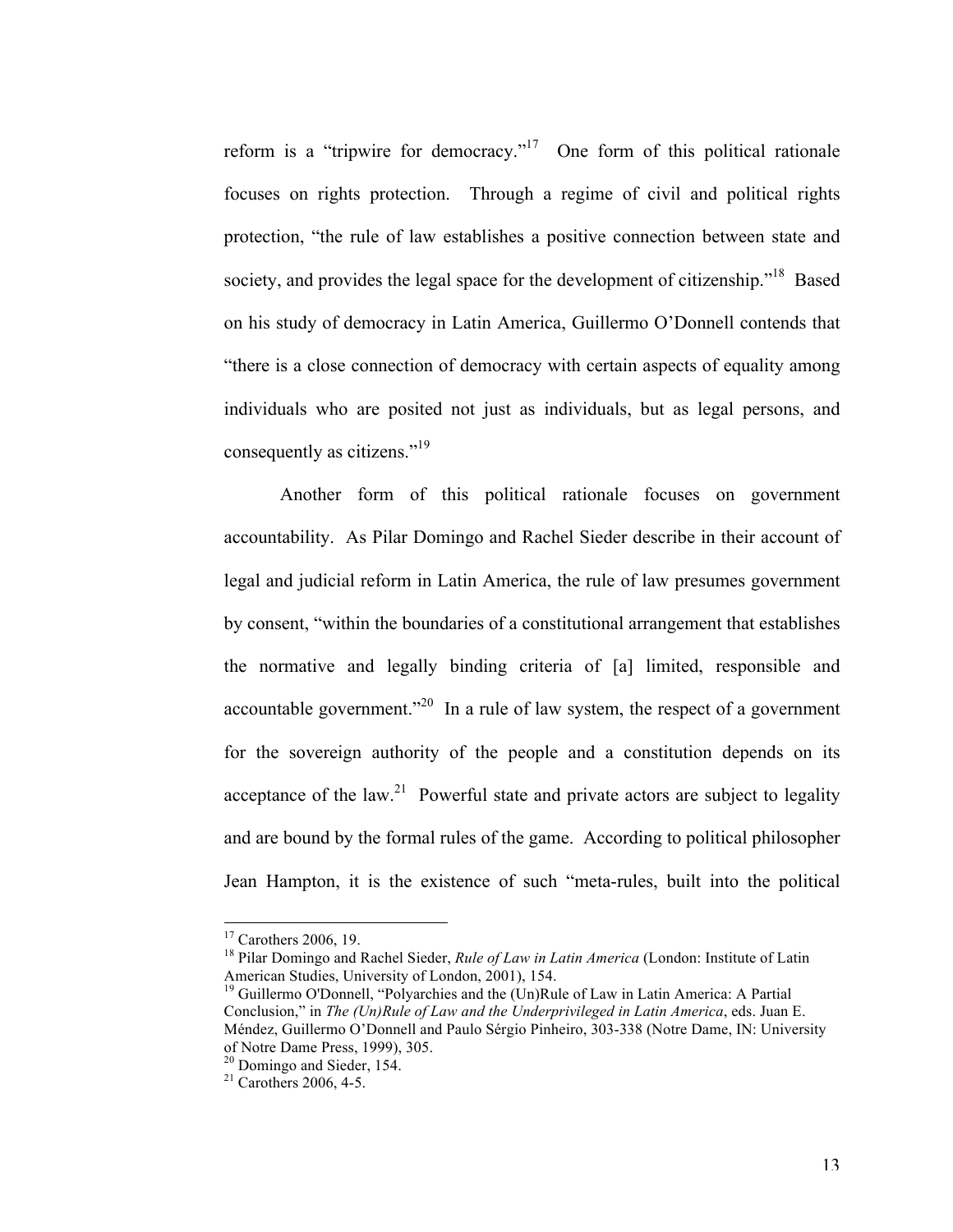reform is a "tripwire for democracy."[17] One form of this political rationale focuses on rights protection. Through a regime of civil and political rights protection, "the rule of law establishes a positive connection between state and society, and provides the legal space for the development of citizenship."[18] Based on his study of democracy in Latin America, Guillermo O'Donnell contends that "there is a close connection of democracy with certain aspects of equality among individuals who are posited not just as individuals, but as legal persons, and consequently as citizens."[19]

Another form of this political rationale focuses on government accountability. As Pilar Domingo and Rachel Sieder describe in their account of legal and judicial reform in Latin America, the rule of law presumes government by consent, "within the boundaries of a constitutional arrangement that establishes the normative and legally binding criteria of [a] limited, responsible and accountable government."[20] In a rule of law system, the respect of a government for the sovereign authority of the people and a constitution depends on its acceptance of the law.[21] Powerful state and private actors are subject to legality and are bound by the formal rules of the game. According to political philosopher Jean Hampton, it is the existence of such "meta-rules, built into the political

---

[17] Carothers 2006, 19.

[18] Pilar Domingo and Rachel Sieder, *Rule of Law in Latin America* (London: Institute of Latin American Studies, University of London, 2001), 154.

[19] Guillermo O'Donnell, "Polyarchies and the (Un)Rule of Law in Latin America: A Partial Conclusion," in *The (Un)Rule of Law and the Underprivileged in Latin America*, eds. Juan E. Méndez, Guillermo O'Donnell and Paulo Sérgio Pinheiro, 303-338 (Notre Dame, IN: University of Notre Dame Press, 1999), 305.

[20] Domingo and Sieder, 154.

[21] Carothers 2006, 4-5.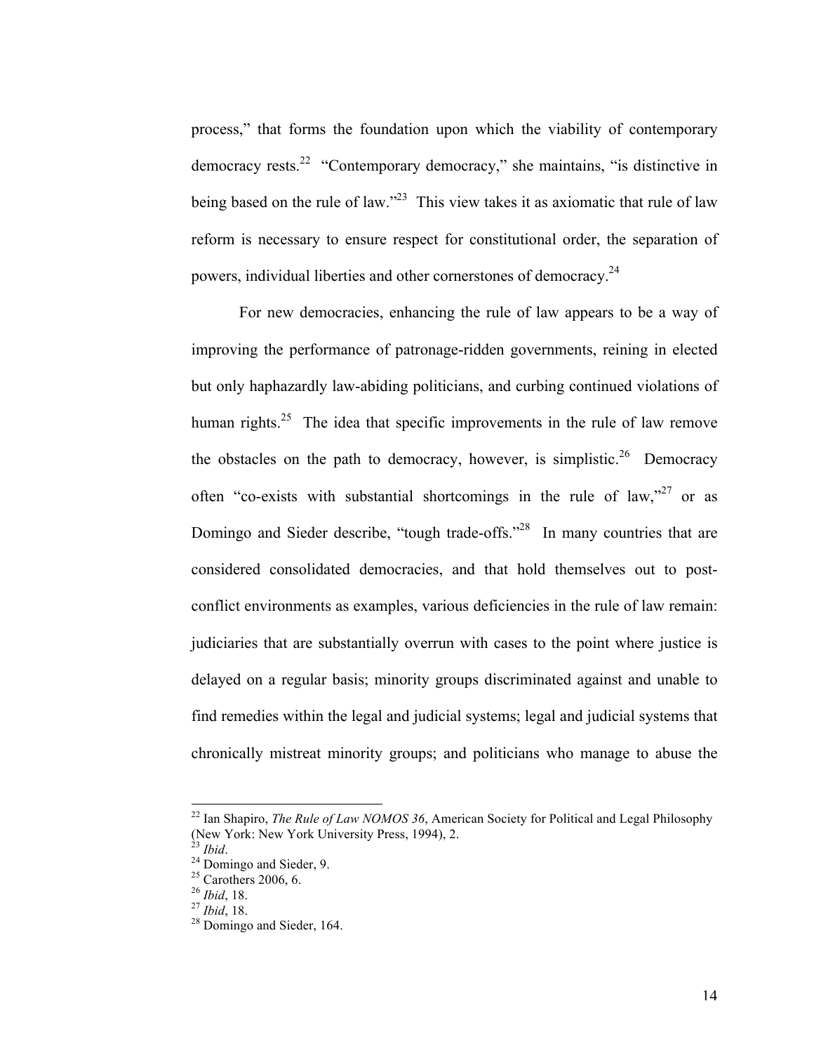process," that forms the foundation upon which the viability of contemporary democracy rests.[22] "Contemporary democracy," she maintains, "is distinctive in being based on the rule of law."[23] This view takes it as axiomatic that rule of law reform is necessary to ensure respect for constitutional order, the separation of powers, individual liberties and other cornerstones of democracy.[24]

For new democracies, enhancing the rule of law appears to be a way of improving the performance of patronage-ridden governments, reining in elected but only haphazardly law-abiding politicians, and curbing continued violations of human rights.[25] The idea that specific improvements in the rule of law remove the obstacles on the path to democracy, however, is simplistic.[26] Democracy often "co-exists with substantial shortcomings in the rule of law,"[27] or as Domingo and Sieder describe, "tough trade-offs."[28] In many countries that are considered consolidated democracies, and that hold themselves out to post-conflict environments as examples, various deficiencies in the rule of law remain: judiciaries that are substantially overrun with cases to the point where justice is delayed on a regular basis; minority groups discriminated against and unable to find remedies within the legal and judicial systems; legal and judicial systems that chronically mistreat minority groups; and politicians who manage to abuse the

---

[22] Ian Shapiro, *The Rule of Law NOMOS 36*, American Society for Political and Legal Philosophy (New York: New York University Press, 1994), 2.

[23] *Ibid*.

[24] Domingo and Sieder, 9.

[25] Carothers 2006, 6.

[26] *Ibid*, 18.

[27] *Ibid*, 18.

[28] Domingo and Sieder, 164.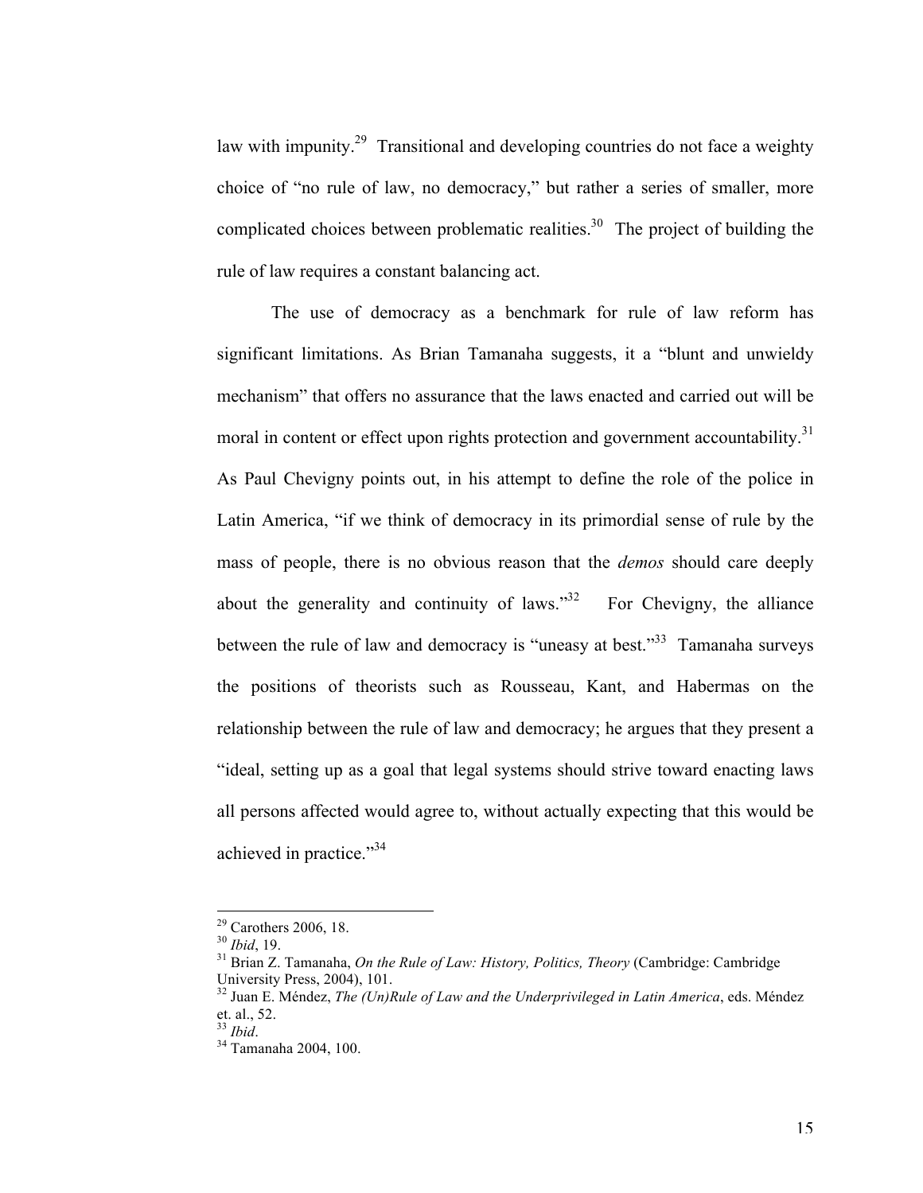law with impunity.[29] Transitional and developing countries do not face a weighty choice of "no rule of law, no democracy," but rather a series of smaller, more complicated choices between problematic realities.[30] The project of building the rule of law requires a constant balancing act.

The use of democracy as a benchmark for rule of law reform has significant limitations. As Brian Tamanaha suggests, it a "blunt and unwieldy mechanism" that offers no assurance that the laws enacted and carried out will be moral in content or effect upon rights protection and government accountability.[31] As Paul Chevigny points out, in his attempt to define the role of the police in Latin America, "if we think of democracy in its primordial sense of rule by the mass of people, there is no obvious reason that the *demos* should care deeply about the generality and continuity of laws."[32] For Chevigny, the alliance between the rule of law and democracy is "uneasy at best."[33] Tamanaha surveys the positions of theorists such as Rousseau, Kant, and Habermas on the relationship between the rule of law and democracy; he argues that they present a "ideal, setting up as a goal that legal systems should strive toward enacting laws all persons affected would agree to, without actually expecting that this would be achieved in practice."[34]

---

[29] Carothers 2006, 18.
[30] *Ibid*, 19.
[31] Brian Z. Tamanaha, *On the Rule of Law: History, Politics, Theory* (Cambridge: Cambridge University Press, 2004), 101.
[32] Juan E. Méndez, *The (Un)Rule of Law and the Underprivileged in Latin America*, eds. Méndez et. al., 52.
[33] *Ibid*.
[34] Tamanaha 2004, 100.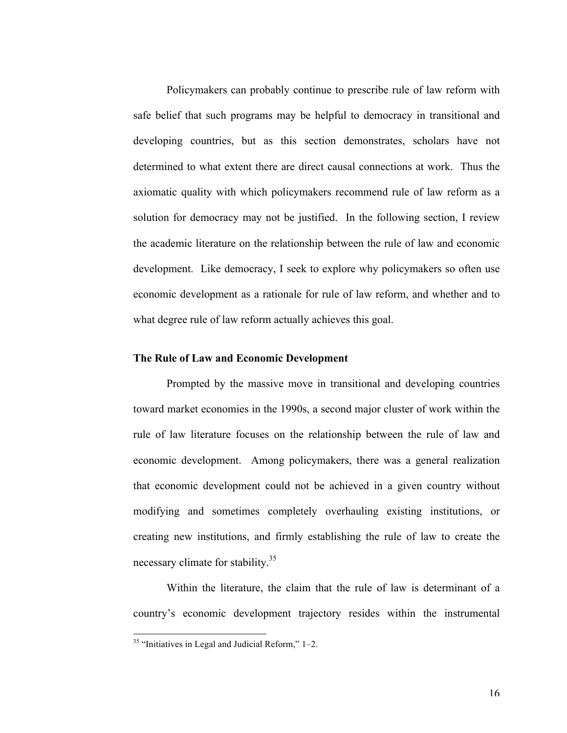Policymakers can probably continue to prescribe rule of law reform with safe belief that such programs may be helpful to democracy in transitional and developing countries, but as this section demonstrates, scholars have not determined to what extent there are direct causal connections at work. Thus the axiomatic quality with which policymakers recommend rule of law reform as a solution for democracy may not be justified. In the following section, I review the academic literature on the relationship between the rule of law and economic development. Like democracy, I seek to explore why policymakers so often use economic development as a rationale for rule of law reform, and whether and to what degree rule of law reform actually achieves this goal.

### The Rule of Law and Economic Development

Prompted by the massive move in transitional and developing countries toward market economies in the 1990s, a second major cluster of work within the rule of law literature focuses on the relationship between the rule of law and economic development. Among policymakers, there was a general realization that economic development could not be achieved in a given country without modifying and sometimes completely overhauling existing institutions, or creating new institutions, and firmly establishing the rule of law to create the necessary climate for stability.[35]

Within the literature, the claim that the rule of law is determinant of a country's economic development trajectory resides within the instrumental

[35] "Initiatives in Legal and Judicial Reform," 1–2.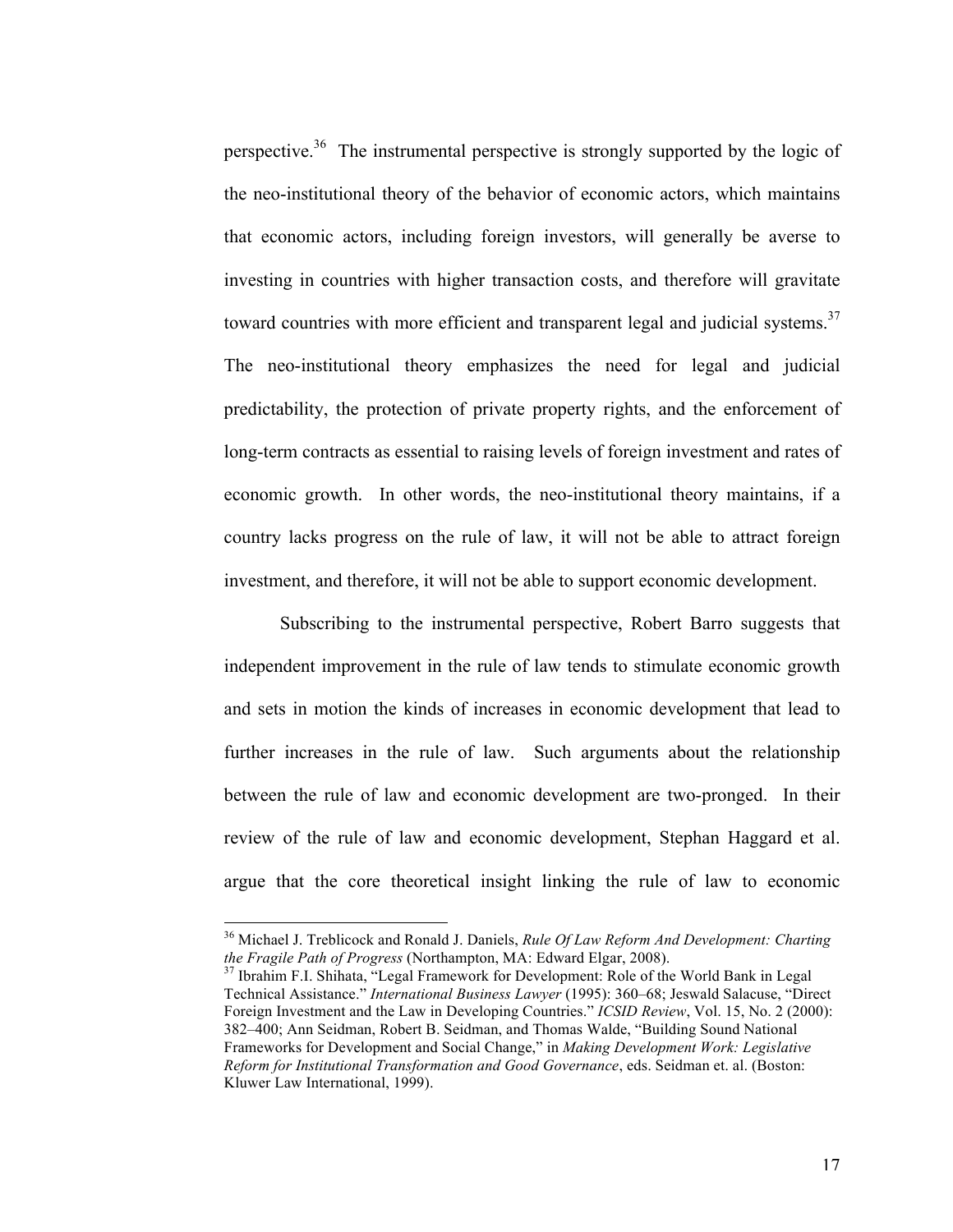perspective.[36] The instrumental perspective is strongly supported by the logic of the neo-institutional theory of the behavior of economic actors, which maintains that economic actors, including foreign investors, will generally be averse to investing in countries with higher transaction costs, and therefore will gravitate toward countries with more efficient and transparent legal and judicial systems.[37] The neo-institutional theory emphasizes the need for legal and judicial predictability, the protection of private property rights, and the enforcement of long-term contracts as essential to raising levels of foreign investment and rates of economic growth. In other words, the neo-institutional theory maintains, if a country lacks progress on the rule of law, it will not be able to attract foreign investment, and therefore, it will not be able to support economic development.

Subscribing to the instrumental perspective, Robert Barro suggests that independent improvement in the rule of law tends to stimulate economic growth and sets in motion the kinds of increases in economic development that lead to further increases in the rule of law. Such arguments about the relationship between the rule of law and economic development are two-pronged. In their review of the rule of law and economic development, Stephan Haggard et al. argue that the core theoretical insight linking the rule of law to economic

---

[36] Michael J. Treblicock and Ronald J. Daniels, *Rule Of Law Reform And Development: Charting the Fragile Path of Progress* (Northampton, MA: Edward Elgar, 2008).

[37] Ibrahim F.I. Shihata, "Legal Framework for Development: Role of the World Bank in Legal Technical Assistance." *International Business Lawyer* (1995): 360–68; Jeswald Salacuse, "Direct Foreign Investment and the Law in Developing Countries." *ICSID Review*, Vol. 15, No. 2 (2000): 382–400; Ann Seidman, Robert B. Seidman, and Thomas Walde, "Building Sound National Frameworks for Development and Social Change," in *Making Development Work: Legislative Reform for Institutional Transformation and Good Governance*, eds. Seidman et. al. (Boston: Kluwer Law International, 1999).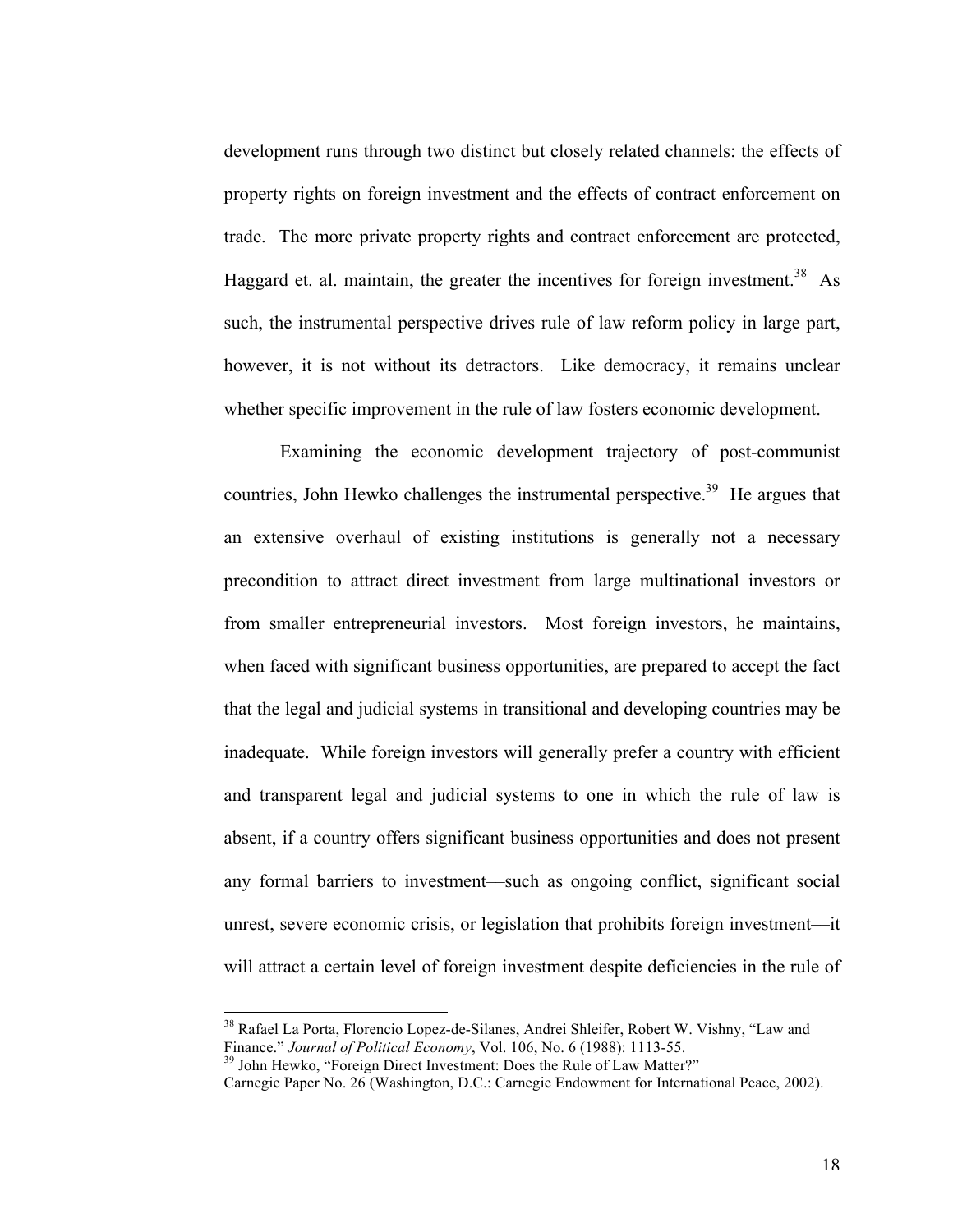development runs through two distinct but closely related channels: the effects of property rights on foreign investment and the effects of contract enforcement on trade. The more private property rights and contract enforcement are protected, Haggard et. al. maintain, the greater the incentives for foreign investment.[38] As such, the instrumental perspective drives rule of law reform policy in large part, however, it is not without its detractors. Like democracy, it remains unclear whether specific improvement in the rule of law fosters economic development.

Examining the economic development trajectory of post-communist countries, John Hewko challenges the instrumental perspective.[39] He argues that an extensive overhaul of existing institutions is generally not a necessary precondition to attract direct investment from large multinational investors or from smaller entrepreneurial investors. Most foreign investors, he maintains, when faced with significant business opportunities, are prepared to accept the fact that the legal and judicial systems in transitional and developing countries may be inadequate. While foreign investors will generally prefer a country with efficient and transparent legal and judicial systems to one in which the rule of law is absent, if a country offers significant business opportunities and does not present any formal barriers to investment—such as ongoing conflict, significant social unrest, severe economic crisis, or legislation that prohibits foreign investment—it will attract a certain level of foreign investment despite deficiencies in the rule of

---

[38] Rafael La Porta, Florencio Lopez-de-Silanes, Andrei Shleifer, Robert W. Vishny, "Law and Finance." *Journal of Political Economy*, Vol. 106, No. 6 (1988): 1113-55.

[39] John Hewko, "Foreign Direct Investment: Does the Rule of Law Matter?" Carnegie Paper No. 26 (Washington, D.C.: Carnegie Endowment for International Peace, 2002).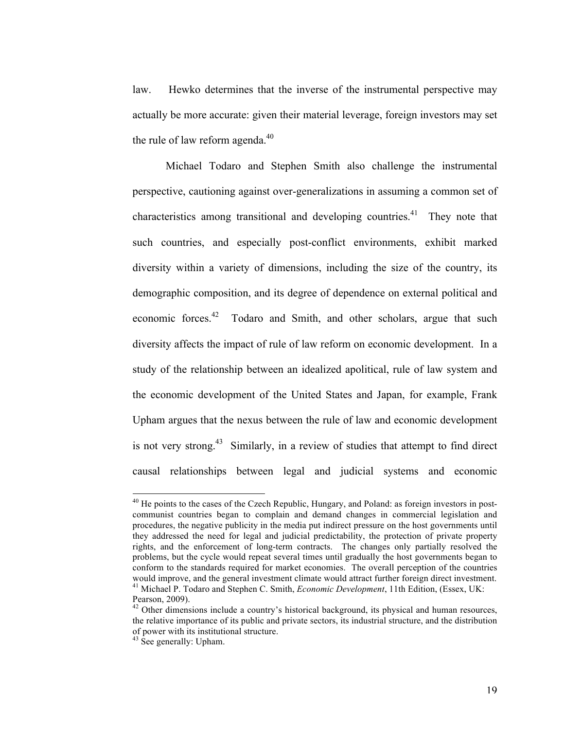law. Hewko determines that the inverse of the instrumental perspective may actually be more accurate: given their material leverage, foreign investors may set the rule of law reform agenda.[40]

Michael Todaro and Stephen Smith also challenge the instrumental perspective, cautioning against over-generalizations in assuming a common set of characteristics among transitional and developing countries.[41] They note that such countries, and especially post-conflict environments, exhibit marked diversity within a variety of dimensions, including the size of the country, its demographic composition, and its degree of dependence on external political and economic forces.[42] Todaro and Smith, and other scholars, argue that such diversity affects the impact of rule of law reform on economic development. In a study of the relationship between an idealized apolitical, rule of law system and the economic development of the United States and Japan, for example, Frank Upham argues that the nexus between the rule of law and economic development is not very strong.[43] Similarly, in a review of studies that attempt to find direct causal relationships between legal and judicial systems and economic

---

[40] He points to the cases of the Czech Republic, Hungary, and Poland: as foreign investors in post-communist countries began to complain and demand changes in commercial legislation and procedures, the negative publicity in the media put indirect pressure on the host governments until they addressed the need for legal and judicial predictability, the protection of private property rights, and the enforcement of long-term contracts. The changes only partially resolved the problems, but the cycle would repeat several times until gradually the host governments began to conform to the standards required for market economies. The overall perception of the countries would improve, and the general investment climate would attract further foreign direct investment.

[41] Michael P. Todaro and Stephen C. Smith, *Economic Development*, 11th Edition, (Essex, UK: Pearson, 2009).

[42] Other dimensions include a country's historical background, its physical and human resources, the relative importance of its public and private sectors, its industrial structure, and the distribution of power with its institutional structure.

[43] See generally: Upham.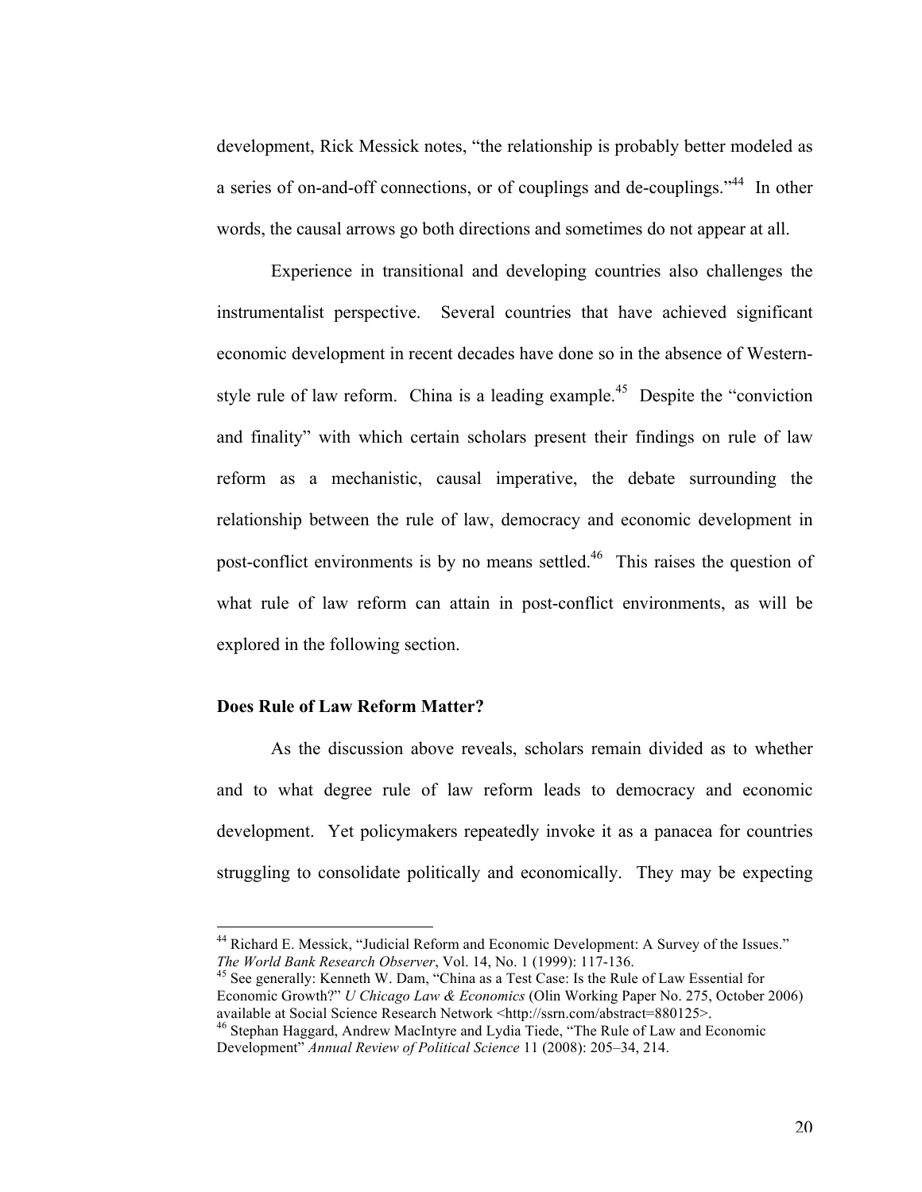development, Rick Messick notes, "the relationship is probably better modeled as a series of on-and-off connections, or of couplings and de-couplings."[44] In other words, the causal arrows go both directions and sometimes do not appear at all.

Experience in transitional and developing countries also challenges the instrumentalist perspective. Several countries that have achieved significant economic development in recent decades have done so in the absence of Western-style rule of law reform. China is a leading example.[45] Despite the "conviction and finality" with which certain scholars present their findings on rule of law reform as a mechanistic, causal imperative, the debate surrounding the relationship between the rule of law, democracy and economic development in post-conflict environments is by no means settled.[46] This raises the question of what rule of law reform can attain in post-conflict environments, as will be explored in the following section.

**Does Rule of Law Reform Matter?**

As the discussion above reveals, scholars remain divided as to whether and to what degree rule of law reform leads to democracy and economic development. Yet policymakers repeatedly invoke it as a panacea for countries struggling to consolidate politically and economically. They may be expecting

---

[44] Richard E. Messick, "Judicial Reform and Economic Development: A Survey of the Issues." *The World Bank Research Observer*, Vol. 14, No. 1 (1999): 117-136.

[45] See generally: Kenneth W. Dam, "China as a Test Case: Is the Rule of Law Essential for Economic Growth?" *U Chicago Law & Economics* (Olin Working Paper No. 275, October 2006) available at Social Science Research Network <http://ssrn.com/abstract=880125>.

[46] Stephan Haggard, Andrew MacIntyre and Lydia Tiede, "The Rule of Law and Economic Development" *Annual Review of Political Science* 11 (2008): 205–34, 214.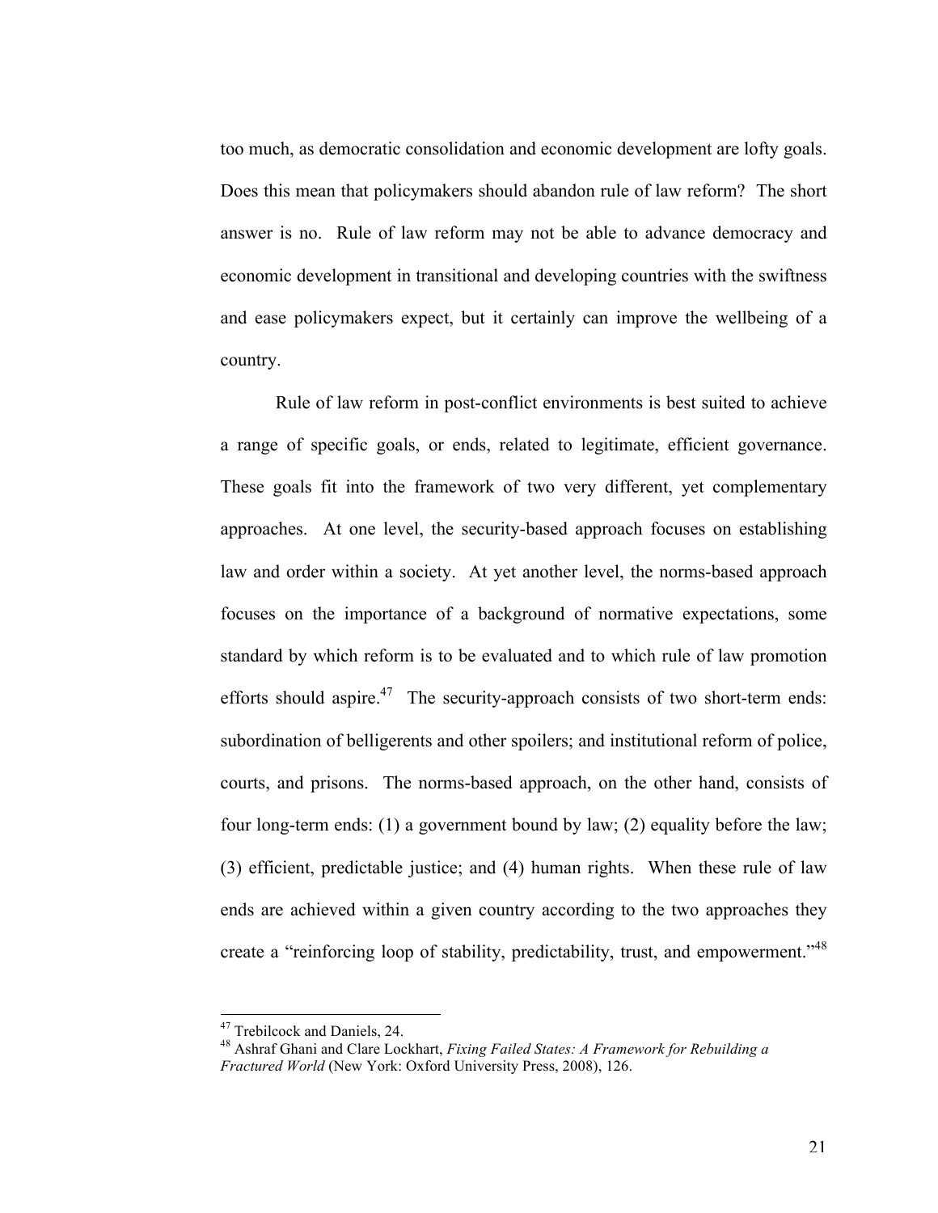too much, as democratic consolidation and economic development are lofty goals. Does this mean that policymakers should abandon rule of law reform? The short answer is no. Rule of law reform may not be able to advance democracy and economic development in transitional and developing countries with the swiftness and ease policymakers expect, but it certainly can improve the wellbeing of a country.

Rule of law reform in post-conflict environments is best suited to achieve a range of specific goals, or ends, related to legitimate, efficient governance. These goals fit into the framework of two very different, yet complementary approaches. At one level, the security-based approach focuses on establishing law and order within a society. At yet another level, the norms-based approach focuses on the importance of a background of normative expectations, some standard by which reform is to be evaluated and to which rule of law promotion efforts should aspire.[47] The security-approach consists of two short-term ends: subordination of belligerents and other spoilers; and institutional reform of police, courts, and prisons. The norms-based approach, on the other hand, consists of four long-term ends: (1) a government bound by law; (2) equality before the law; (3) efficient, predictable justice; and (4) human rights. When these rule of law ends are achieved within a given country according to the two approaches they create a "reinforcing loop of stability, predictability, trust, and empowerment."[48]

[47] Trebilcock and Daniels, 24.

[48] Ashraf Ghani and Clare Lockhart, *Fixing Failed States: A Framework for Rebuilding a Fractured World* (New York: Oxford University Press, 2008), 126.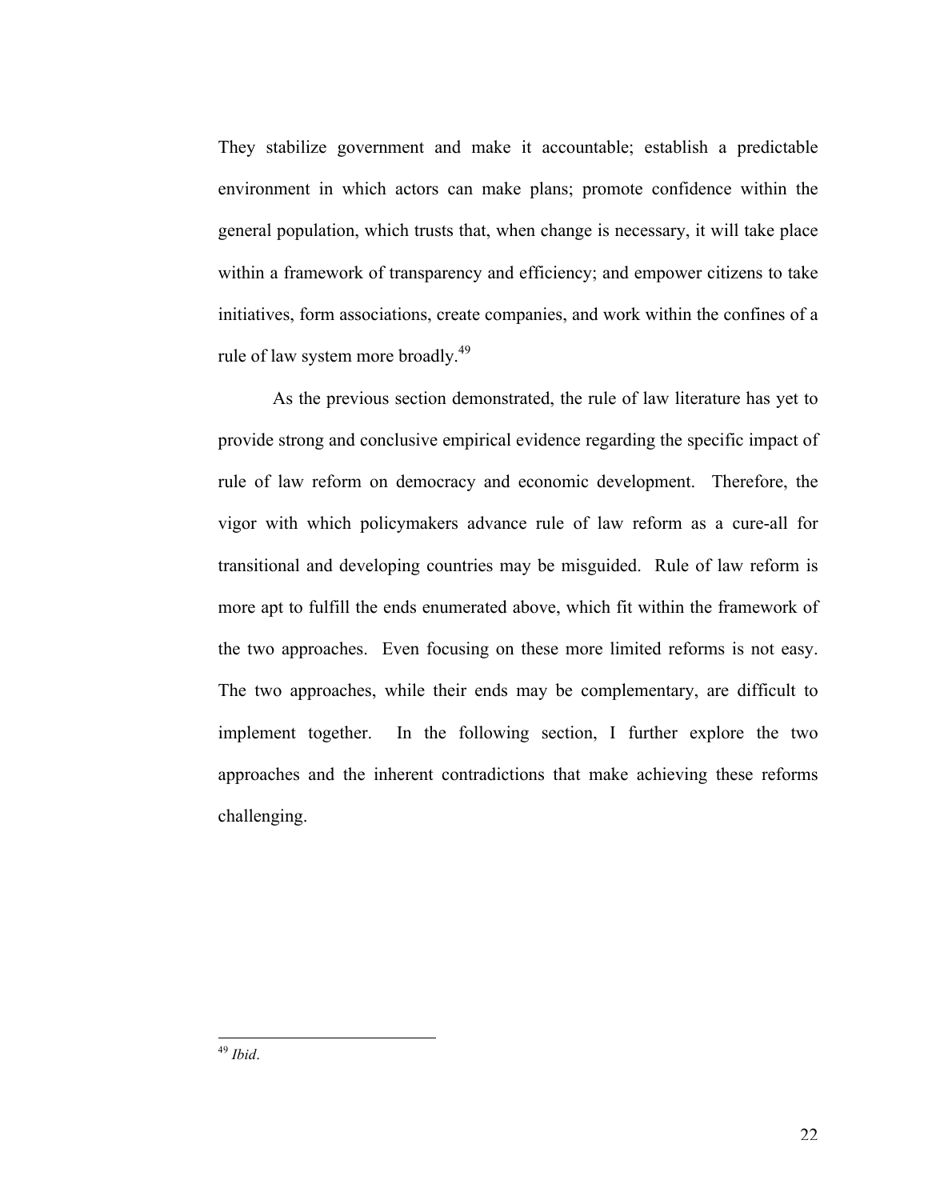They stabilize government and make it accountable; establish a predictable environment in which actors can make plans; promote confidence within the general population, which trusts that, when change is necessary, it will take place within a framework of transparency and efficiency; and empower citizens to take initiatives, form associations, create companies, and work within the confines of a rule of law system more broadly.[49]

As the previous section demonstrated, the rule of law literature has yet to provide strong and conclusive empirical evidence regarding the specific impact of rule of law reform on democracy and economic development. Therefore, the vigor with which policymakers advance rule of law reform as a cure-all for transitional and developing countries may be misguided. Rule of law reform is more apt to fulfill the ends enumerated above, which fit within the framework of the two approaches. Even focusing on these more limited reforms is not easy. The two approaches, while their ends may be complementary, are difficult to implement together. In the following section, I further explore the two approaches and the inherent contradictions that make achieving these reforms challenging.

---

[49] *Ibid*.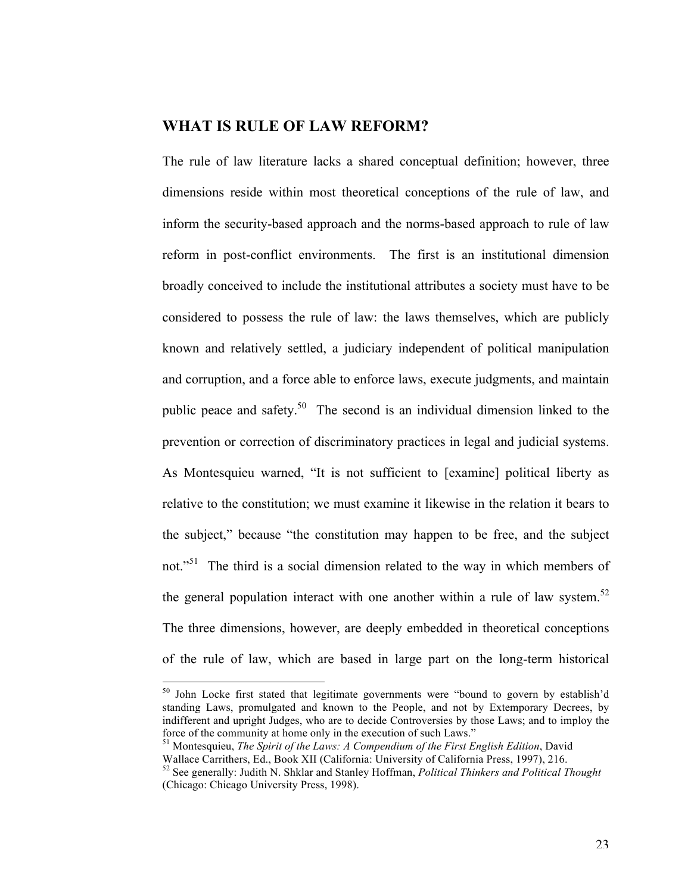## WHAT IS RULE OF LAW REFORM?

The rule of law literature lacks a shared conceptual definition; however, three dimensions reside within most theoretical conceptions of the rule of law, and inform the security-based approach and the norms-based approach to rule of law reform in post-conflict environments. The first is an institutional dimension broadly conceived to include the institutional attributes a society must have to be considered to possess the rule of law: the laws themselves, which are publicly known and relatively settled, a judiciary independent of political manipulation and corruption, and a force able to enforce laws, execute judgments, and maintain public peace and safety.[50] The second is an individual dimension linked to the prevention or correction of discriminatory practices in legal and judicial systems. As Montesquieu warned, "It is not sufficient to [examine] political liberty as relative to the constitution; we must examine it likewise in the relation it bears to the subject," because "the constitution may happen to be free, and the subject not."[51] The third is a social dimension related to the way in which members of the general population interact with one another within a rule of law system.[52] The three dimensions, however, are deeply embedded in theoretical conceptions of the rule of law, which are based in large part on the long-term historical

---

[50] John Locke first stated that legitimate governments were "bound to govern by establish'd standing Laws, promulgated and known to the People, and not by Extemporary Decrees, by indifferent and upright Judges, who are to decide Controversies by those Laws; and to imploy the force of the community at home only in the execution of such Laws."

[51] Montesquieu, *The Spirit of the Laws: A Compendium of the First English Edition*, David Wallace Carrithers, Ed., Book XII (California: University of California Press, 1997), 216.

[52] See generally: Judith N. Shklar and Stanley Hoffman, *Political Thinkers and Political Thought* (Chicago: Chicago University Press, 1998).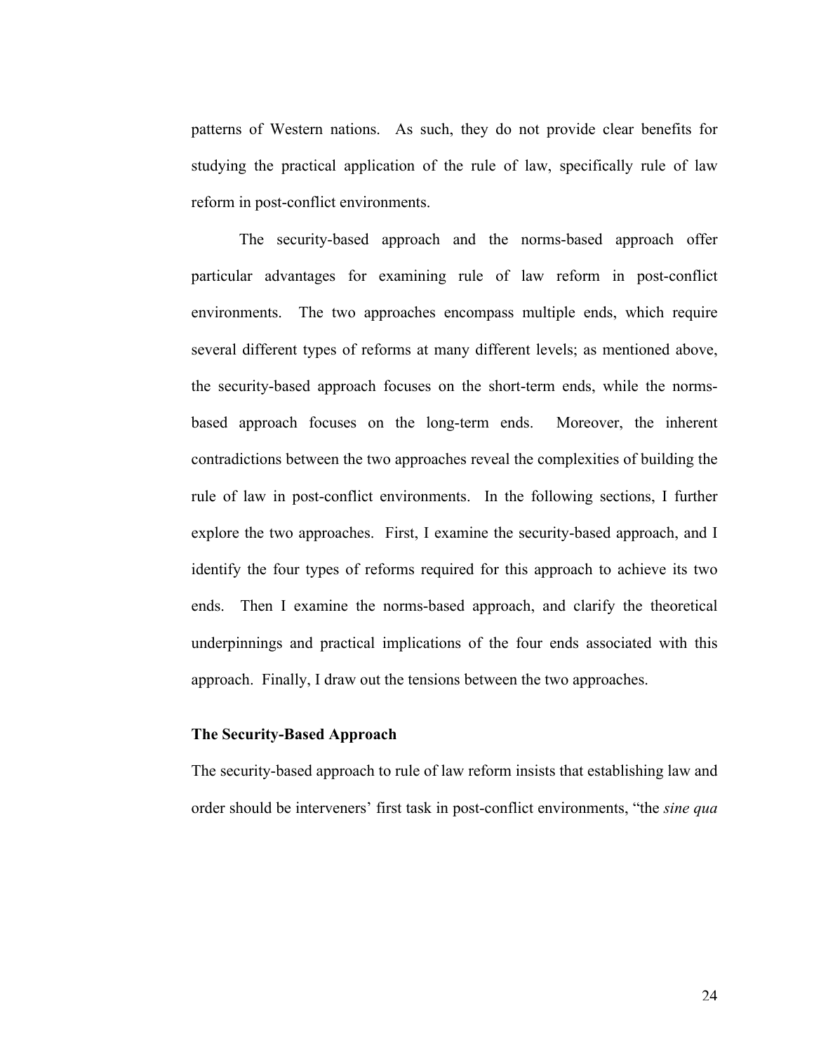patterns of Western nations. As such, they do not provide clear benefits for studying the practical application of the rule of law, specifically rule of law reform in post-conflict environments.

The security-based approach and the norms-based approach offer particular advantages for examining rule of law reform in post-conflict environments. The two approaches encompass multiple ends, which require several different types of reforms at many different levels; as mentioned above, the security-based approach focuses on the short-term ends, while the norms-based approach focuses on the long-term ends. Moreover, the inherent contradictions between the two approaches reveal the complexities of building the rule of law in post-conflict environments. In the following sections, I further explore the two approaches. First, I examine the security-based approach, and I identify the four types of reforms required for this approach to achieve its two ends. Then I examine the norms-based approach, and clarify the theoretical underpinnings and practical implications of the four ends associated with this approach. Finally, I draw out the tensions between the two approaches.

**The Security-Based Approach**

The security-based approach to rule of law reform insists that establishing law and order should be interveners' first task in post-conflict environments, "the *sine qua*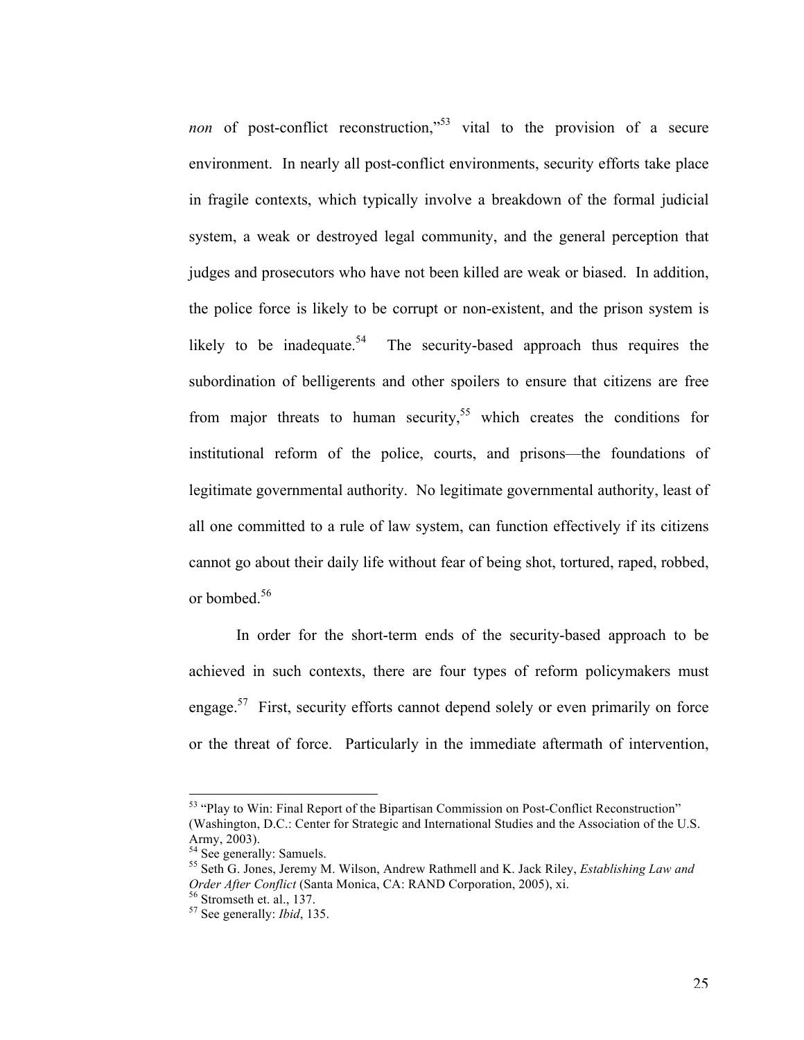*non* of post-conflict reconstruction,"[53] vital to the provision of a secure environment. In nearly all post-conflict environments, security efforts take place in fragile contexts, which typically involve a breakdown of the formal judicial system, a weak or destroyed legal community, and the general perception that judges and prosecutors who have not been killed are weak or biased. In addition, the police force is likely to be corrupt or non-existent, and the prison system is likely to be inadequate.[54] The security-based approach thus requires the subordination of belligerents and other spoilers to ensure that citizens are free from major threats to human security,[55] which creates the conditions for institutional reform of the police, courts, and prisons—the foundations of legitimate governmental authority. No legitimate governmental authority, least of all one committed to a rule of law system, can function effectively if its citizens cannot go about their daily life without fear of being shot, tortured, raped, robbed, or bombed.[56]

In order for the short-term ends of the security-based approach to be achieved in such contexts, there are four types of reform policymakers must engage.[57] First, security efforts cannot depend solely or even primarily on force or the threat of force. Particularly in the immediate aftermath of intervention,

---

[53] "Play to Win: Final Report of the Bipartisan Commission on Post-Conflict Reconstruction" (Washington, D.C.: Center for Strategic and International Studies and the Association of the U.S. Army, 2003).

[54] See generally: Samuels.

[55] Seth G. Jones, Jeremy M. Wilson, Andrew Rathmell and K. Jack Riley, *Establishing Law and Order After Conflict* (Santa Monica, CA: RAND Corporation, 2005), xi.

[56] Stromseth et. al., 137.

[57] See generally: *Ibid*, 135.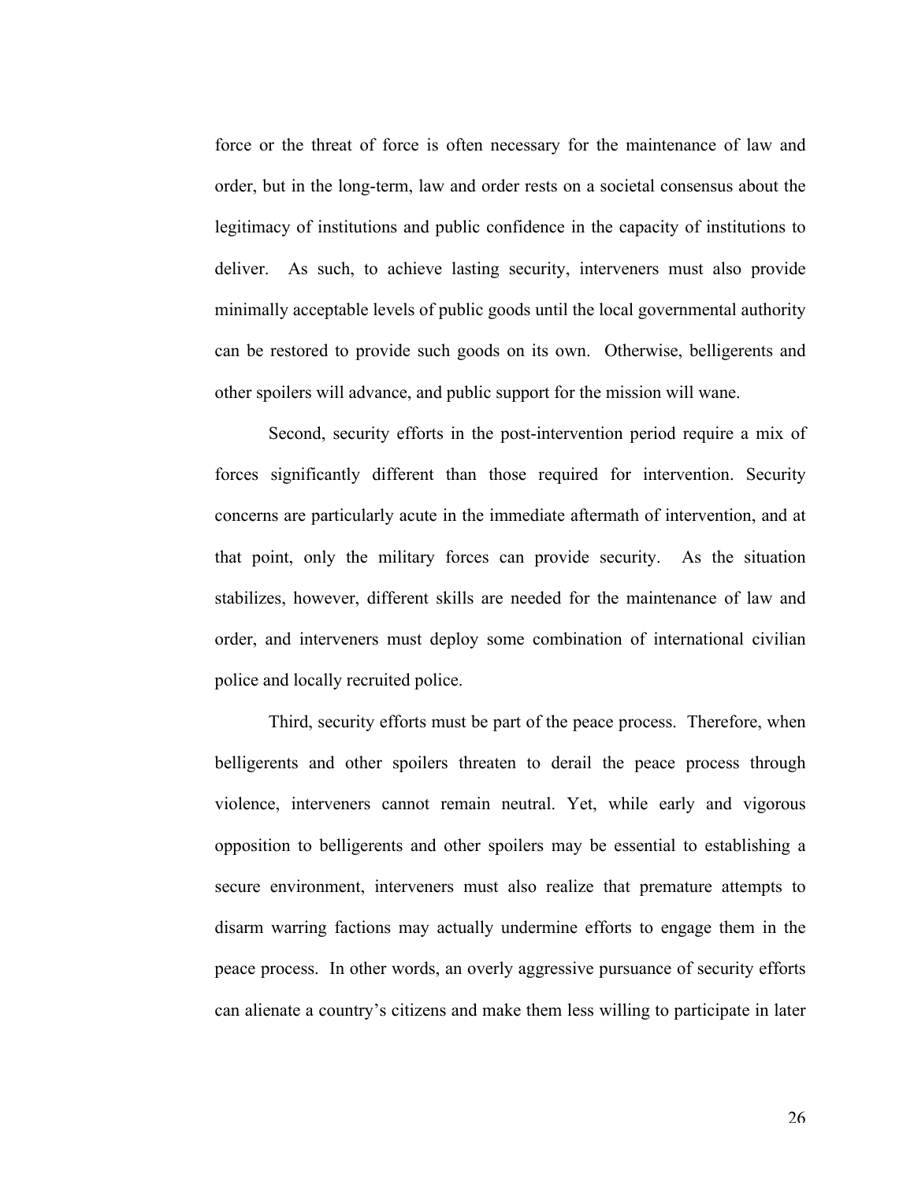force or the threat of force is often necessary for the maintenance of law and order, but in the long-term, law and order rests on a societal consensus about the legitimacy of institutions and public confidence in the capacity of institutions to deliver. As such, to achieve lasting security, interveners must also provide minimally acceptable levels of public goods until the local governmental authority can be restored to provide such goods on its own. Otherwise, belligerents and other spoilers will advance, and public support for the mission will wane.

Second, security efforts in the post-intervention period require a mix of forces significantly different than those required for intervention. Security concerns are particularly acute in the immediate aftermath of intervention, and at that point, only the military forces can provide security. As the situation stabilizes, however, different skills are needed for the maintenance of law and order, and interveners must deploy some combination of international civilian police and locally recruited police.

Third, security efforts must be part of the peace process. Therefore, when belligerents and other spoilers threaten to derail the peace process through violence, interveners cannot remain neutral. Yet, while early and vigorous opposition to belligerents and other spoilers may be essential to establishing a secure environment, interveners must also realize that premature attempts to disarm warring factions may actually undermine efforts to engage them in the peace process. In other words, an overly aggressive pursuance of security efforts can alienate a country's citizens and make them less willing to participate in later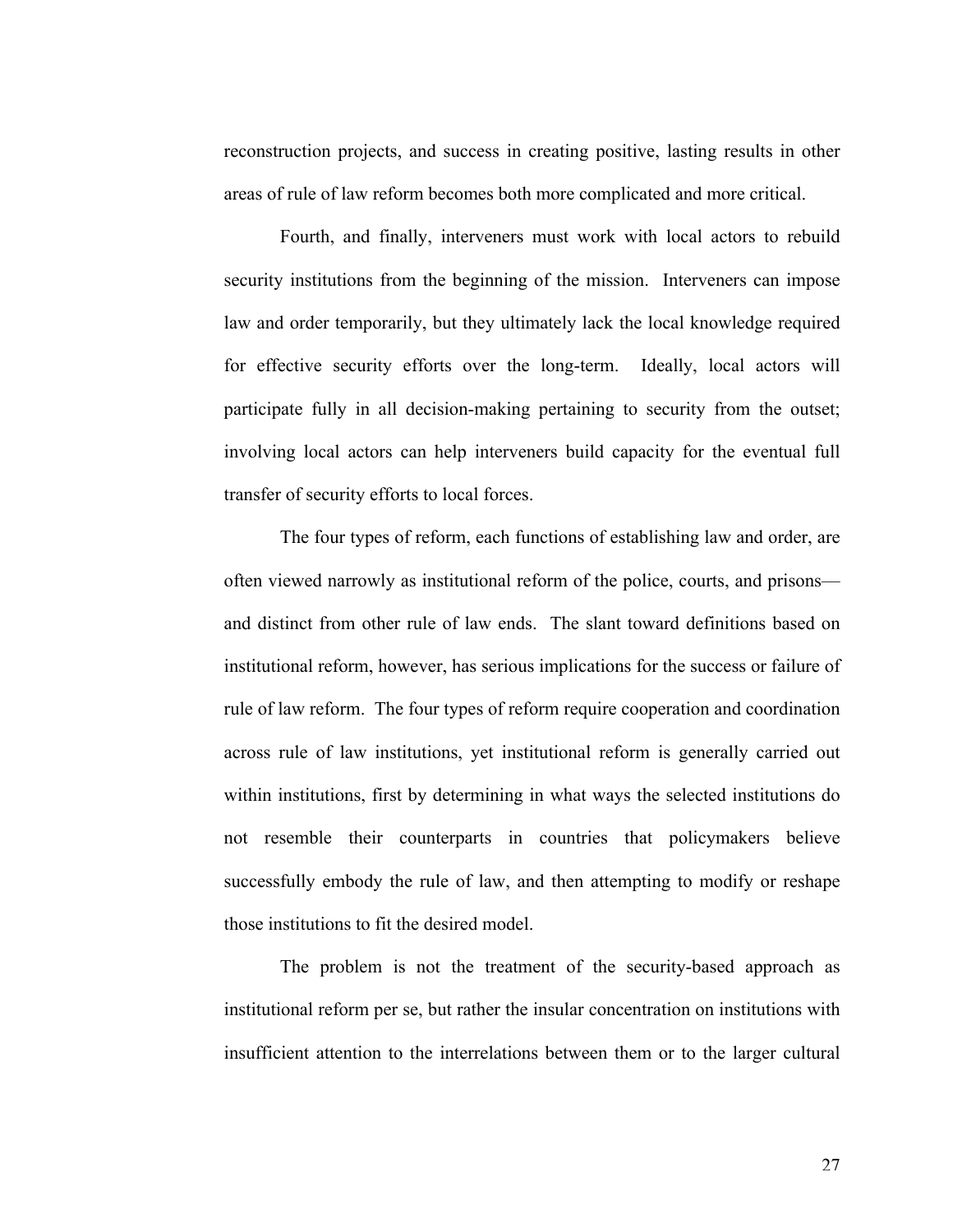reconstruction projects, and success in creating positive, lasting results in other areas of rule of law reform becomes both more complicated and more critical.

Fourth, and finally, interveners must work with local actors to rebuild security institutions from the beginning of the mission. Interveners can impose law and order temporarily, but they ultimately lack the local knowledge required for effective security efforts over the long-term. Ideally, local actors will participate fully in all decision-making pertaining to security from the outset; involving local actors can help interveners build capacity for the eventual full transfer of security efforts to local forces.

The four types of reform, each functions of establishing law and order, are often viewed narrowly as institutional reform of the police, courts, and prisons—and distinct from other rule of law ends. The slant toward definitions based on institutional reform, however, has serious implications for the success or failure of rule of law reform. The four types of reform require cooperation and coordination across rule of law institutions, yet institutional reform is generally carried out within institutions, first by determining in what ways the selected institutions do not resemble their counterparts in countries that policymakers believe successfully embody the rule of law, and then attempting to modify or reshape those institutions to fit the desired model.

The problem is not the treatment of the security-based approach as institutional reform per se, but rather the insular concentration on institutions with insufficient attention to the interrelations between them or to the larger cultural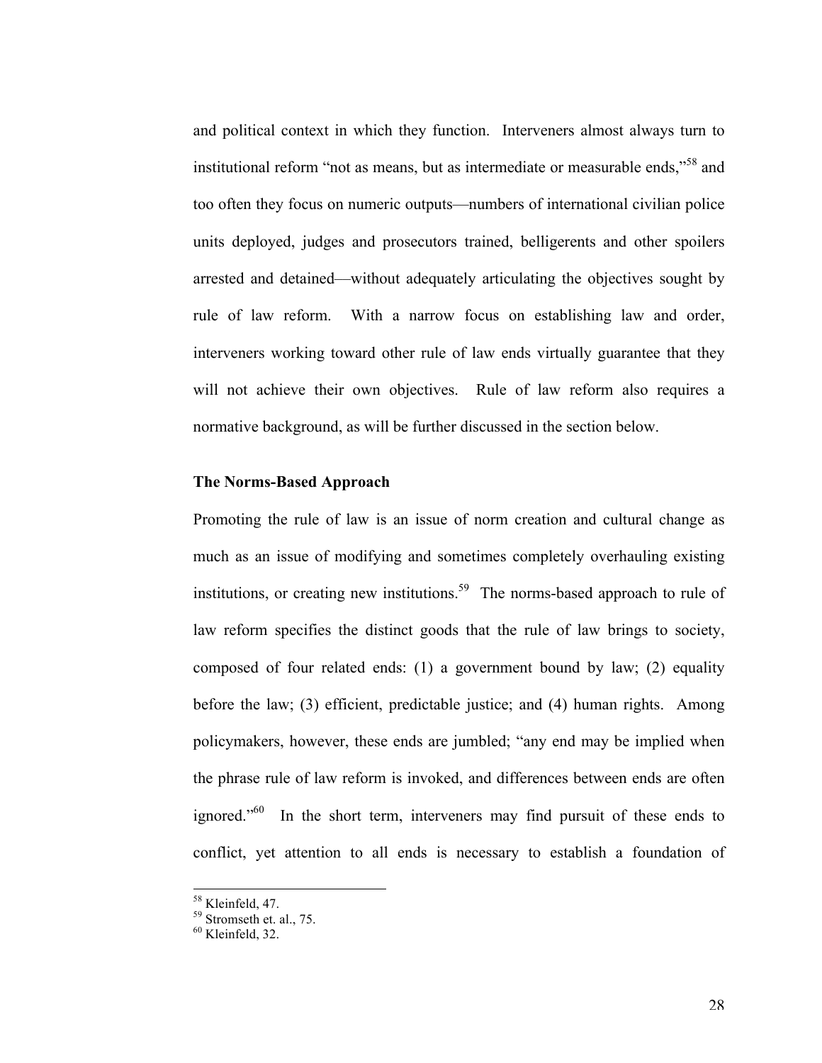and political context in which they function. Interveners almost always turn to institutional reform "not as means, but as intermediate or measurable ends,"[58] and too often they focus on numeric outputs—numbers of international civilian police units deployed, judges and prosecutors trained, belligerents and other spoilers arrested and detained—without adequately articulating the objectives sought by rule of law reform. With a narrow focus on establishing law and order, interveners working toward other rule of law ends virtually guarantee that they will not achieve their own objectives. Rule of law reform also requires a normative background, as will be further discussed in the section below.

### The Norms-Based Approach

Promoting the rule of law is an issue of norm creation and cultural change as much as an issue of modifying and sometimes completely overhauling existing institutions, or creating new institutions.[59] The norms-based approach to rule of law reform specifies the distinct goods that the rule of law brings to society, composed of four related ends: (1) a government bound by law; (2) equality before the law; (3) efficient, predictable justice; and (4) human rights. Among policymakers, however, these ends are jumbled; "any end may be implied when the phrase rule of law reform is invoked, and differences between ends are often ignored."[60] In the short term, interveners may find pursuit of these ends to conflict, yet attention to all ends is necessary to establish a foundation of

---

[58] Kleinfeld, 47.
[59] Stromseth et. al., 75.
[60] Kleinfeld, 32.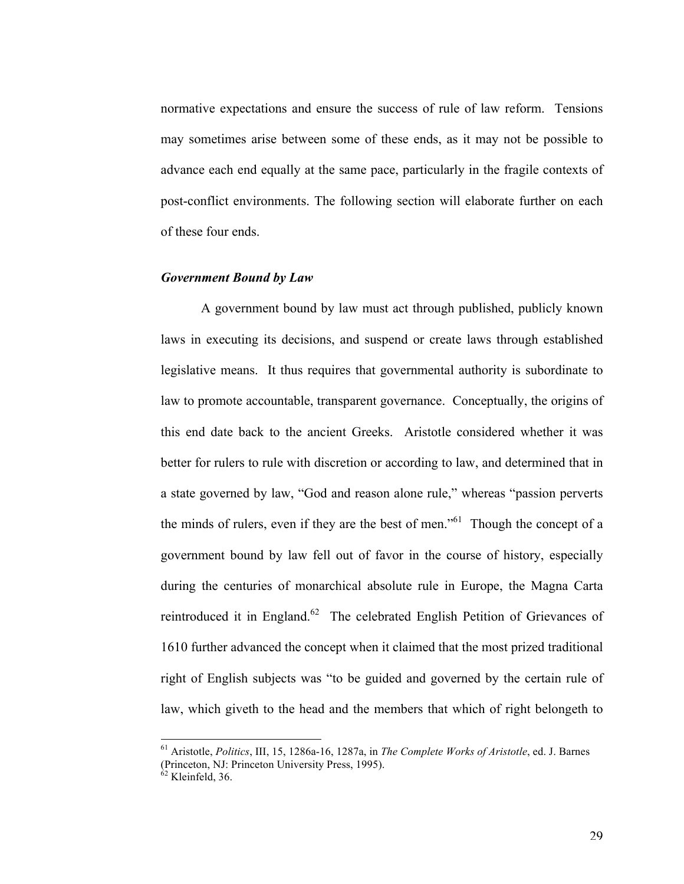normative expectations and ensure the success of rule of law reform. Tensions may sometimes arise between some of these ends, as it may not be possible to advance each end equally at the same pace, particularly in the fragile contexts of post-conflict environments. The following section will elaborate further on each of these four ends.

### *Government Bound by Law*

A government bound by law must act through published, publicly known laws in executing its decisions, and suspend or create laws through established legislative means. It thus requires that governmental authority is subordinate to law to promote accountable, transparent governance. Conceptually, the origins of this end date back to the ancient Greeks. Aristotle considered whether it was better for rulers to rule with discretion or according to law, and determined that in a state governed by law, "God and reason alone rule," whereas "passion perverts the minds of rulers, even if they are the best of men."[61] Though the concept of a government bound by law fell out of favor in the course of history, especially during the centuries of monarchical absolute rule in Europe, the Magna Carta reintroduced it in England.[62] The celebrated English Petition of Grievances of 1610 further advanced the concept when it claimed that the most prized traditional right of English subjects was "to be guided and governed by the certain rule of law, which giveth to the head and the members that which of right belongeth to

---

[61] Aristotle, *Politics*, III, 15, 1286a-16, 1287a, in *The Complete Works of Aristotle*, ed. J. Barnes (Princeton, NJ: Princeton University Press, 1995).

[62] Kleinfeld, 36.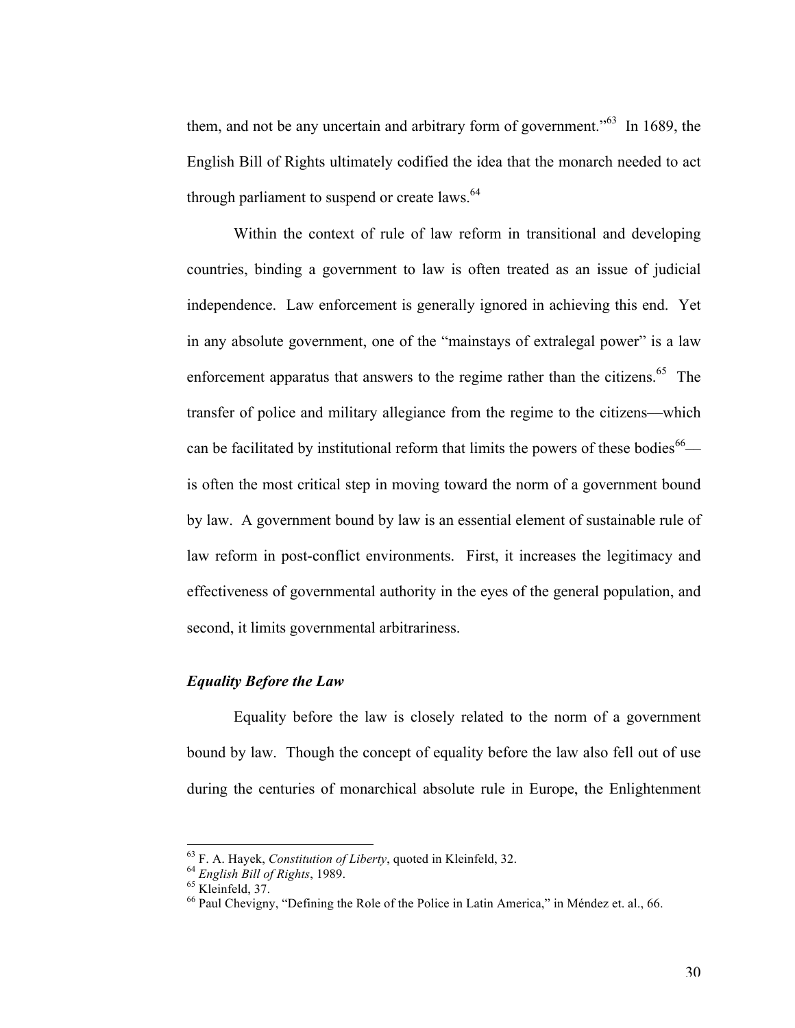them, and not be any uncertain and arbitrary form of government."[63] In 1689, the English Bill of Rights ultimately codified the idea that the monarch needed to act through parliament to suspend or create laws.[64]

Within the context of rule of law reform in transitional and developing countries, binding a government to law is often treated as an issue of judicial independence. Law enforcement is generally ignored in achieving this end. Yet in any absolute government, one of the "mainstays of extralegal power" is a law enforcement apparatus that answers to the regime rather than the citizens.[65] The transfer of police and military allegiance from the regime to the citizens—which can be facilitated by institutional reform that limits the powers of these bodies[66]—is often the most critical step in moving toward the norm of a government bound by law. A government bound by law is an essential element of sustainable rule of law reform in post-conflict environments. First, it increases the legitimacy and effectiveness of governmental authority in the eyes of the general population, and second, it limits governmental arbitrariness.

### *Equality Before the Law*

Equality before the law is closely related to the norm of a government bound by law. Though the concept of equality before the law also fell out of use during the centuries of monarchical absolute rule in Europe, the Enlightenment

---

[63] F. A. Hayek, *Constitution of Liberty*, quoted in Kleinfeld, 32.

[64] *English Bill of Rights*, 1989.

[65] Kleinfeld, 37.

[66] Paul Chevigny, "Defining the Role of the Police in Latin America," in Méndez et. al., 66.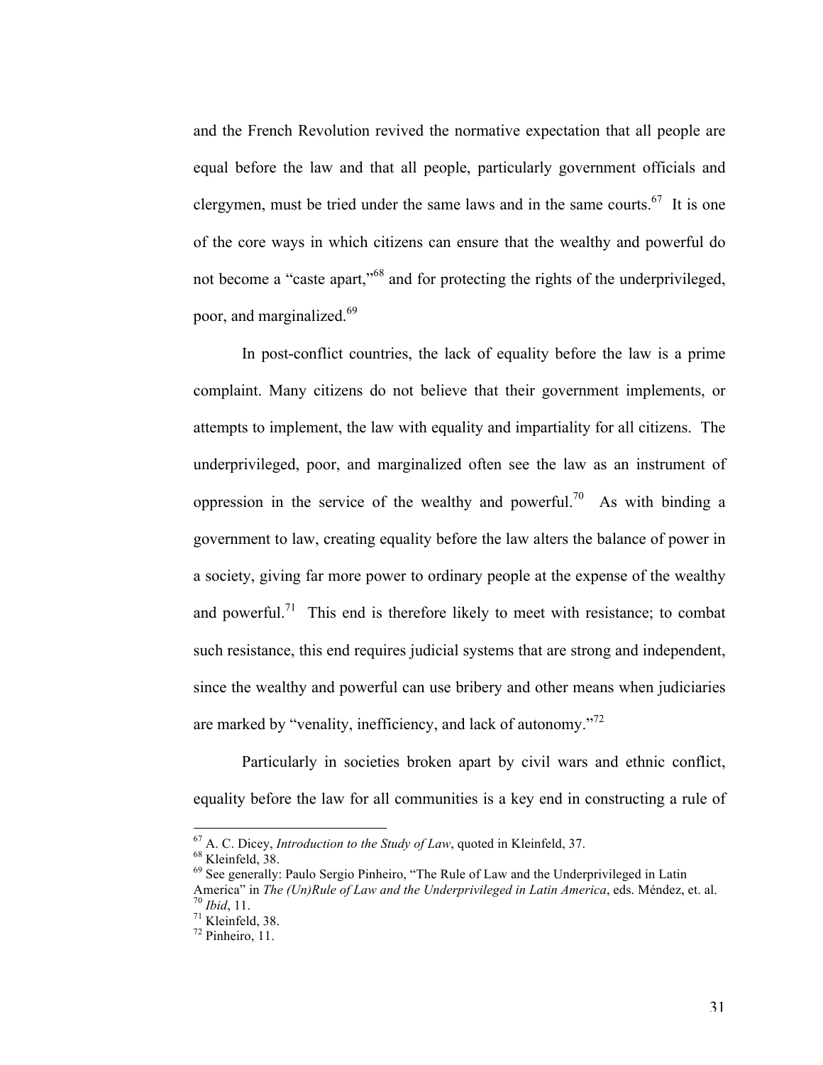and the French Revolution revived the normative expectation that all people are equal before the law and that all people, particularly government officials and clergymen, must be tried under the same laws and in the same courts.[67] It is one of the core ways in which citizens can ensure that the wealthy and powerful do not become a "caste apart,"[68] and for protecting the rights of the underprivileged, poor, and marginalized.[69]

In post-conflict countries, the lack of equality before the law is a prime complaint. Many citizens do not believe that their government implements, or attempts to implement, the law with equality and impartiality for all citizens. The underprivileged, poor, and marginalized often see the law as an instrument of oppression in the service of the wealthy and powerful.[70] As with binding a government to law, creating equality before the law alters the balance of power in a society, giving far more power to ordinary people at the expense of the wealthy and powerful.[71] This end is therefore likely to meet with resistance; to combat such resistance, this end requires judicial systems that are strong and independent, since the wealthy and powerful can use bribery and other means when judiciaries are marked by "venality, inefficiency, and lack of autonomy."[72]

Particularly in societies broken apart by civil wars and ethnic conflict, equality before the law for all communities is a key end in constructing a rule of

---

[67] A. C. Dicey, *Introduction to the Study of Law*, quoted in Kleinfeld, 37.

[68] Kleinfeld, 38.

[69] See generally: Paulo Sergio Pinheiro, "The Rule of Law and the Underprivileged in Latin America" in *The (Un)Rule of Law and the Underprivileged in Latin America*, eds. Méndez, et. al.

[70] *Ibid*, 11.

[71] Kleinfeld, 38.

[72] Pinheiro, 11.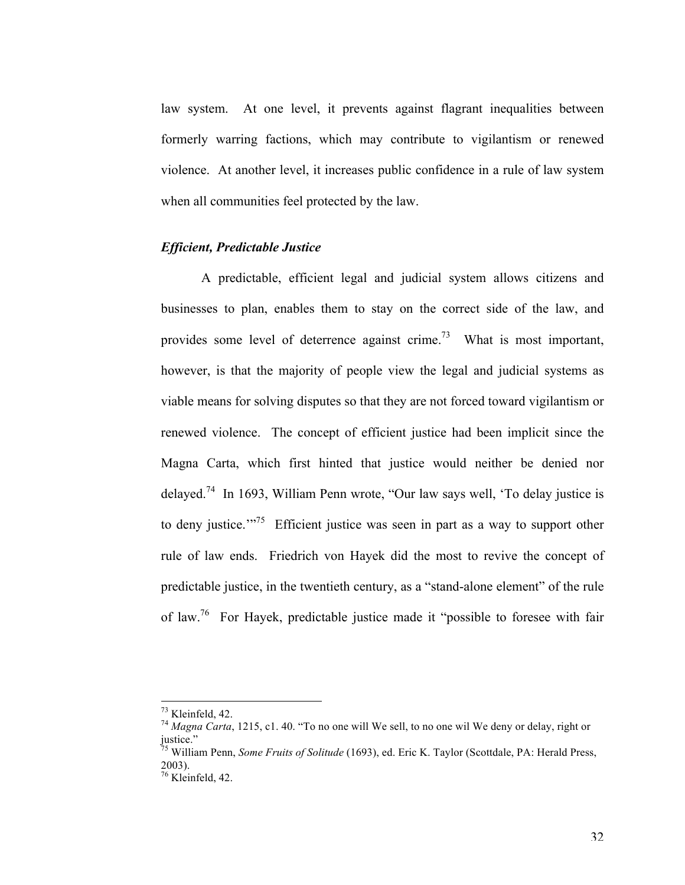law system. At one level, it prevents against flagrant inequalities between formerly warring factions, which may contribute to vigilantism or renewed violence. At another level, it increases public confidence in a rule of law system when all communities feel protected by the law.

### *Efficient, Predictable Justice*

A predictable, efficient legal and judicial system allows citizens and businesses to plan, enables them to stay on the correct side of the law, and provides some level of deterrence against crime.[73] What is most important, however, is that the majority of people view the legal and judicial systems as viable means for solving disputes so that they are not forced toward vigilantism or renewed violence. The concept of efficient justice had been implicit since the Magna Carta, which first hinted that justice would neither be denied nor delayed.[74] In 1693, William Penn wrote, "Our law says well, 'To delay justice is to deny justice.'"[75] Efficient justice was seen in part as a way to support other rule of law ends. Friedrich von Hayek did the most to revive the concept of predictable justice, in the twentieth century, as a "stand-alone element" of the rule of law.[76] For Hayek, predictable justice made it "possible to foresee with fair

---

[73] Kleinfeld, 42.

[74] *Magna Carta*, 1215, c1. 40. "To no one will We sell, to no one wil We deny or delay, right or justice."

[75] William Penn, *Some Fruits of Solitude* (1693), ed. Eric K. Taylor (Scottdale, PA: Herald Press, 2003).

[76] Kleinfeld, 42.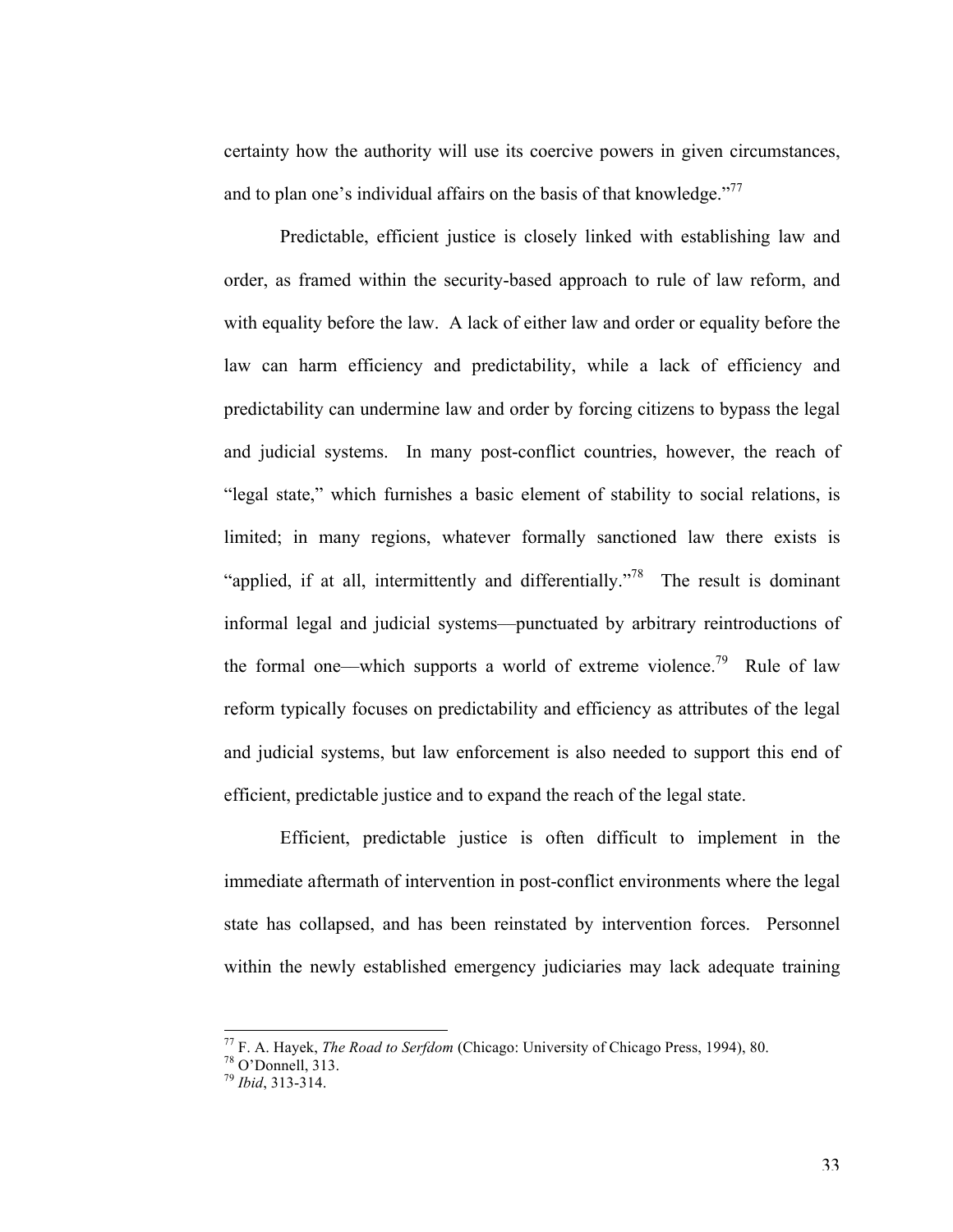certainty how the authority will use its coercive powers in given circumstances, and to plan one's individual affairs on the basis of that knowledge."[77]

Predictable, efficient justice is closely linked with establishing law and order, as framed within the security-based approach to rule of law reform, and with equality before the law. A lack of either law and order or equality before the law can harm efficiency and predictability, while a lack of efficiency and predictability can undermine law and order by forcing citizens to bypass the legal and judicial systems. In many post-conflict countries, however, the reach of "legal state," which furnishes a basic element of stability to social relations, is limited; in many regions, whatever formally sanctioned law there exists is "applied, if at all, intermittently and differentially."[78] The result is dominant informal legal and judicial systems—punctuated by arbitrary reintroductions of the formal one—which supports a world of extreme violence.[79] Rule of law reform typically focuses on predictability and efficiency as attributes of the legal and judicial systems, but law enforcement is also needed to support this end of efficient, predictable justice and to expand the reach of the legal state.

Efficient, predictable justice is often difficult to implement in the immediate aftermath of intervention in post-conflict environments where the legal state has collapsed, and has been reinstated by intervention forces. Personnel within the newly established emergency judiciaries may lack adequate training

---

[77] F. A. Hayek, *The Road to Serfdom* (Chicago: University of Chicago Press, 1994), 80.
[78] O'Donnell, 313.
[79] *Ibid*, 313-314.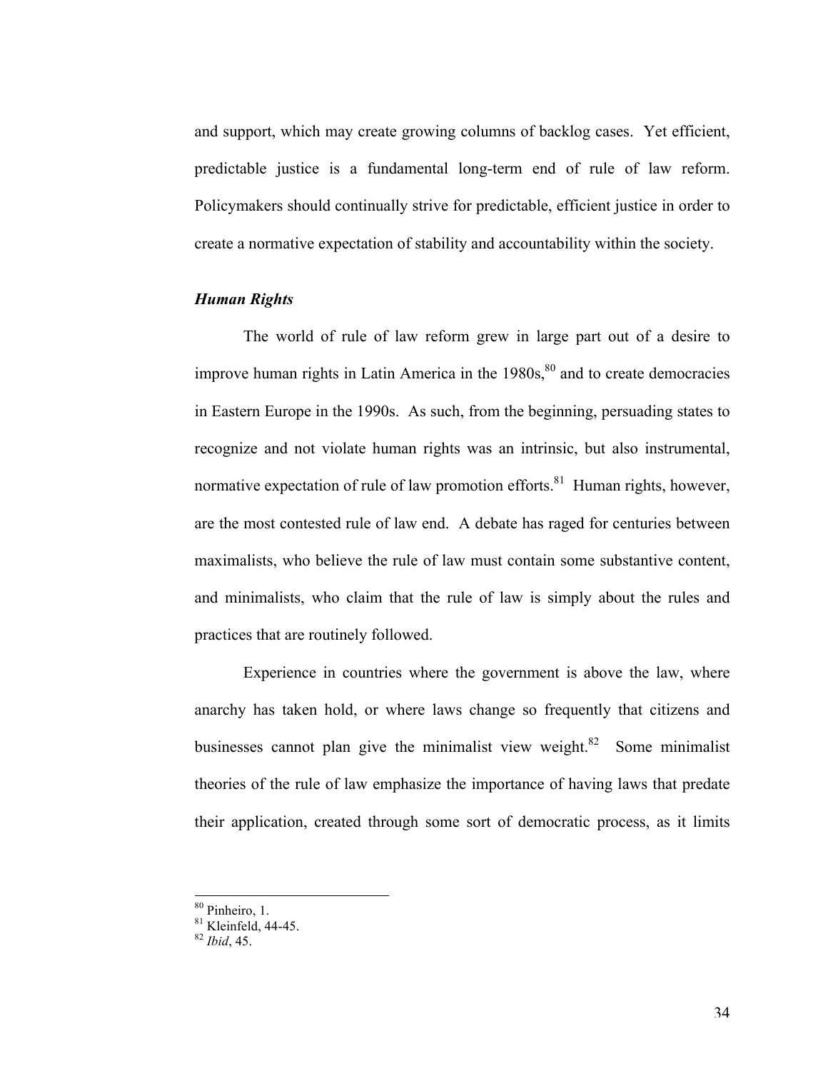and support, which may create growing columns of backlog cases. Yet efficient, predictable justice is a fundamental long-term end of rule of law reform. Policymakers should continually strive for predictable, efficient justice in order to create a normative expectation of stability and accountability within the society.

### *Human Rights*

The world of rule of law reform grew in large part out of a desire to improve human rights in Latin America in the 1980s,[80] and to create democracies in Eastern Europe in the 1990s. As such, from the beginning, persuading states to recognize and not violate human rights was an intrinsic, but also instrumental, normative expectation of rule of law promotion efforts.[81] Human rights, however, are the most contested rule of law end. A debate has raged for centuries between maximalists, who believe the rule of law must contain some substantive content, and minimalists, who claim that the rule of law is simply about the rules and practices that are routinely followed.

Experience in countries where the government is above the law, where anarchy has taken hold, or where laws change so frequently that citizens and businesses cannot plan give the minimalist view weight.[82] Some minimalist theories of the rule of law emphasize the importance of having laws that predate their application, created through some sort of democratic process, as it limits

---

[80] Pinheiro, 1.

[81] Kleinfeld, 44-45.

[82] *Ibid*, 45.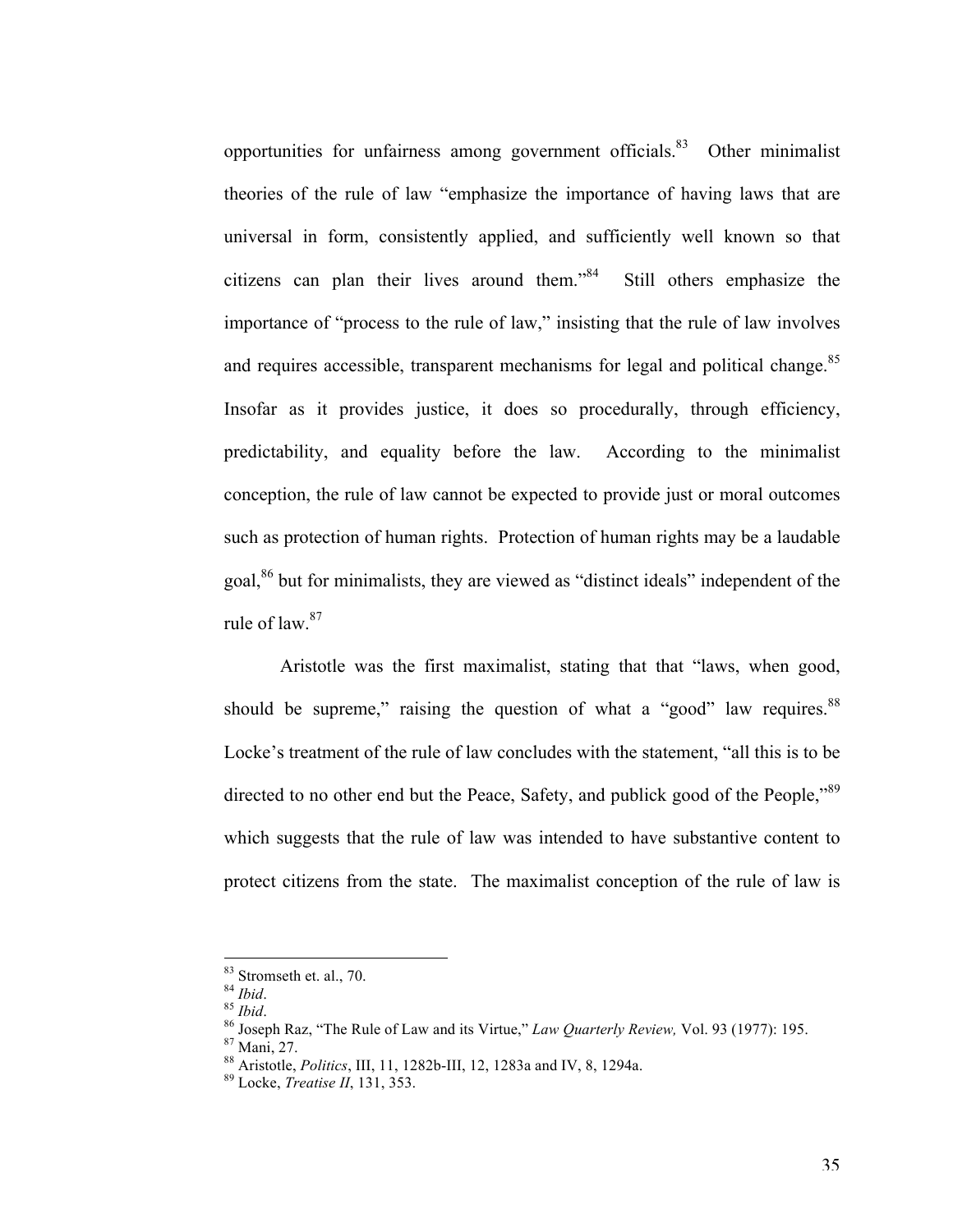opportunities for unfairness among government officials.[83] Other minimalist theories of the rule of law "emphasize the importance of having laws that are universal in form, consistently applied, and sufficiently well known so that citizens can plan their lives around them."[84] Still others emphasize the importance of "process to the rule of law," insisting that the rule of law involves and requires accessible, transparent mechanisms for legal and political change.[85] Insofar as it provides justice, it does so procedurally, through efficiency, predictability, and equality before the law. According to the minimalist conception, the rule of law cannot be expected to provide just or moral outcomes such as protection of human rights. Protection of human rights may be a laudable goal,[86] but for minimalists, they are viewed as "distinct ideals" independent of the rule of law.[87]

Aristotle was the first maximalist, stating that that "laws, when good, should be supreme," raising the question of what a "good" law requires.[88] Locke's treatment of the rule of law concludes with the statement, "all this is to be directed to no other end but the Peace, Safety, and publick good of the People,"[89] which suggests that the rule of law was intended to have substantive content to protect citizens from the state. The maximalist conception of the rule of law is

---

[83] Stromseth et. al., 70.
[84] *Ibid*.
[85] *Ibid*.
[86] Joseph Raz, "The Rule of Law and its Virtue," *Law Quarterly Review,* Vol. 93 (1977): 195.
[87] Mani, 27.
[88] Aristotle, *Politics*, III, 11, 1282b-III, 12, 1283a and IV, 8, 1294a.
[89] Locke, *Treatise II*, 131, 353.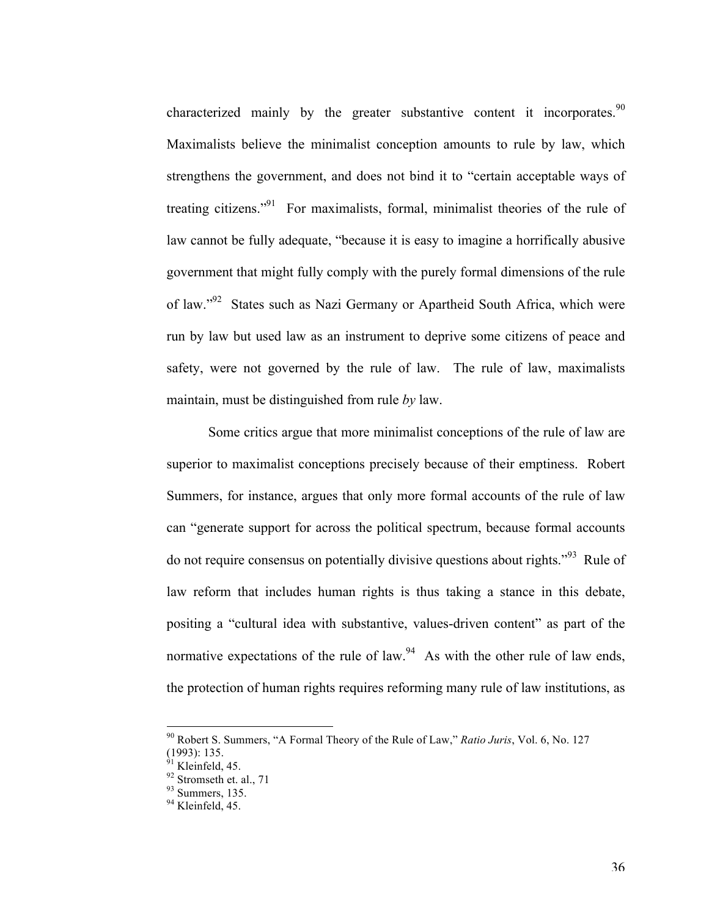characterized mainly by the greater substantive content it incorporates.[90] Maximalists believe the minimalist conception amounts to rule by law, which strengthens the government, and does not bind it to "certain acceptable ways of treating citizens."[91] For maximalists, formal, minimalist theories of the rule of law cannot be fully adequate, "because it is easy to imagine a horrifically abusive government that might fully comply with the purely formal dimensions of the rule of law."[92] States such as Nazi Germany or Apartheid South Africa, which were run by law but used law as an instrument to deprive some citizens of peace and safety, were not governed by the rule of law. The rule of law, maximalists maintain, must be distinguished from rule *by* law.

Some critics argue that more minimalist conceptions of the rule of law are superior to maximalist conceptions precisely because of their emptiness. Robert Summers, for instance, argues that only more formal accounts of the rule of law can "generate support for across the political spectrum, because formal accounts do not require consensus on potentially divisive questions about rights."[93] Rule of law reform that includes human rights is thus taking a stance in this debate, positing a "cultural idea with substantive, values-driven content" as part of the normative expectations of the rule of law.[94] As with the other rule of law ends, the protection of human rights requires reforming many rule of law institutions, as

---

[90] Robert S. Summers, "A Formal Theory of the Rule of Law," *Ratio Juris*, Vol. 6, No. 127 (1993): 135.

[91] Kleinfeld, 45.

[92] Stromseth et. al., 71

[93] Summers, 135.

[94] Kleinfeld, 45.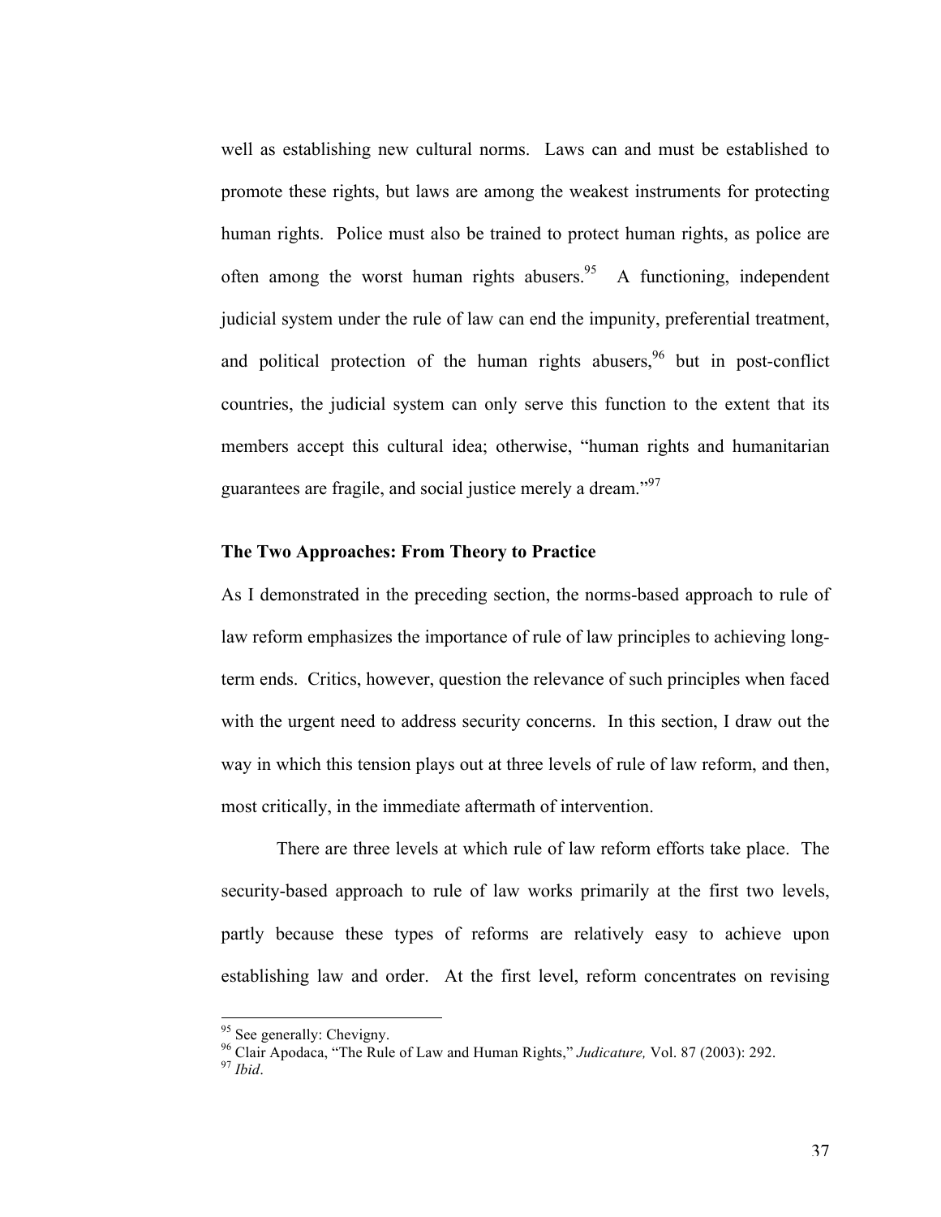well as establishing new cultural norms. Laws can and must be established to promote these rights, but laws are among the weakest instruments for protecting human rights. Police must also be trained to protect human rights, as police are often among the worst human rights abusers.[95] A functioning, independent judicial system under the rule of law can end the impunity, preferential treatment, and political protection of the human rights abusers,[96] but in post-conflict countries, the judicial system can only serve this function to the extent that its members accept this cultural idea; otherwise, "human rights and humanitarian guarantees are fragile, and social justice merely a dream."[97]

### The Two Approaches: From Theory to Practice

As I demonstrated in the preceding section, the norms-based approach to rule of law reform emphasizes the importance of rule of law principles to achieving long-term ends. Critics, however, question the relevance of such principles when faced with the urgent need to address security concerns. In this section, I draw out the way in which this tension plays out at three levels of rule of law reform, and then, most critically, in the immediate aftermath of intervention.

There are three levels at which rule of law reform efforts take place. The security-based approach to rule of law works primarily at the first two levels, partly because these types of reforms are relatively easy to achieve upon establishing law and order. At the first level, reform concentrates on revising

---

[95] See generally: Chevigny.

[96] Clair Apodaca, "The Rule of Law and Human Rights," *Judicature,* Vol. 87 (2003): 292.

[97] *Ibid*.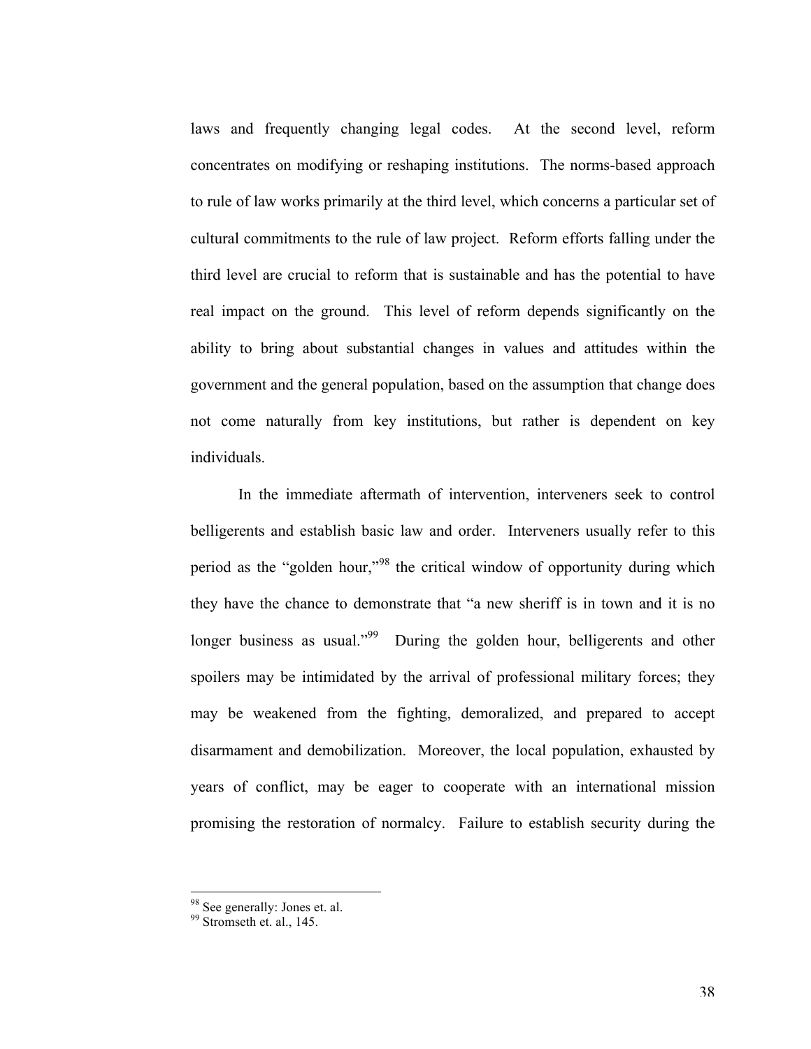laws and frequently changing legal codes. At the second level, reform concentrates on modifying or reshaping institutions. The norms-based approach to rule of law works primarily at the third level, which concerns a particular set of cultural commitments to the rule of law project. Reform efforts falling under the third level are crucial to reform that is sustainable and has the potential to have real impact on the ground. This level of reform depends significantly on the ability to bring about substantial changes in values and attitudes within the government and the general population, based on the assumption that change does not come naturally from key institutions, but rather is dependent on key individuals.

In the immediate aftermath of intervention, interveners seek to control belligerents and establish basic law and order. Interveners usually refer to this period as the "golden hour,"[98] the critical window of opportunity during which they have the chance to demonstrate that "a new sheriff is in town and it is no longer business as usual."[99] During the golden hour, belligerents and other spoilers may be intimidated by the arrival of professional military forces; they may be weakened from the fighting, demoralized, and prepared to accept disarmament and demobilization. Moreover, the local population, exhausted by years of conflict, may be eager to cooperate with an international mission promising the restoration of normalcy. Failure to establish security during the

---

[98] See generally: Jones et. al.

[99] Stromseth et. al., 145.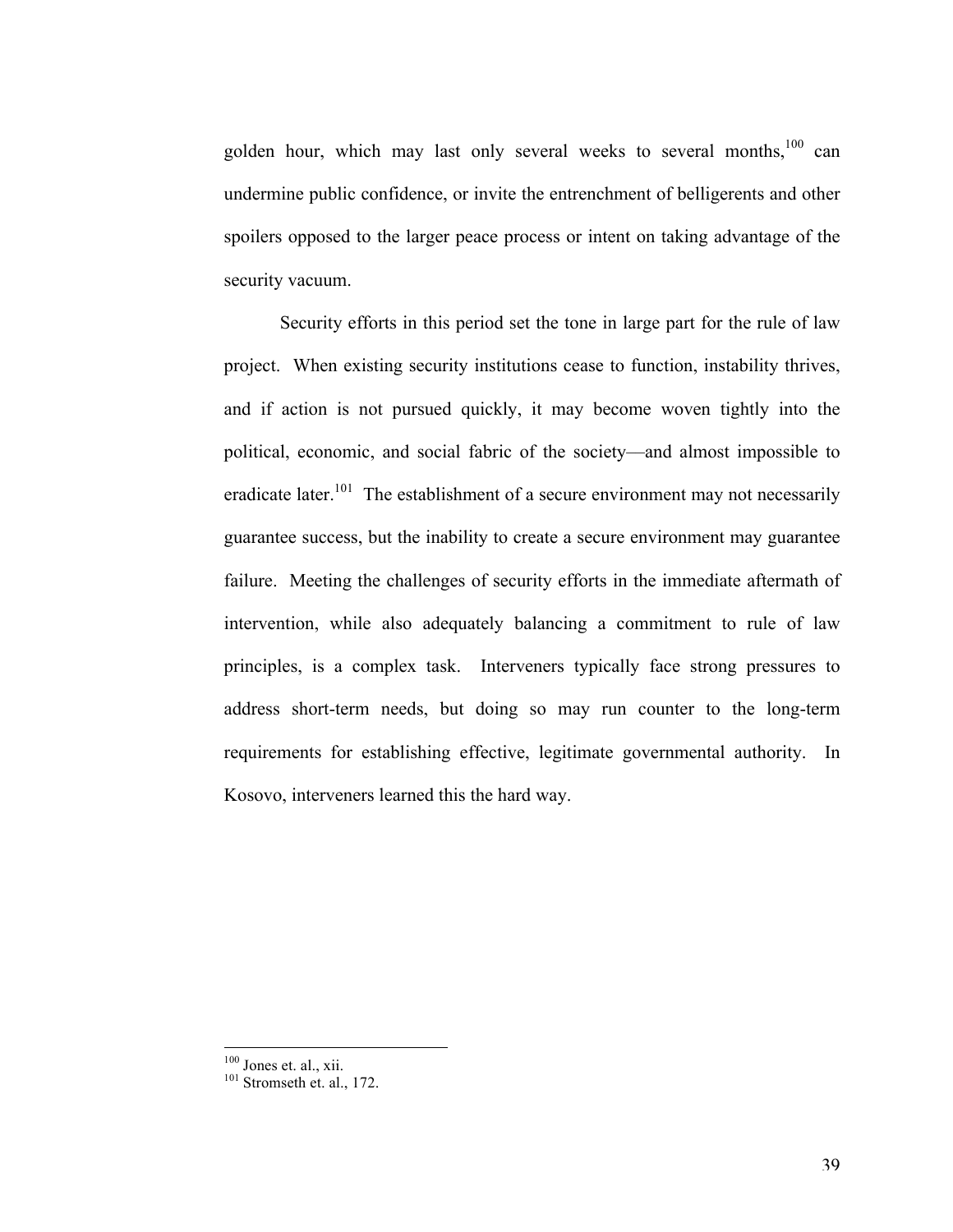golden hour, which may last only several weeks to several months,[100] can undermine public confidence, or invite the entrenchment of belligerents and other spoilers opposed to the larger peace process or intent on taking advantage of the security vacuum.

Security efforts in this period set the tone in large part for the rule of law project. When existing security institutions cease to function, instability thrives, and if action is not pursued quickly, it may become woven tightly into the political, economic, and social fabric of the society—and almost impossible to eradicate later.[101] The establishment of a secure environment may not necessarily guarantee success, but the inability to create a secure environment may guarantee failure. Meeting the challenges of security efforts in the immediate aftermath of intervention, while also adequately balancing a commitment to rule of law principles, is a complex task. Interveners typically face strong pressures to address short-term needs, but doing so may run counter to the long-term requirements for establishing effective, legitimate governmental authority. In Kosovo, interveners learned this the hard way.

---

[100] Jones et. al., xii.

[101] Stromseth et. al., 172.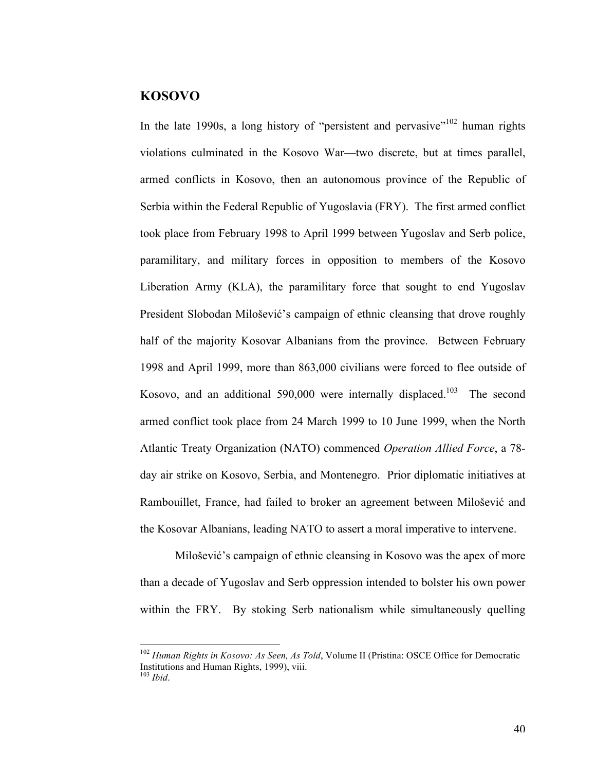## KOSOVO

In the late 1990s, a long history of "persistent and pervasive"[102] human rights violations culminated in the Kosovo War—two discrete, but at times parallel, armed conflicts in Kosovo, then an autonomous province of the Republic of Serbia within the Federal Republic of Yugoslavia (FRY). The first armed conflict took place from February 1998 to April 1999 between Yugoslav and Serb police, paramilitary, and military forces in opposition to members of the Kosovo Liberation Army (KLA), the paramilitary force that sought to end Yugoslav President Slobodan Milošević's campaign of ethnic cleansing that drove roughly half of the majority Kosovar Albanians from the province. Between February 1998 and April 1999, more than 863,000 civilians were forced to flee outside of Kosovo, and an additional 590,000 were internally displaced.[103] The second armed conflict took place from 24 March 1999 to 10 June 1999, when the North Atlantic Treaty Organization (NATO) commenced *Operation Allied Force*, a 78-day air strike on Kosovo, Serbia, and Montenegro. Prior diplomatic initiatives at Rambouillet, France, had failed to broker an agreement between Milošević and the Kosovar Albanians, leading NATO to assert a moral imperative to intervene.

Milošević's campaign of ethnic cleansing in Kosovo was the apex of more than a decade of Yugoslav and Serb oppression intended to bolster his own power within the FRY. By stoking Serb nationalism while simultaneously quelling

---

[102] *Human Rights in Kosovo: As Seen, As Told*, Volume II (Pristina: OSCE Office for Democratic Institutions and Human Rights, 1999), viii.

[103] *Ibid*.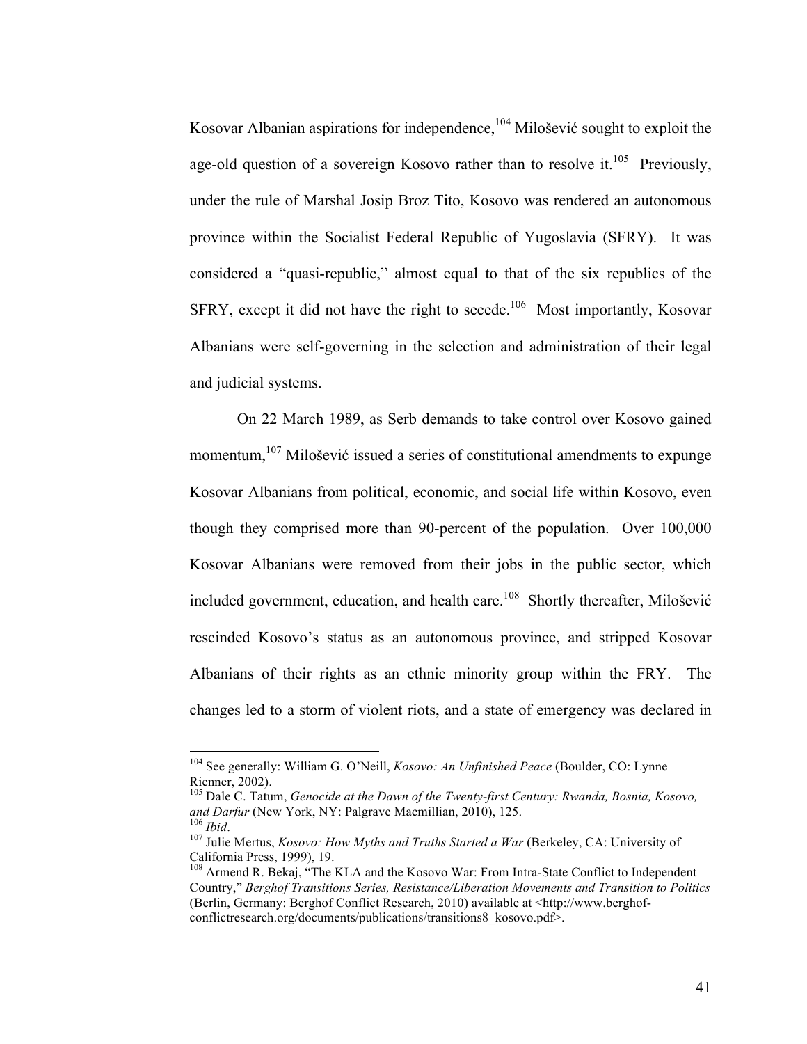Kosovar Albanian aspirations for independence,[104] Milošević sought to exploit the age-old question of a sovereign Kosovo rather than to resolve it.[105] Previously, under the rule of Marshal Josip Broz Tito, Kosovo was rendered an autonomous province within the Socialist Federal Republic of Yugoslavia (SFRY). It was considered a "quasi-republic," almost equal to that of the six republics of the SFRY, except it did not have the right to secede.[106] Most importantly, Kosovar Albanians were self-governing in the selection and administration of their legal and judicial systems.

On 22 March 1989, as Serb demands to take control over Kosovo gained momentum,[107] Milošević issued a series of constitutional amendments to expunge Kosovar Albanians from political, economic, and social life within Kosovo, even though they comprised more than 90-percent of the population. Over 100,000 Kosovar Albanians were removed from their jobs in the public sector, which included government, education, and health care.[108] Shortly thereafter, Milošević rescinded Kosovo's status as an autonomous province, and stripped Kosovar Albanians of their rights as an ethnic minority group within the FRY. The changes led to a storm of violent riots, and a state of emergency was declared in

---

[104] See generally: William G. O'Neill, *Kosovo: An Unfinished Peace* (Boulder, CO: Lynne Rienner, 2002).

[105] Dale C. Tatum, *Genocide at the Dawn of the Twenty-first Century: Rwanda, Bosnia, Kosovo, and Darfur* (New York, NY: Palgrave Macmillian, 2010), 125.

[106] *Ibid*.

[107] Julie Mertus, *Kosovo: How Myths and Truths Started a War* (Berkeley, CA: University of California Press, 1999), 19.

[108] Armend R. Bekaj, "The KLA and the Kosovo War: From Intra-State Conflict to Independent Country," *Berghof Transitions Series, Resistance/Liberation Movements and Transition to Politics* (Berlin, Germany: Berghof Conflict Research, 2010) available at <http://www.berghof-conflictresearch.org/documents/publications/transitions8_kosovo.pdf>.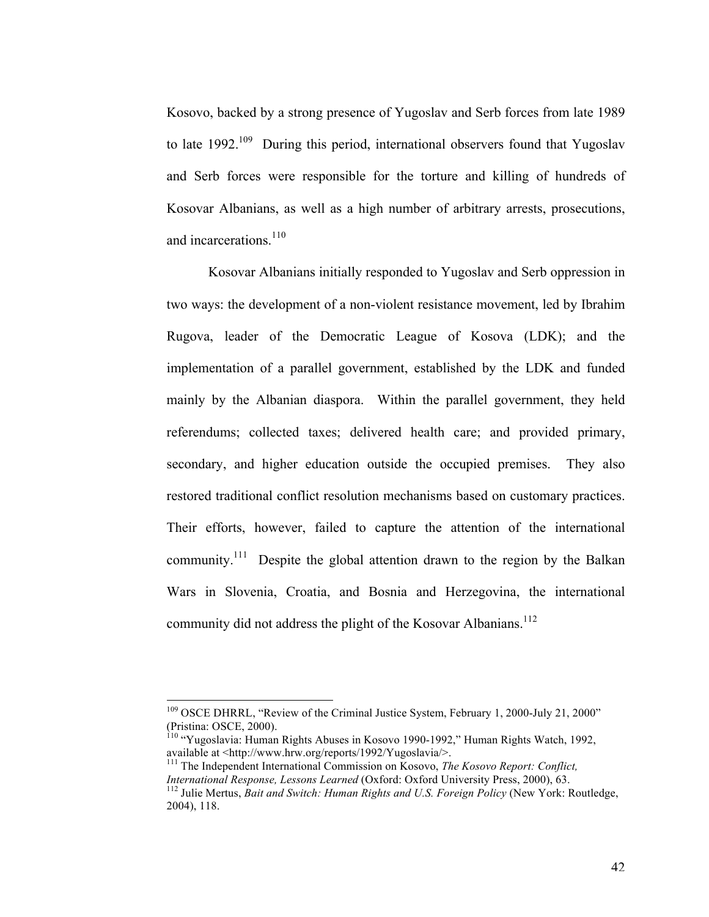Kosovo, backed by a strong presence of Yugoslav and Serb forces from late 1989 to late 1992.[109] During this period, international observers found that Yugoslav and Serb forces were responsible for the torture and killing of hundreds of Kosovar Albanians, as well as a high number of arbitrary arrests, prosecutions, and incarcerations.[110]

Kosovar Albanians initially responded to Yugoslav and Serb oppression in two ways: the development of a non-violent resistance movement, led by Ibrahim Rugova, leader of the Democratic League of Kosova (LDK); and the implementation of a parallel government, established by the LDK and funded mainly by the Albanian diaspora. Within the parallel government, they held referendums; collected taxes; delivered health care; and provided primary, secondary, and higher education outside the occupied premises. They also restored traditional conflict resolution mechanisms based on customary practices. Their efforts, however, failed to capture the attention of the international community.[111] Despite the global attention drawn to the region by the Balkan Wars in Slovenia, Croatia, and Bosnia and Herzegovina, the international community did not address the plight of the Kosovar Albanians.[112]

---

[109] OSCE DHRRL, "Review of the Criminal Justice System, February 1, 2000-July 21, 2000" (Pristina: OSCE, 2000).

[110] "Yugoslavia: Human Rights Abuses in Kosovo 1990-1992," Human Rights Watch, 1992, available at <http://www.hrw.org/reports/1992/Yugoslavia/>.

[111] The Independent International Commission on Kosovo, *The Kosovo Report: Conflict, International Response, Lessons Learned* (Oxford: Oxford University Press, 2000), 63.

[112] Julie Mertus, *Bait and Switch: Human Rights and U.S. Foreign Policy* (New York: Routledge, 2004), 118.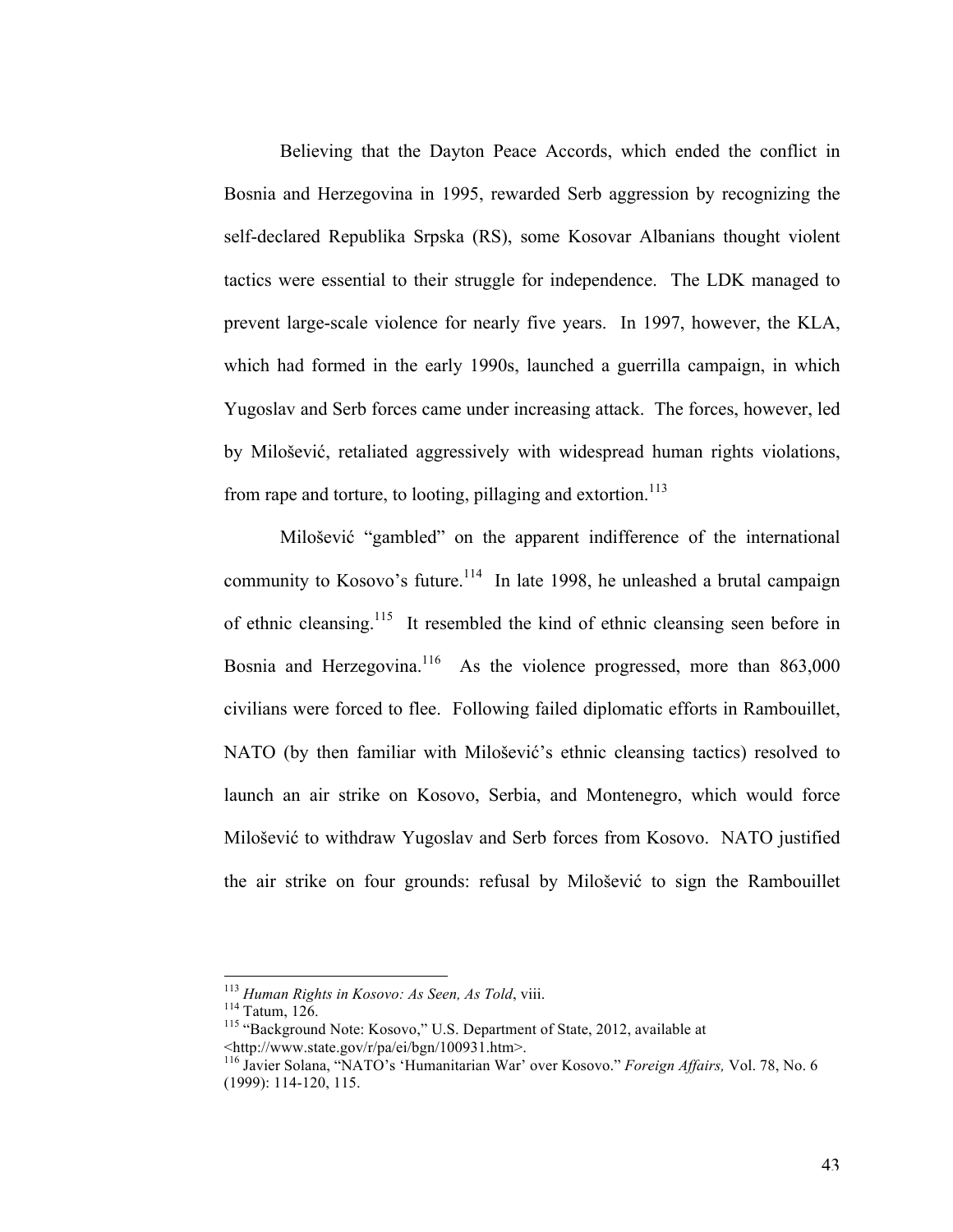Believing that the Dayton Peace Accords, which ended the conflict in Bosnia and Herzegovina in 1995, rewarded Serb aggression by recognizing the self-declared Republika Srpska (RS), some Kosovar Albanians thought violent tactics were essential to their struggle for independence. The LDK managed to prevent large-scale violence for nearly five years. In 1997, however, the KLA, which had formed in the early 1990s, launched a guerrilla campaign, in which Yugoslav and Serb forces came under increasing attack. The forces, however, led by Milošević, retaliated aggressively with widespread human rights violations, from rape and torture, to looting, pillaging and extortion.[113]

Milošević "gambled" on the apparent indifference of the international community to Kosovo's future.[114] In late 1998, he unleashed a brutal campaign of ethnic cleansing.[115] It resembled the kind of ethnic cleansing seen before in Bosnia and Herzegovina.[116] As the violence progressed, more than 863,000 civilians were forced to flee. Following failed diplomatic efforts in Rambouillet, NATO (by then familiar with Milošević's ethnic cleansing tactics) resolved to launch an air strike on Kosovo, Serbia, and Montenegro, which would force Milošević to withdraw Yugoslav and Serb forces from Kosovo. NATO justified the air strike on four grounds: refusal by Milošević to sign the Rambouillet

---

[113] *Human Rights in Kosovo: As Seen, As Told*, viii.

[114] Tatum, 126.

[115] "Background Note: Kosovo," U.S. Department of State, 2012, available at <http://www.state.gov/r/pa/ei/bgn/100931.htm>.

[116] Javier Solana, "NATO's 'Humanitarian War' over Kosovo." *Foreign Affairs,* Vol. 78, No. 6 (1999): 114-120, 115.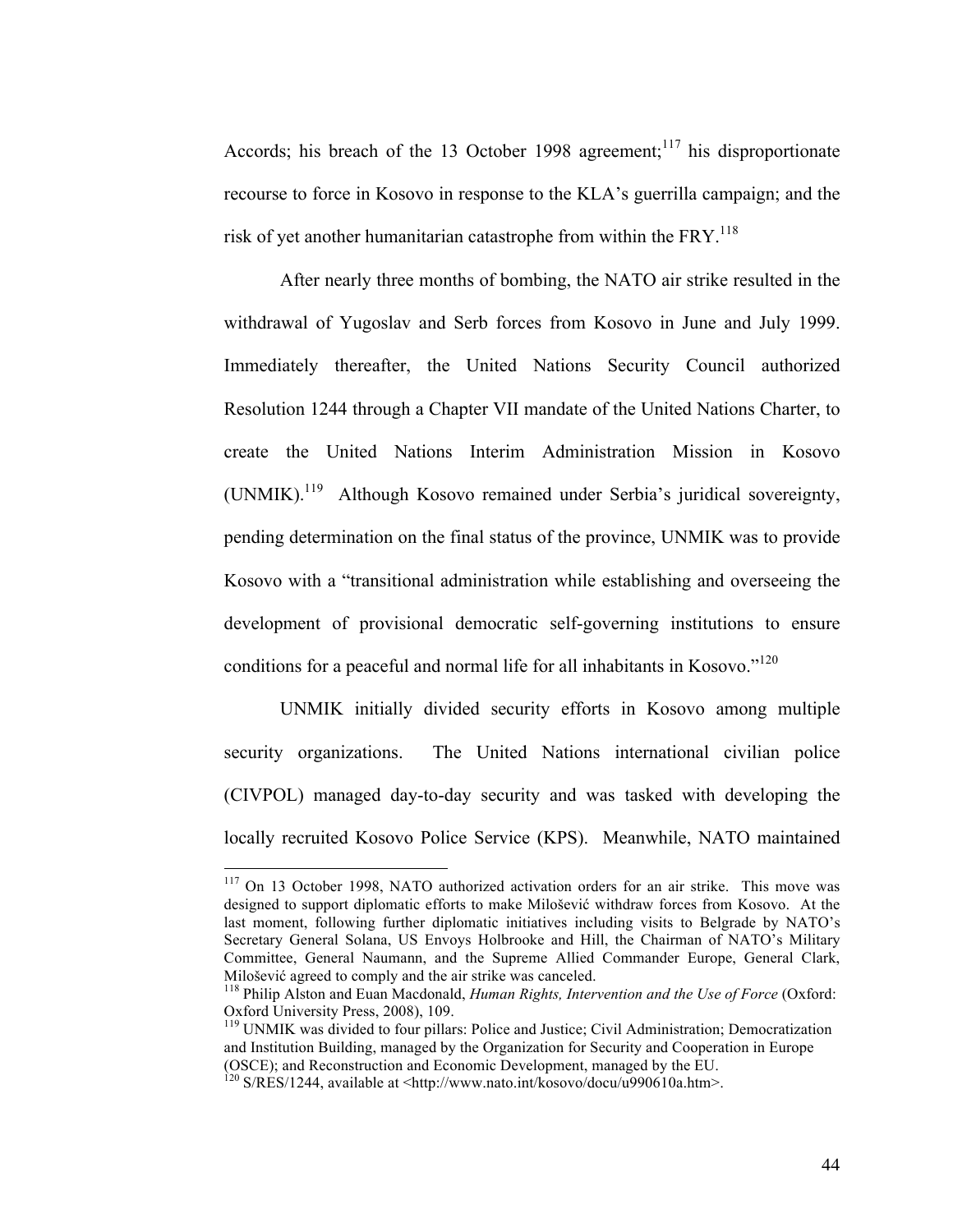Accords; his breach of the 13 October 1998 agreement;[117] his disproportionate recourse to force in Kosovo in response to the KLA's guerrilla campaign; and the risk of yet another humanitarian catastrophe from within the FRY.[118]

After nearly three months of bombing, the NATO air strike resulted in the withdrawal of Yugoslav and Serb forces from Kosovo in June and July 1999. Immediately thereafter, the United Nations Security Council authorized Resolution 1244 through a Chapter VII mandate of the United Nations Charter, to create the United Nations Interim Administration Mission in Kosovo (UNMIK).[119] Although Kosovo remained under Serbia's juridical sovereignty, pending determination on the final status of the province, UNMIK was to provide Kosovo with a "transitional administration while establishing and overseeing the development of provisional democratic self-governing institutions to ensure conditions for a peaceful and normal life for all inhabitants in Kosovo."[120]

UNMIK initially divided security efforts in Kosovo among multiple security organizations. The United Nations international civilian police (CIVPOL) managed day-to-day security and was tasked with developing the locally recruited Kosovo Police Service (KPS). Meanwhile, NATO maintained

---

[117] On 13 October 1998, NATO authorized activation orders for an air strike. This move was designed to support diplomatic efforts to make Milošević withdraw forces from Kosovo. At the last moment, following further diplomatic initiatives including visits to Belgrade by NATO's Secretary General Solana, US Envoys Holbrooke and Hill, the Chairman of NATO's Military Committee, General Naumann, and the Supreme Allied Commander Europe, General Clark, Milošević agreed to comply and the air strike was canceled.

[118] Philip Alston and Euan Macdonald, *Human Rights, Intervention and the Use of Force* (Oxford: Oxford University Press, 2008), 109.

[119] UNMIK was divided to four pillars: Police and Justice; Civil Administration; Democratization and Institution Building, managed by the Organization for Security and Cooperation in Europe (OSCE); and Reconstruction and Economic Development, managed by the EU.

[120] S/RES/1244, available at <http://www.nato.int/kosovo/docu/u990610a.htm>.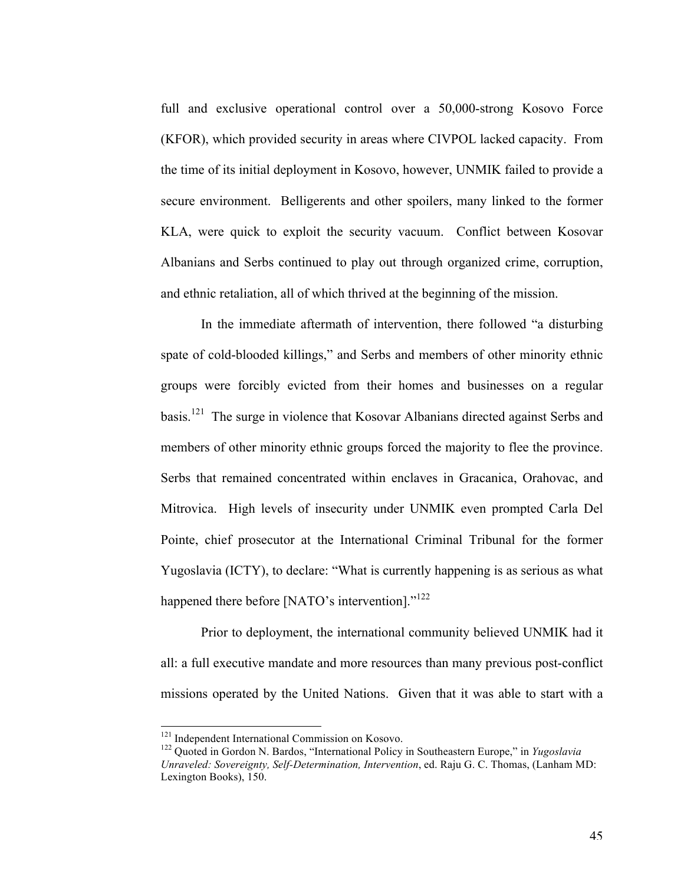full and exclusive operational control over a 50,000-strong Kosovo Force (KFOR), which provided security in areas where CIVPOL lacked capacity. From the time of its initial deployment in Kosovo, however, UNMIK failed to provide a secure environment. Belligerents and other spoilers, many linked to the former KLA, were quick to exploit the security vacuum. Conflict between Kosovar Albanians and Serbs continued to play out through organized crime, corruption, and ethnic retaliation, all of which thrived at the beginning of the mission.

In the immediate aftermath of intervention, there followed "a disturbing spate of cold-blooded killings," and Serbs and members of other minority ethnic groups were forcibly evicted from their homes and businesses on a regular basis.[121] The surge in violence that Kosovar Albanians directed against Serbs and members of other minority ethnic groups forced the majority to flee the province. Serbs that remained concentrated within enclaves in Gracanica, Orahovac, and Mitrovica. High levels of insecurity under UNMIK even prompted Carla Del Pointe, chief prosecutor at the International Criminal Tribunal for the former Yugoslavia (ICTY), to declare: "What is currently happening is as serious as what happened there before [NATO's intervention]."[122]

Prior to deployment, the international community believed UNMIK had it all: a full executive mandate and more resources than many previous post-conflict missions operated by the United Nations. Given that it was able to start with a

---

[121] Independent International Commission on Kosovo.

[122] Quoted in Gordon N. Bardos, "International Policy in Southeastern Europe," in *Yugoslavia Unraveled: Sovereignty, Self-Determination, Intervention*, ed. Raju G. C. Thomas, (Lanham MD: Lexington Books), 150.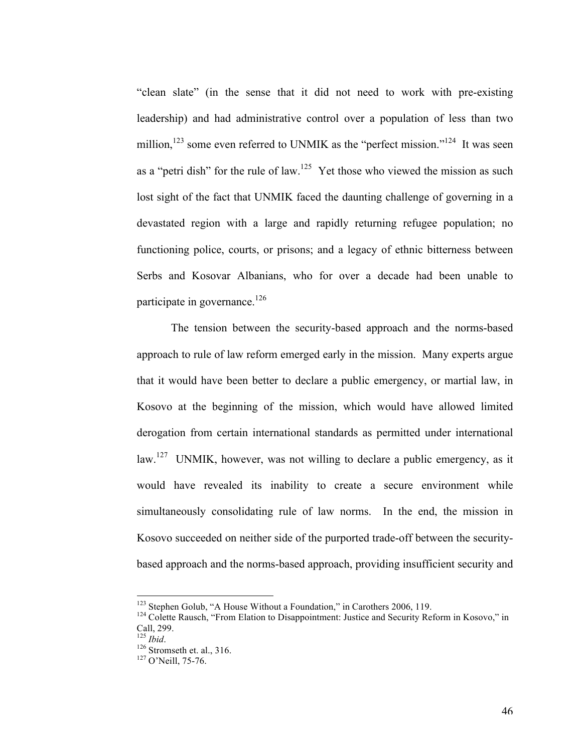"clean slate" (in the sense that it did not need to work with pre-existing leadership) and had administrative control over a population of less than two million,[123] some even referred to UNMIK as the "perfect mission."[124] It was seen as a "petri dish" for the rule of law.[125] Yet those who viewed the mission as such lost sight of the fact that UNMIK faced the daunting challenge of governing in a devastated region with a large and rapidly returning refugee population; no functioning police, courts, or prisons; and a legacy of ethnic bitterness between Serbs and Kosovar Albanians, who for over a decade had been unable to participate in governance.[126]

The tension between the security-based approach and the norms-based approach to rule of law reform emerged early in the mission. Many experts argue that it would have been better to declare a public emergency, or martial law, in Kosovo at the beginning of the mission, which would have allowed limited derogation from certain international standards as permitted under international law.[127] UNMIK, however, was not willing to declare a public emergency, as it would have revealed its inability to create a secure environment while simultaneously consolidating rule of law norms. In the end, the mission in Kosovo succeeded on neither side of the purported trade-off between the security-based approach and the norms-based approach, providing insufficient security and

---

[123] Stephen Golub, "A House Without a Foundation," in Carothers 2006, 119.

[124] Colette Rausch, "From Elation to Disappointment: Justice and Security Reform in Kosovo," in Call, 299.

[125] *Ibid*.

[126] Stromseth et. al., 316.

[127] O'Neill, 75-76.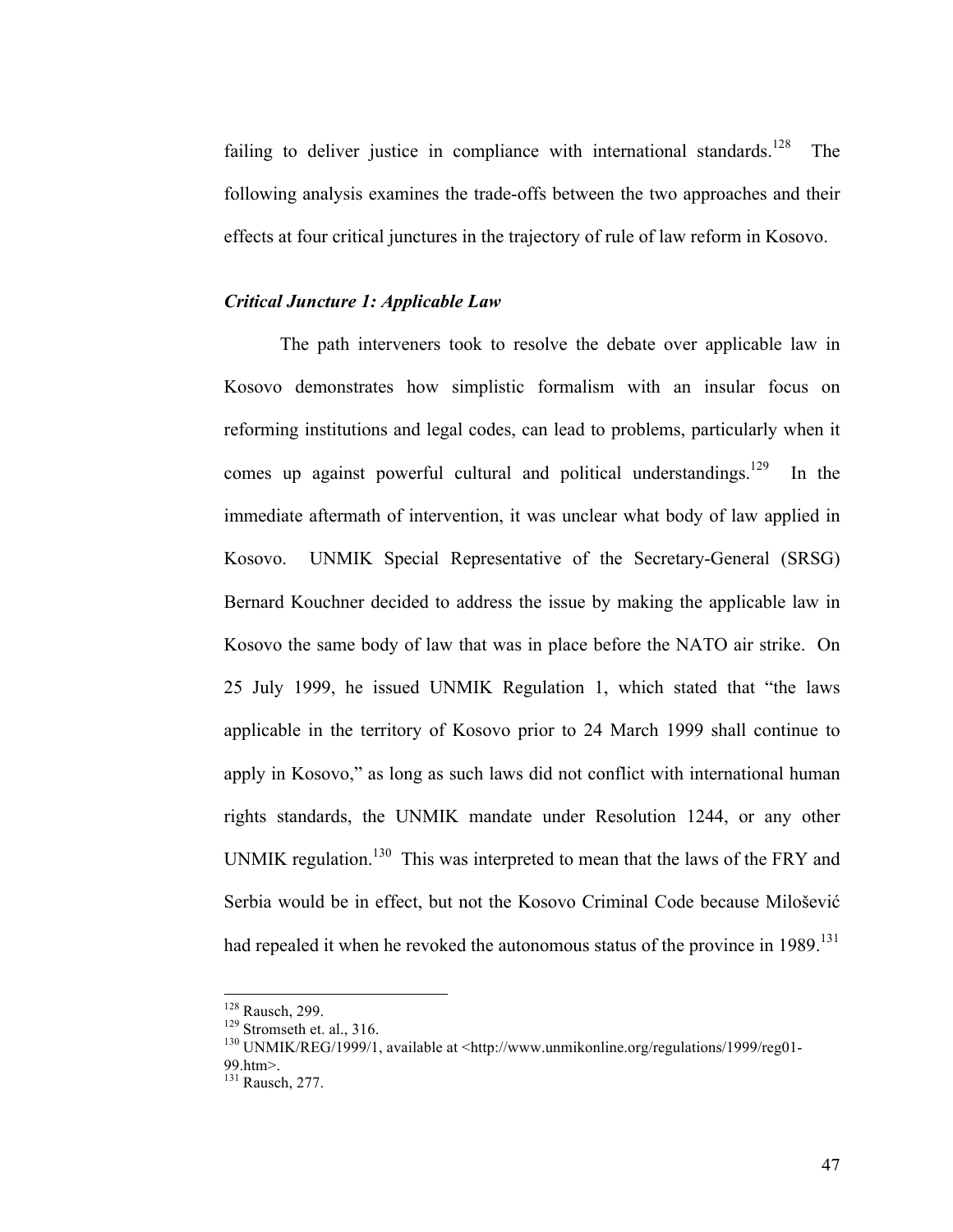failing to deliver justice in compliance with international standards.[128] The following analysis examines the trade-offs between the two approaches and their effects at four critical junctures in the trajectory of rule of law reform in Kosovo.

### *Critical Juncture 1: Applicable Law*

The path interveners took to resolve the debate over applicable law in Kosovo demonstrates how simplistic formalism with an insular focus on reforming institutions and legal codes, can lead to problems, particularly when it comes up against powerful cultural and political understandings.[129] In the immediate aftermath of intervention, it was unclear what body of law applied in Kosovo. UNMIK Special Representative of the Secretary-General (SRSG) Bernard Kouchner decided to address the issue by making the applicable law in Kosovo the same body of law that was in place before the NATO air strike. On 25 July 1999, he issued UNMIK Regulation 1, which stated that "the laws applicable in the territory of Kosovo prior to 24 March 1999 shall continue to apply in Kosovo," as long as such laws did not conflict with international human rights standards, the UNMIK mandate under Resolution 1244, or any other UNMIK regulation.[130] This was interpreted to mean that the laws of the FRY and Serbia would be in effect, but not the Kosovo Criminal Code because Milošević had repealed it when he revoked the autonomous status of the province in 1989.[131]

---

[128] Rausch, 299.
[129] Stromseth et. al., 316.
[130] UNMIK/REG/1999/1, available at <http://www.unmikonline.org/regulations/1999/reg01-99.htm>.
[131] Rausch, 277.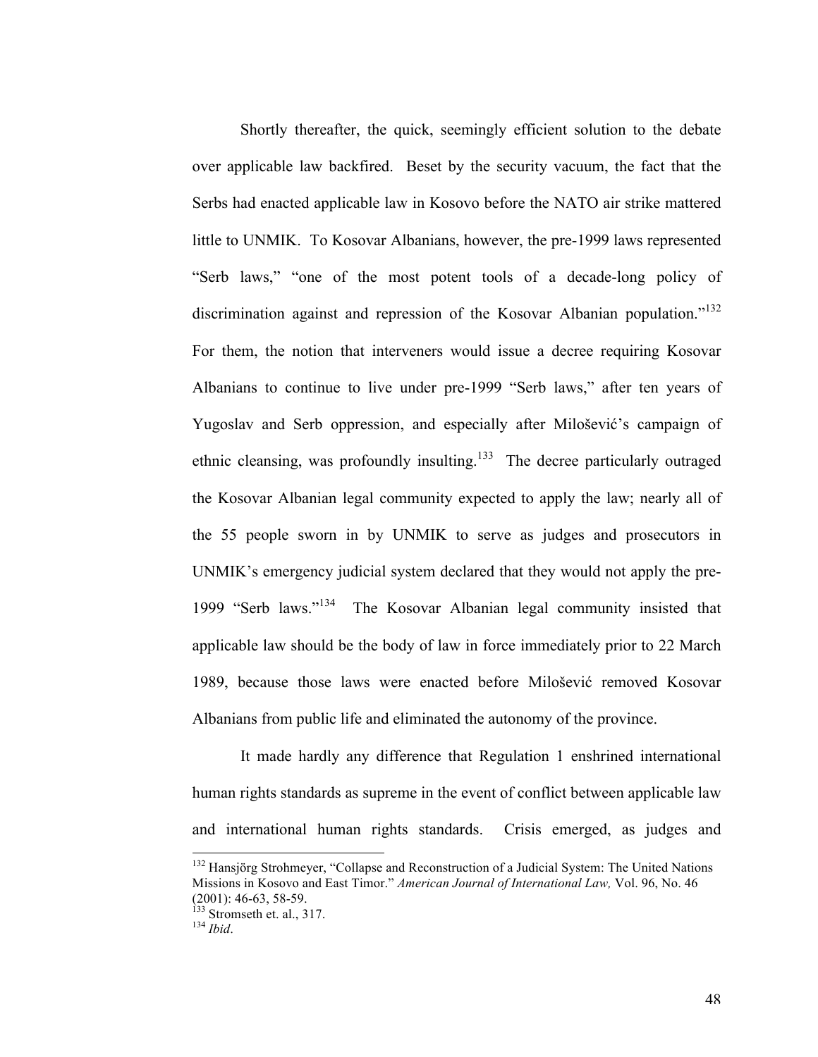Shortly thereafter, the quick, seemingly efficient solution to the debate over applicable law backfired. Beset by the security vacuum, the fact that the Serbs had enacted applicable law in Kosovo before the NATO air strike mattered little to UNMIK. To Kosovar Albanians, however, the pre-1999 laws represented "Serb laws," "one of the most potent tools of a decade-long policy of discrimination against and repression of the Kosovar Albanian population."[132] For them, the notion that interveners would issue a decree requiring Kosovar Albanians to continue to live under pre-1999 "Serb laws," after ten years of Yugoslav and Serb oppression, and especially after Milošević's campaign of ethnic cleansing, was profoundly insulting.[133] The decree particularly outraged the Kosovar Albanian legal community expected to apply the law; nearly all of the 55 people sworn in by UNMIK to serve as judges and prosecutors in UNMIK's emergency judicial system declared that they would not apply the pre-1999 "Serb laws."[134] The Kosovar Albanian legal community insisted that applicable law should be the body of law in force immediately prior to 22 March 1989, because those laws were enacted before Milošević removed Kosovar Albanians from public life and eliminated the autonomy of the province.

It made hardly any difference that Regulation 1 enshrined international human rights standards as supreme in the event of conflict between applicable law and international human rights standards. Crisis emerged, as judges and

---

[132] Hansjörg Strohmeyer, "Collapse and Reconstruction of a Judicial System: The United Nations Missions in Kosovo and East Timor." *American Journal of International Law,* Vol. 96, No. 46 (2001): 46-63, 58-59.

[133] Stromseth et. al., 317.

[134] *Ibid*.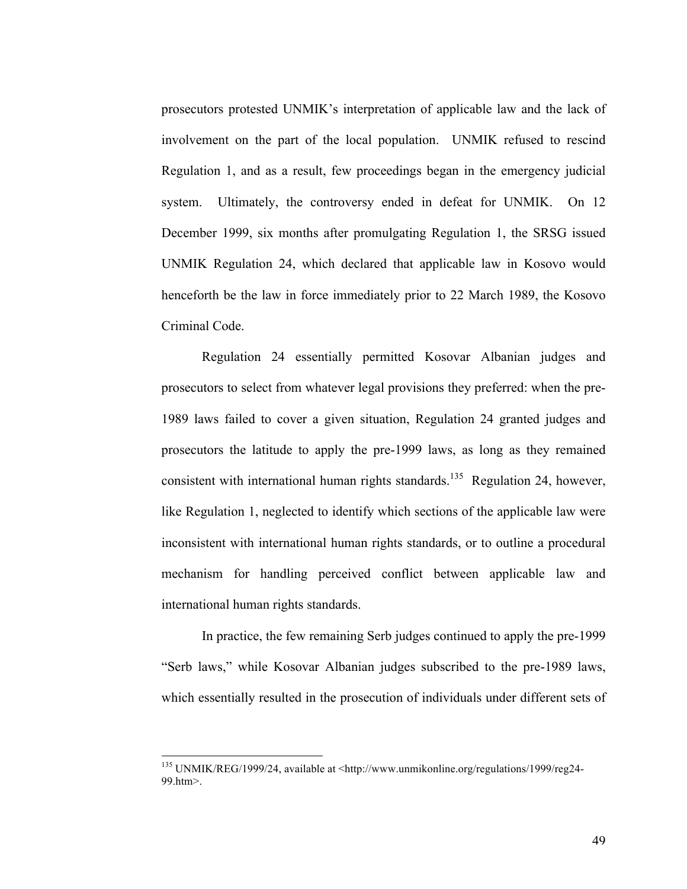prosecutors protested UNMIK's interpretation of applicable law and the lack of involvement on the part of the local population. UNMIK refused to rescind Regulation 1, and as a result, few proceedings began in the emergency judicial system. Ultimately, the controversy ended in defeat for UNMIK. On 12 December 1999, six months after promulgating Regulation 1, the SRSG issued UNMIK Regulation 24, which declared that applicable law in Kosovo would henceforth be the law in force immediately prior to 22 March 1989, the Kosovo Criminal Code.

Regulation 24 essentially permitted Kosovar Albanian judges and prosecutors to select from whatever legal provisions they preferred: when the pre-1989 laws failed to cover a given situation, Regulation 24 granted judges and prosecutors the latitude to apply the pre-1999 laws, as long as they remained consistent with international human rights standards.[135] Regulation 24, however, like Regulation 1, neglected to identify which sections of the applicable law were inconsistent with international human rights standards, or to outline a procedural mechanism for handling perceived conflict between applicable law and international human rights standards.

In practice, the few remaining Serb judges continued to apply the pre-1999 "Serb laws," while Kosovar Albanian judges subscribed to the pre-1989 laws, which essentially resulted in the prosecution of individuals under different sets of

---

[135] UNMIK/REG/1999/24, available at <http://www.unmikonline.org/regulations/1999/reg24-99.htm>.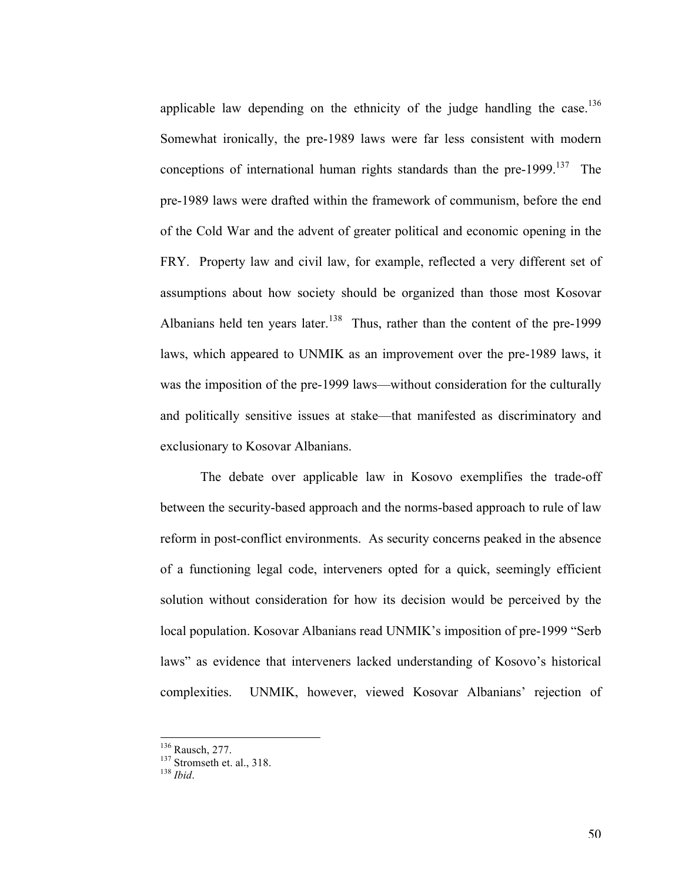applicable law depending on the ethnicity of the judge handling the case.[136] Somewhat ironically, the pre-1989 laws were far less consistent with modern conceptions of international human rights standards than the pre-1999.[137] The pre-1989 laws were drafted within the framework of communism, before the end of the Cold War and the advent of greater political and economic opening in the FRY. Property law and civil law, for example, reflected a very different set of assumptions about how society should be organized than those most Kosovar Albanians held ten years later.[138] Thus, rather than the content of the pre-1999 laws, which appeared to UNMIK as an improvement over the pre-1989 laws, it was the imposition of the pre-1999 laws—without consideration for the culturally and politically sensitive issues at stake—that manifested as discriminatory and exclusionary to Kosovar Albanians.

The debate over applicable law in Kosovo exemplifies the trade-off between the security-based approach and the norms-based approach to rule of law reform in post-conflict environments. As security concerns peaked in the absence of a functioning legal code, interveners opted for a quick, seemingly efficient solution without consideration for how its decision would be perceived by the local population. Kosovar Albanians read UNMIK's imposition of pre-1999 "Serb laws" as evidence that interveners lacked understanding of Kosovo's historical complexities. UNMIK, however, viewed Kosovar Albanians' rejection of

---

[136] Rausch, 277.

[137] Stromseth et. al., 318.

[138] *Ibid*.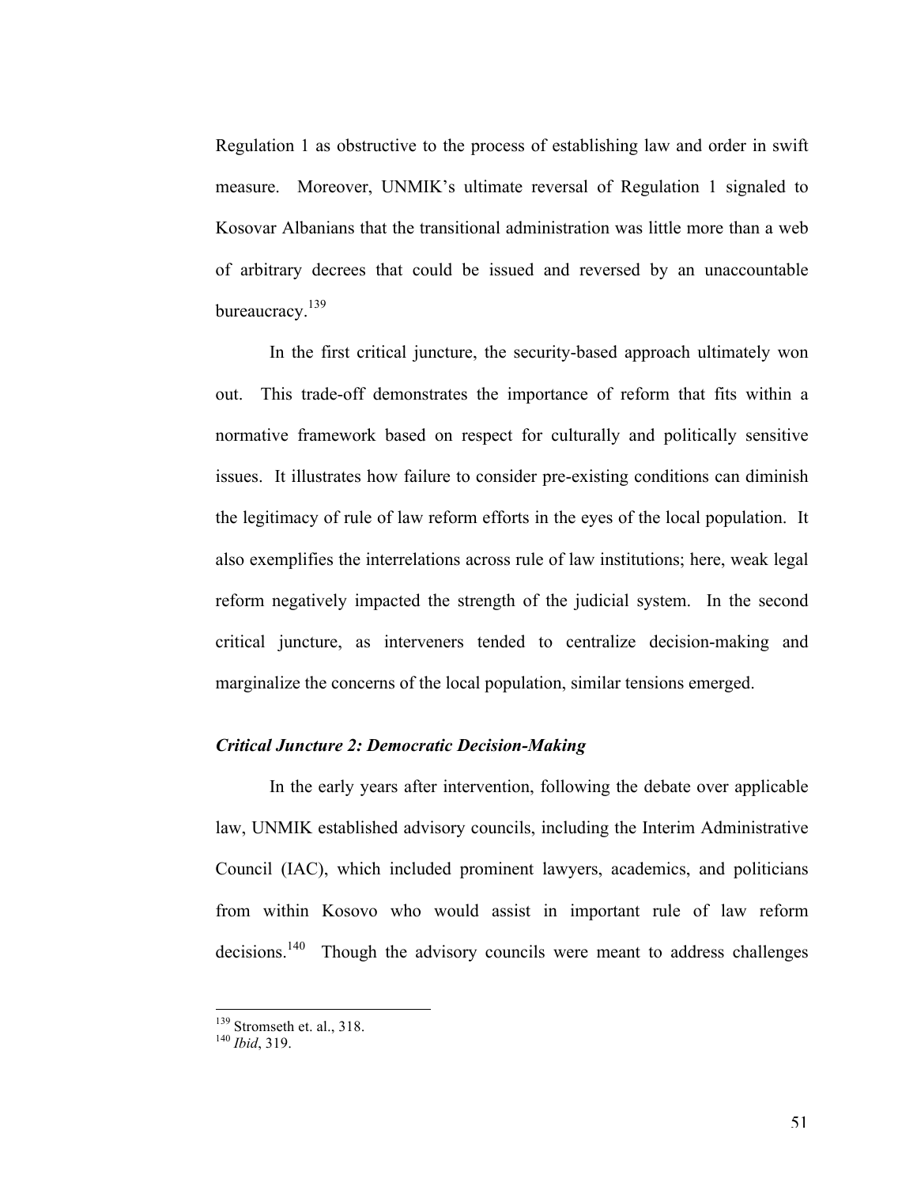Regulation 1 as obstructive to the process of establishing law and order in swift measure. Moreover, UNMIK's ultimate reversal of Regulation 1 signaled to Kosovar Albanians that the transitional administration was little more than a web of arbitrary decrees that could be issued and reversed by an unaccountable bureaucracy.[139]

In the first critical juncture, the security-based approach ultimately won out. This trade-off demonstrates the importance of reform that fits within a normative framework based on respect for culturally and politically sensitive issues. It illustrates how failure to consider pre-existing conditions can diminish the legitimacy of rule of law reform efforts in the eyes of the local population. It also exemplifies the interrelations across rule of law institutions; here, weak legal reform negatively impacted the strength of the judicial system. In the second critical juncture, as interveners tended to centralize decision-making and marginalize the concerns of the local population, similar tensions emerged.

### *Critical Juncture 2: Democratic Decision-Making*

In the early years after intervention, following the debate over applicable law, UNMIK established advisory councils, including the Interim Administrative Council (IAC), which included prominent lawyers, academics, and politicians from within Kosovo who would assist in important rule of law reform decisions.[140] Though the advisory councils were meant to address challenges

---

[139] Stromseth et. al., 318.
[140] *Ibid*, 319.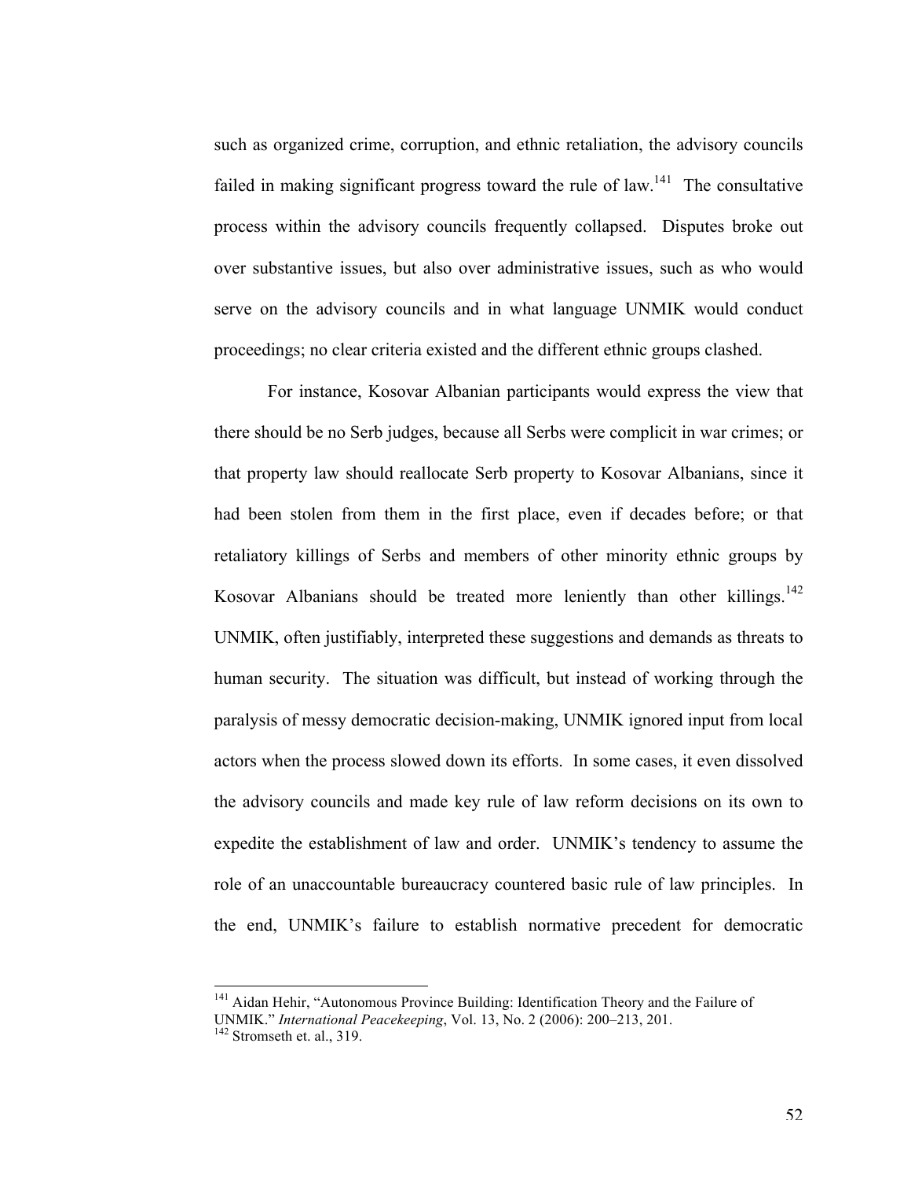such as organized crime, corruption, and ethnic retaliation, the advisory councils failed in making significant progress toward the rule of law.[141] The consultative process within the advisory councils frequently collapsed. Disputes broke out over substantive issues, but also over administrative issues, such as who would serve on the advisory councils and in what language UNMIK would conduct proceedings; no clear criteria existed and the different ethnic groups clashed.

For instance, Kosovar Albanian participants would express the view that there should be no Serb judges, because all Serbs were complicit in war crimes; or that property law should reallocate Serb property to Kosovar Albanians, since it had been stolen from them in the first place, even if decades before; or that retaliatory killings of Serbs and members of other minority ethnic groups by Kosovar Albanians should be treated more leniently than other killings.[142] UNMIK, often justifiably, interpreted these suggestions and demands as threats to human security. The situation was difficult, but instead of working through the paralysis of messy democratic decision-making, UNMIK ignored input from local actors when the process slowed down its efforts. In some cases, it even dissolved the advisory councils and made key rule of law reform decisions on its own to expedite the establishment of law and order. UNMIK's tendency to assume the role of an unaccountable bureaucracy countered basic rule of law principles. In the end, UNMIK's failure to establish normative precedent for democratic

---

[141] Aidan Hehir, "Autonomous Province Building: Identification Theory and the Failure of UNMIK." *International Peacekeeping*, Vol. 13, No. 2 (2006): 200–213, 201.

[142] Stromseth et. al., 319.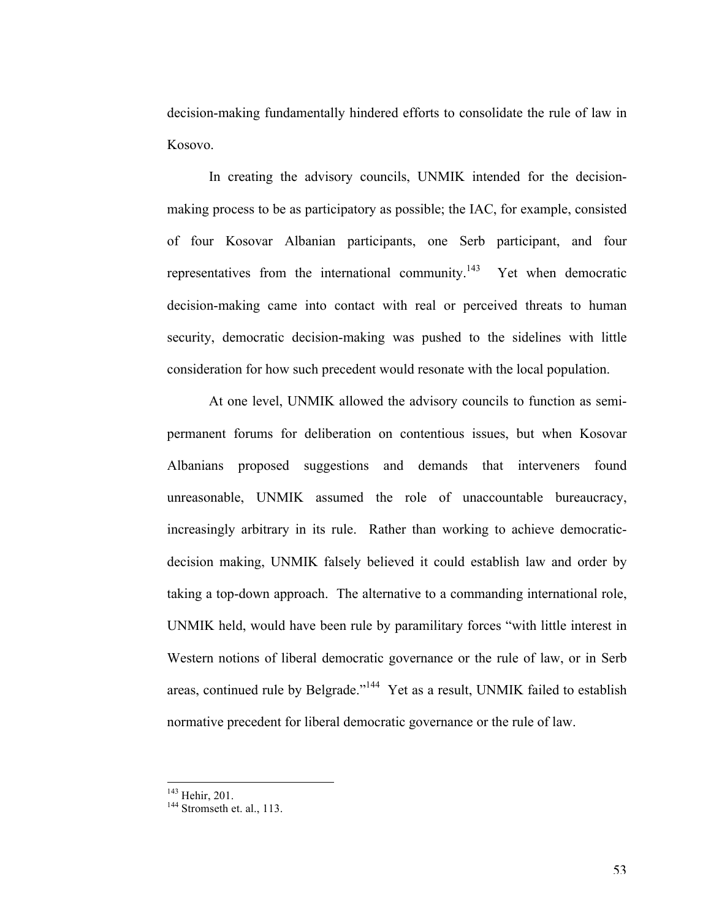decision-making fundamentally hindered efforts to consolidate the rule of law in Kosovo.

In creating the advisory councils, UNMIK intended for the decision-making process to be as participatory as possible; the IAC, for example, consisted of four Kosovar Albanian participants, one Serb participant, and four representatives from the international community.[143] Yet when democratic decision-making came into contact with real or perceived threats to human security, democratic decision-making was pushed to the sidelines with little consideration for how such precedent would resonate with the local population.

At one level, UNMIK allowed the advisory councils to function as semi-permanent forums for deliberation on contentious issues, but when Kosovar Albanians proposed suggestions and demands that interveners found unreasonable, UNMIK assumed the role of unaccountable bureaucracy, increasingly arbitrary in its rule. Rather than working to achieve democratic-decision making, UNMIK falsely believed it could establish law and order by taking a top-down approach. The alternative to a commanding international role, UNMIK held, would have been rule by paramilitary forces "with little interest in Western notions of liberal democratic governance or the rule of law, or in Serb areas, continued rule by Belgrade."[144] Yet as a result, UNMIK failed to establish normative precedent for liberal democratic governance or the rule of law.

---

[143] Hehir, 201.

[144] Stromseth et. al., 113.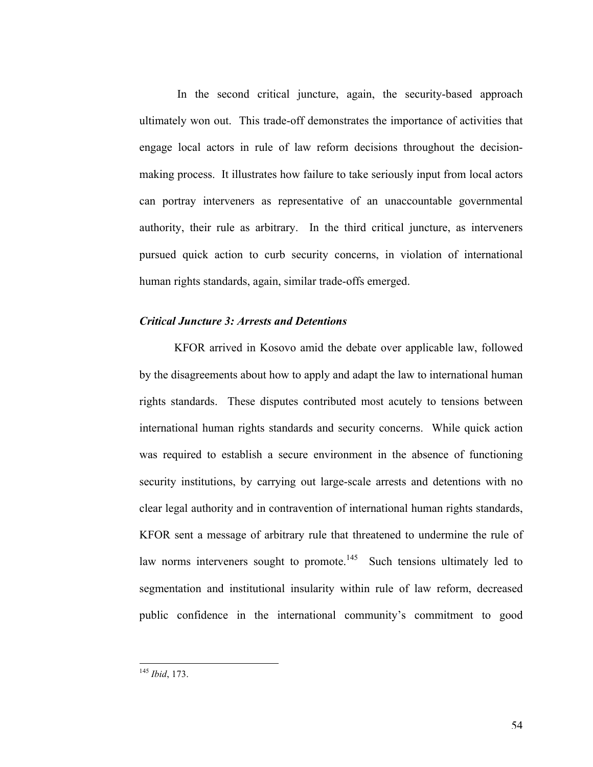In the second critical juncture, again, the security-based approach ultimately won out. This trade-off demonstrates the importance of activities that engage local actors in rule of law reform decisions throughout the decision-making process. It illustrates how failure to take seriously input from local actors can portray interveners as representative of an unaccountable governmental authority, their rule as arbitrary. In the third critical juncture, as interveners pursued quick action to curb security concerns, in violation of international human rights standards, again, similar trade-offs emerged.

### *Critical Juncture 3: Arrests and Detentions*

KFOR arrived in Kosovo amid the debate over applicable law, followed by the disagreements about how to apply and adapt the law to international human rights standards. These disputes contributed most acutely to tensions between international human rights standards and security concerns. While quick action was required to establish a secure environment in the absence of functioning security institutions, by carrying out large-scale arrests and detentions with no clear legal authority and in contravention of international human rights standards, KFOR sent a message of arbitrary rule that threatened to undermine the rule of law norms interveners sought to promote.[145] Such tensions ultimately led to segmentation and institutional insularity within rule of law reform, decreased public confidence in the international community's commitment to good

---

[145] *Ibid*, 173.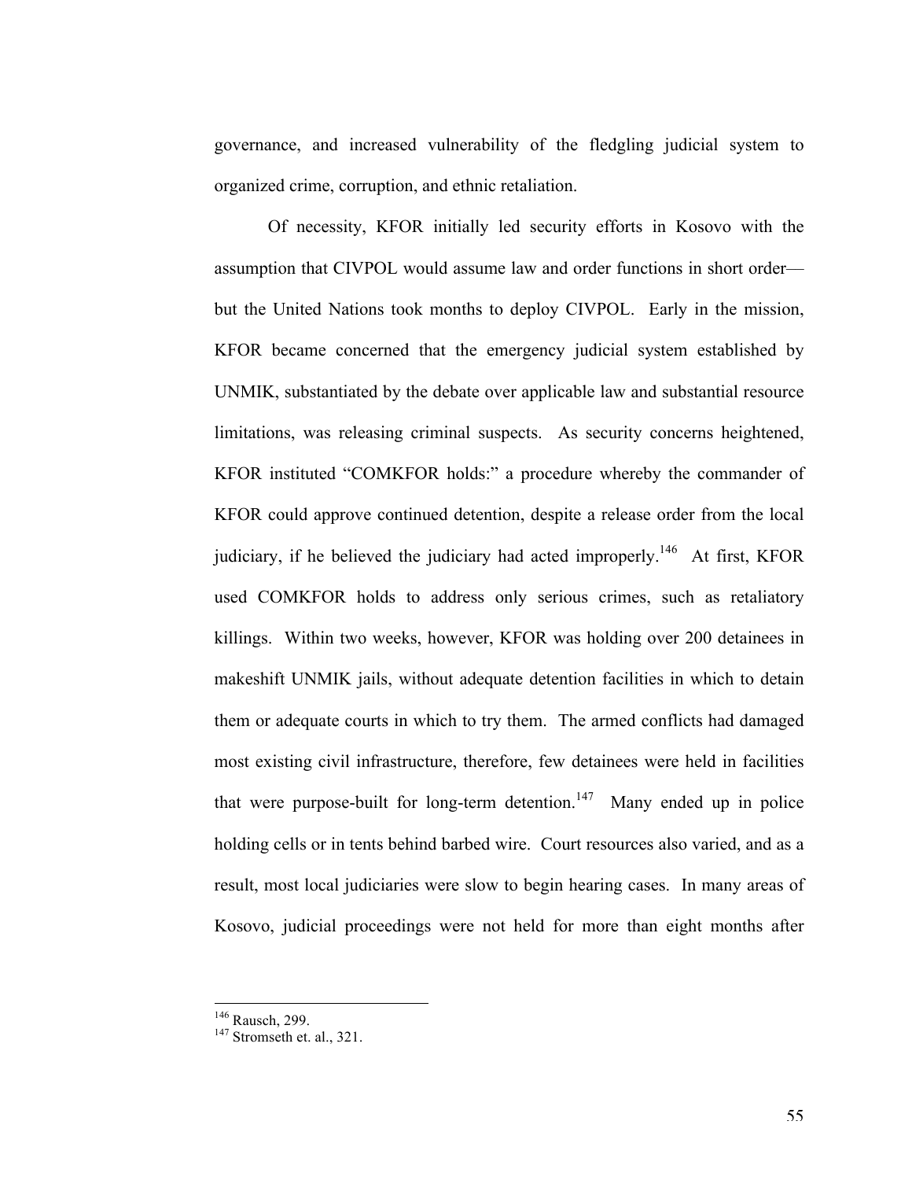governance, and increased vulnerability of the fledgling judicial system to organized crime, corruption, and ethnic retaliation.

Of necessity, KFOR initially led security efforts in Kosovo with the assumption that CIVPOL would assume law and order functions in short order—but the United Nations took months to deploy CIVPOL. Early in the mission, KFOR became concerned that the emergency judicial system established by UNMIK, substantiated by the debate over applicable law and substantial resource limitations, was releasing criminal suspects. As security concerns heightened, KFOR instituted "COMKFOR holds:" a procedure whereby the commander of KFOR could approve continued detention, despite a release order from the local judiciary, if he believed the judiciary had acted improperly.[146] At first, KFOR used COMKFOR holds to address only serious crimes, such as retaliatory killings. Within two weeks, however, KFOR was holding over 200 detainees in makeshift UNMIK jails, without adequate detention facilities in which to detain them or adequate courts in which to try them. The armed conflicts had damaged most existing civil infrastructure, therefore, few detainees were held in facilities that were purpose-built for long-term detention.[147] Many ended up in police holding cells or in tents behind barbed wire. Court resources also varied, and as a result, most local judiciaries were slow to begin hearing cases. In many areas of Kosovo, judicial proceedings were not held for more than eight months after

---

[146] Rausch, 299.

[147] Stromseth et. al., 321.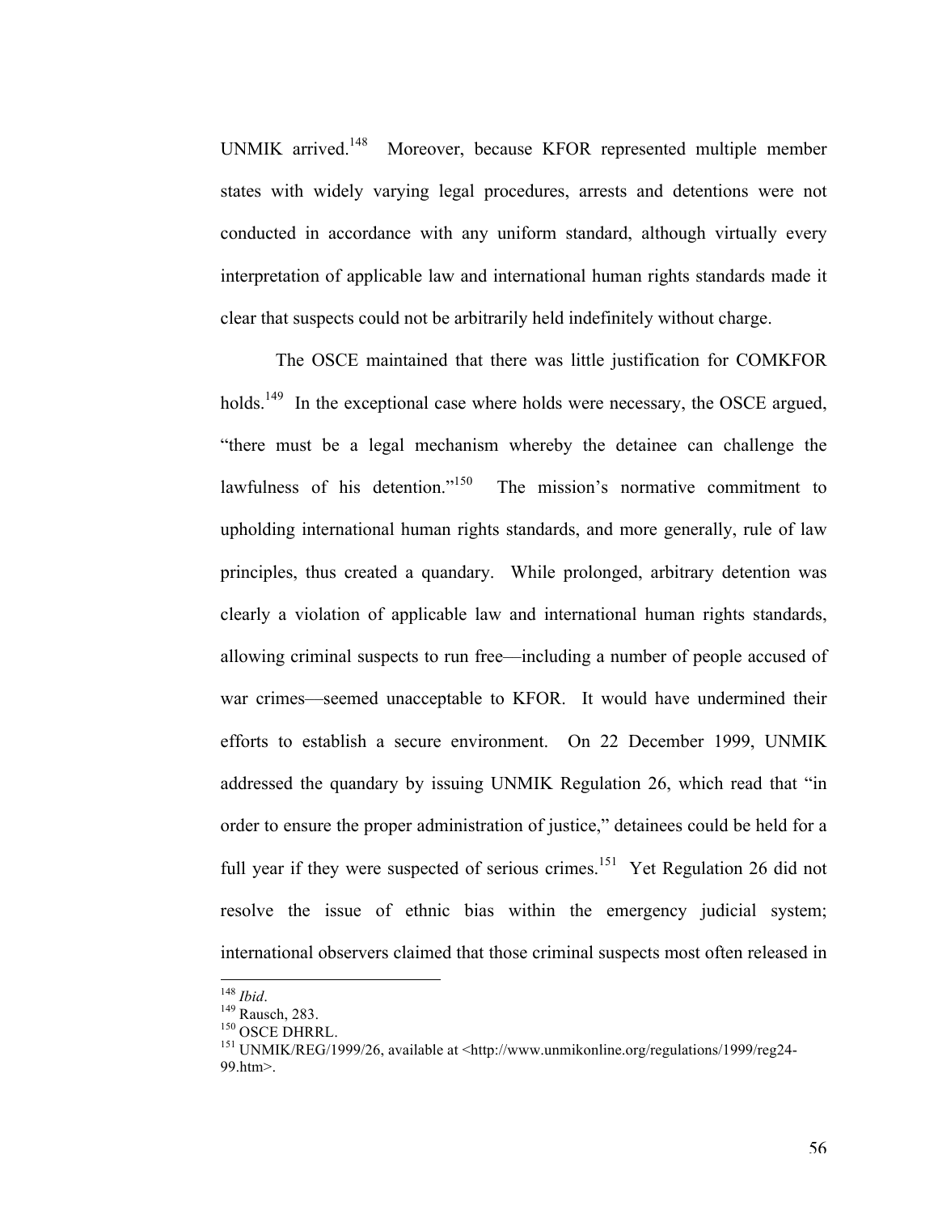UNMIK arrived.[148] Moreover, because KFOR represented multiple member states with widely varying legal procedures, arrests and detentions were not conducted in accordance with any uniform standard, although virtually every interpretation of applicable law and international human rights standards made it clear that suspects could not be arbitrarily held indefinitely without charge.

The OSCE maintained that there was little justification for COMKFOR holds.[149] In the exceptional case where holds were necessary, the OSCE argued, "there must be a legal mechanism whereby the detainee can challenge the lawfulness of his detention."[150] The mission's normative commitment to upholding international human rights standards, and more generally, rule of law principles, thus created a quandary. While prolonged, arbitrary detention was clearly a violation of applicable law and international human rights standards, allowing criminal suspects to run free—including a number of people accused of war crimes—seemed unacceptable to KFOR. It would have undermined their efforts to establish a secure environment. On 22 December 1999, UNMIK addressed the quandary by issuing UNMIK Regulation 26, which read that "in order to ensure the proper administration of justice," detainees could be held for a full year if they were suspected of serious crimes.[151] Yet Regulation 26 did not resolve the issue of ethnic bias within the emergency judicial system; international observers claimed that those criminal suspects most often released in

---

[148] *Ibid*.

[149] Rausch, 283.

[150] OSCE DHRRL.

[151] UNMIK/REG/1999/26, available at <http://www.unmikonline.org/regulations/1999/reg24-99.htm>.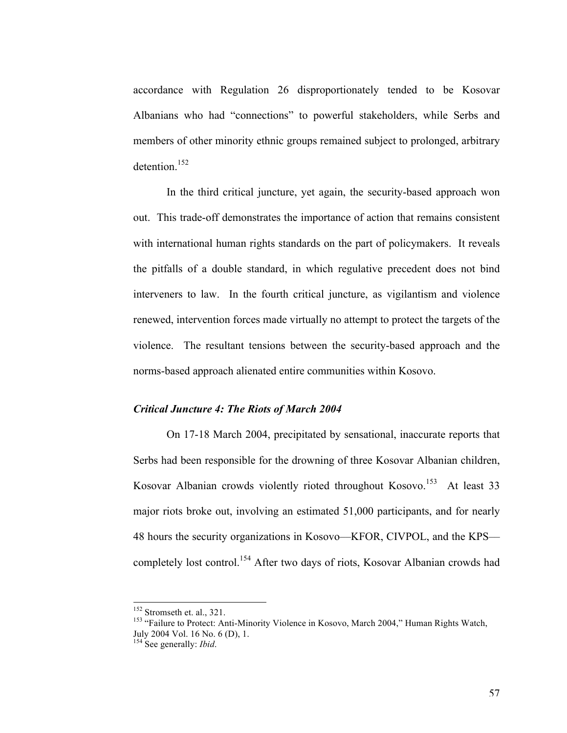accordance with Regulation 26 disproportionately tended to be Kosovar Albanians who had "connections" to powerful stakeholders, while Serbs and members of other minority ethnic groups remained subject to prolonged, arbitrary detention.[152]

In the third critical juncture, yet again, the security-based approach won out. This trade-off demonstrates the importance of action that remains consistent with international human rights standards on the part of policymakers. It reveals the pitfalls of a double standard, in which regulative precedent does not bind interveners to law. In the fourth critical juncture, as vigilantism and violence renewed, intervention forces made virtually no attempt to protect the targets of the violence. The resultant tensions between the security-based approach and the norms-based approach alienated entire communities within Kosovo.

### *Critical Juncture 4: The Riots of March 2004*

On 17-18 March 2004, precipitated by sensational, inaccurate reports that Serbs had been responsible for the drowning of three Kosovar Albanian children, Kosovar Albanian crowds violently rioted throughout Kosovo.[153] At least 33 major riots broke out, involving an estimated 51,000 participants, and for nearly 48 hours the security organizations in Kosovo—KFOR, CIVPOL, and the KPS—completely lost control.[154] After two days of riots, Kosovar Albanian crowds had

---

[152] Stromseth et. al., 321.

[153] "Failure to Protect: Anti-Minority Violence in Kosovo, March 2004," Human Rights Watch, July 2004 Vol. 16 No. 6 (D), 1.

[154] See generally: *Ibid*.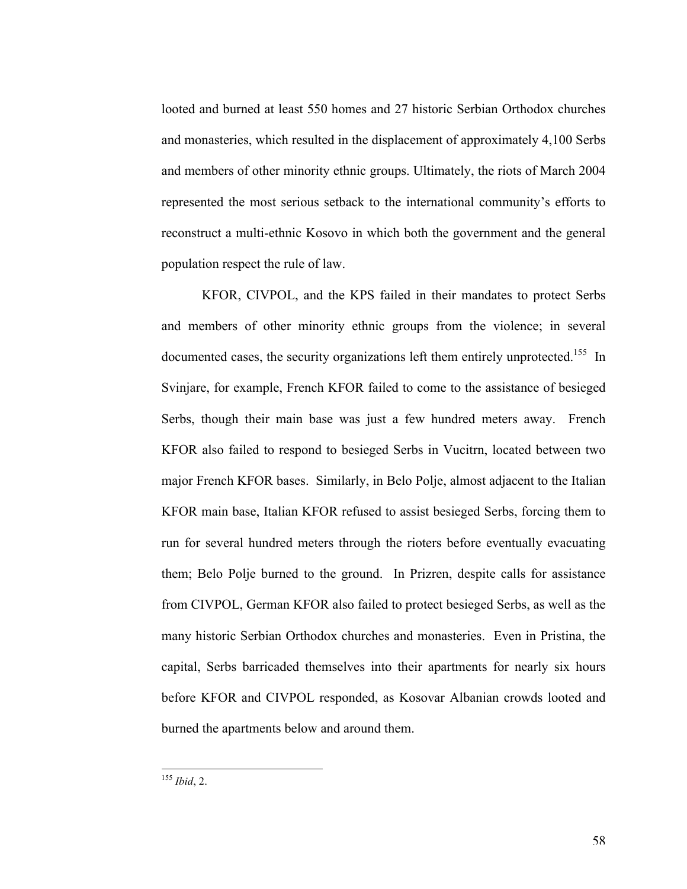looted and burned at least 550 homes and 27 historic Serbian Orthodox churches and monasteries, which resulted in the displacement of approximately 4,100 Serbs and members of other minority ethnic groups. Ultimately, the riots of March 2004 represented the most serious setback to the international community's efforts to reconstruct a multi-ethnic Kosovo in which both the government and the general population respect the rule of law.

KFOR, CIVPOL, and the KPS failed in their mandates to protect Serbs and members of other minority ethnic groups from the violence; in several documented cases, the security organizations left them entirely unprotected.[155] In Svinjare, for example, French KFOR failed to come to the assistance of besieged Serbs, though their main base was just a few hundred meters away. French KFOR also failed to respond to besieged Serbs in Vucitrn, located between two major French KFOR bases. Similarly, in Belo Polje, almost adjacent to the Italian KFOR main base, Italian KFOR refused to assist besieged Serbs, forcing them to run for several hundred meters through the rioters before eventually evacuating them; Belo Polje burned to the ground. In Prizren, despite calls for assistance from CIVPOL, German KFOR also failed to protect besieged Serbs, as well as the many historic Serbian Orthodox churches and monasteries. Even in Pristina, the capital, Serbs barricaded themselves into their apartments for nearly six hours before KFOR and CIVPOL responded, as Kosovar Albanian crowds looted and burned the apartments below and around them.

---

[155] *Ibid*, 2.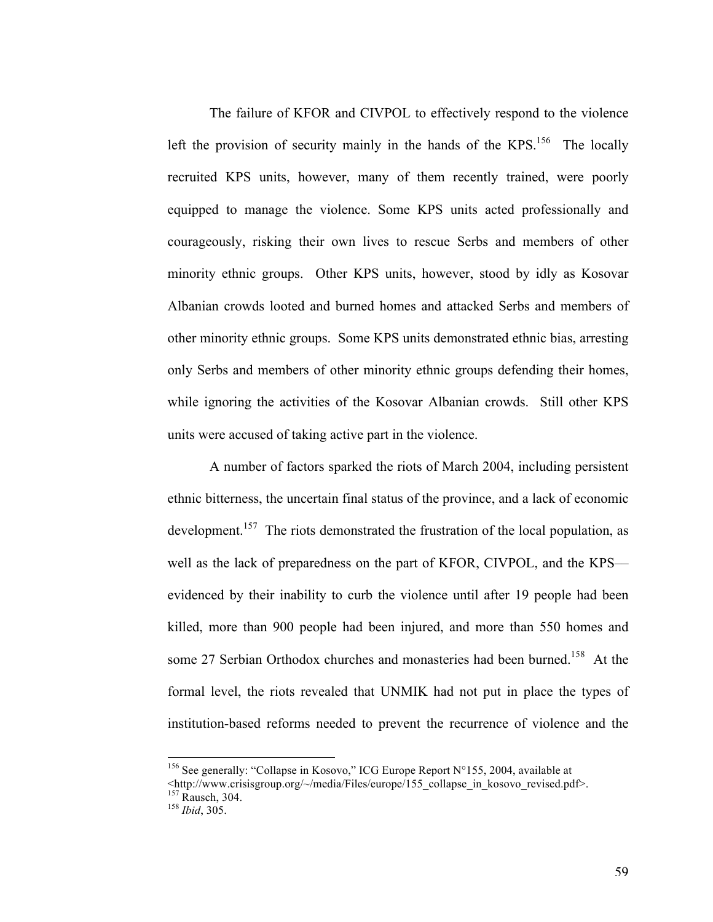The failure of KFOR and CIVPOL to effectively respond to the violence left the provision of security mainly in the hands of the KPS.[156] The locally recruited KPS units, however, many of them recently trained, were poorly equipped to manage the violence. Some KPS units acted professionally and courageously, risking their own lives to rescue Serbs and members of other minority ethnic groups. Other KPS units, however, stood by idly as Kosovar Albanian crowds looted and burned homes and attacked Serbs and members of other minority ethnic groups. Some KPS units demonstrated ethnic bias, arresting only Serbs and members of other minority ethnic groups defending their homes, while ignoring the activities of the Kosovar Albanian crowds. Still other KPS units were accused of taking active part in the violence.

A number of factors sparked the riots of March 2004, including persistent ethnic bitterness, the uncertain final status of the province, and a lack of economic development.[157] The riots demonstrated the frustration of the local population, as well as the lack of preparedness on the part of KFOR, CIVPOL, and the KPS—evidenced by their inability to curb the violence until after 19 people had been killed, more than 900 people had been injured, and more than 550 homes and some 27 Serbian Orthodox churches and monasteries had been burned.[158] At the formal level, the riots revealed that UNMIK had not put in place the types of institution-based reforms needed to prevent the recurrence of violence and the

---

[156] See generally: "Collapse in Kosovo," ICG Europe Report N°155, 2004, available at <http://www.crisisgroup.org/~/media/Files/europe/155_collapse_in_kosovo_revised.pdf>.

[157] Rausch, 304.

[158] *Ibid*, 305.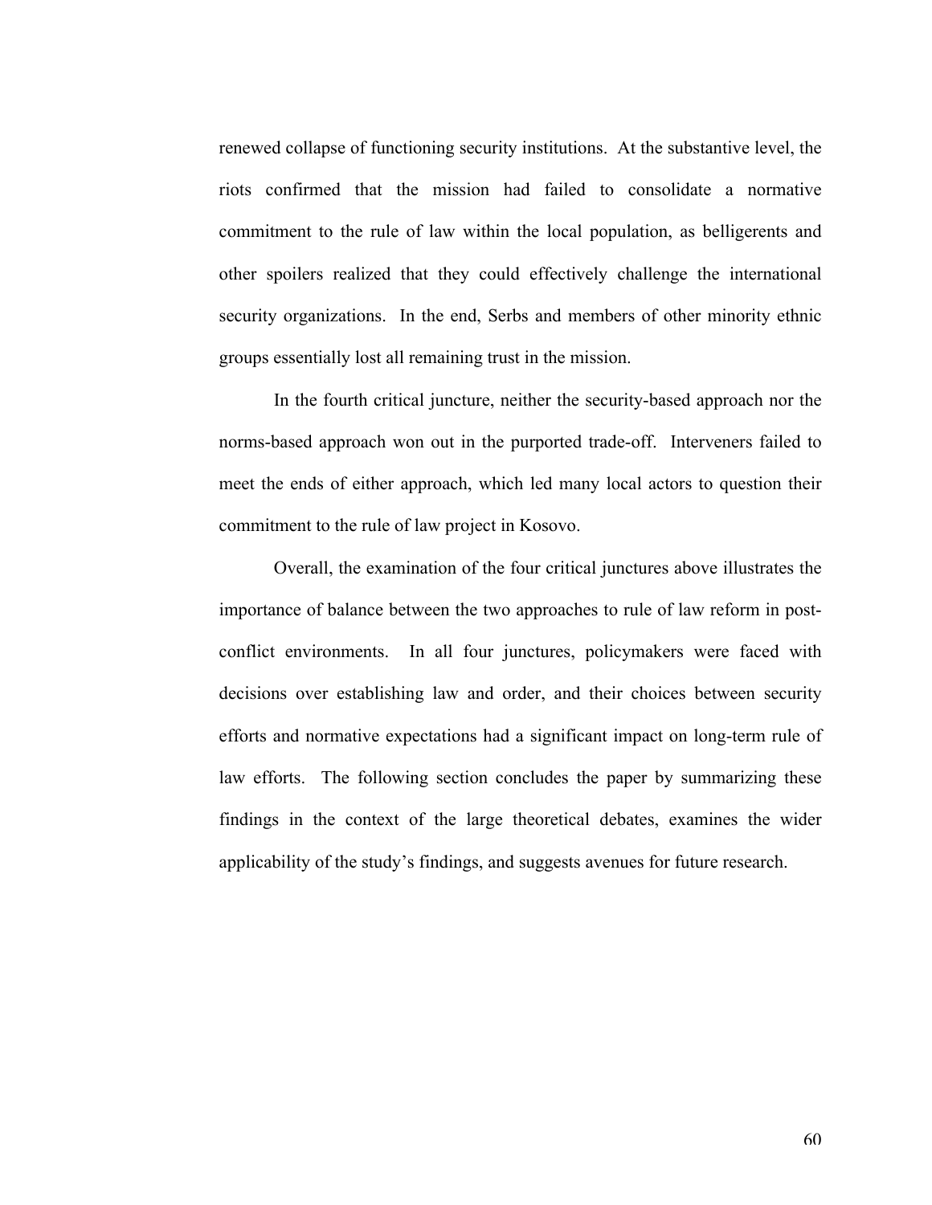renewed collapse of functioning security institutions. At the substantive level, the riots confirmed that the mission had failed to consolidate a normative commitment to the rule of law within the local population, as belligerents and other spoilers realized that they could effectively challenge the international security organizations. In the end, Serbs and members of other minority ethnic groups essentially lost all remaining trust in the mission.

In the fourth critical juncture, neither the security-based approach nor the norms-based approach won out in the purported trade-off. Interveners failed to meet the ends of either approach, which led many local actors to question their commitment to the rule of law project in Kosovo.

Overall, the examination of the four critical junctures above illustrates the importance of balance between the two approaches to rule of law reform in post-conflict environments. In all four junctures, policymakers were faced with decisions over establishing law and order, and their choices between security efforts and normative expectations had a significant impact on long-term rule of law efforts. The following section concludes the paper by summarizing these findings in the context of the large theoretical debates, examines the wider applicability of the study's findings, and suggests avenues for future research.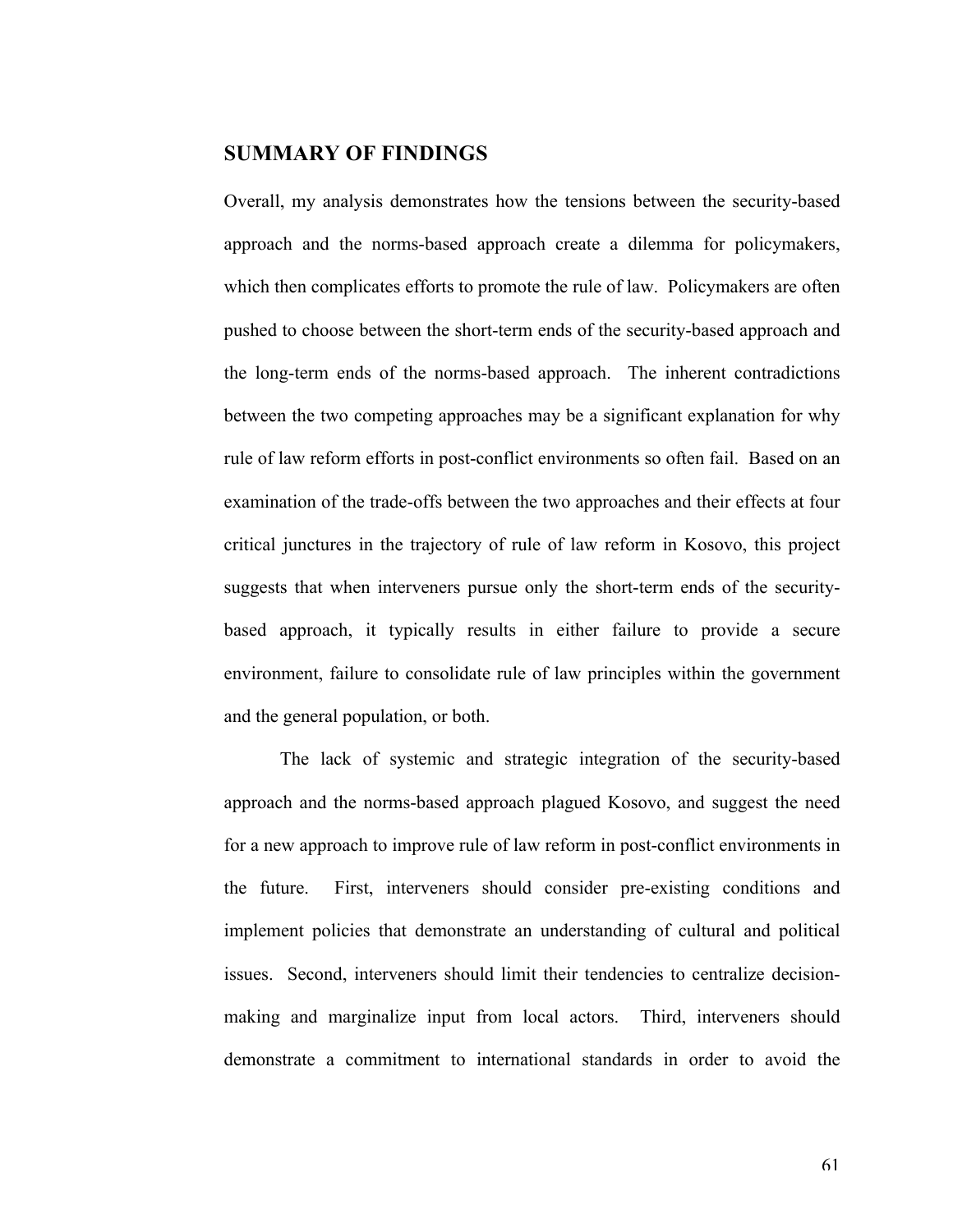## SUMMARY OF FINDINGS

Overall, my analysis demonstrates how the tensions between the security-based approach and the norms-based approach create a dilemma for policymakers, which then complicates efforts to promote the rule of law. Policymakers are often pushed to choose between the short-term ends of the security-based approach and the long-term ends of the norms-based approach. The inherent contradictions between the two competing approaches may be a significant explanation for why rule of law reform efforts in post-conflict environments so often fail. Based on an examination of the trade-offs between the two approaches and their effects at four critical junctures in the trajectory of rule of law reform in Kosovo, this project suggests that when interveners pursue only the short-term ends of the security-based approach, it typically results in either failure to provide a secure environment, failure to consolidate rule of law principles within the government and the general population, or both.

The lack of systemic and strategic integration of the security-based approach and the norms-based approach plagued Kosovo, and suggest the need for a new approach to improve rule of law reform in post-conflict environments in the future. First, interveners should consider pre-existing conditions and implement policies that demonstrate an understanding of cultural and political issues. Second, interveners should limit their tendencies to centralize decision-making and marginalize input from local actors. Third, interveners should demonstrate a commitment to international standards in order to avoid the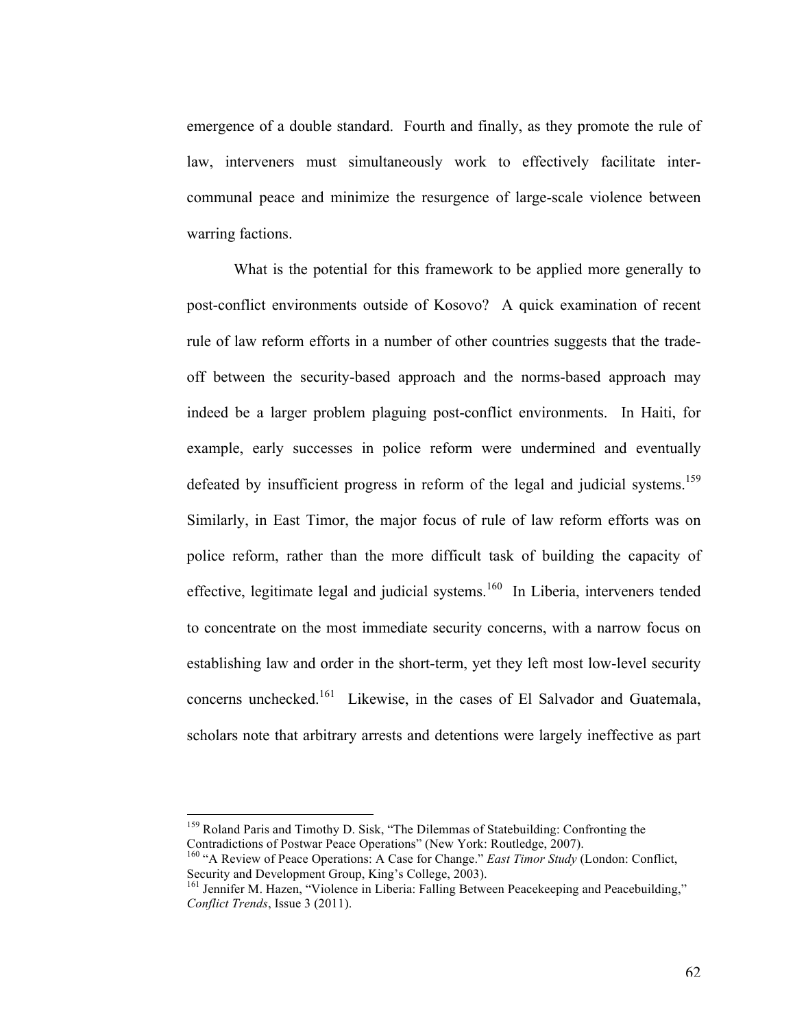emergence of a double standard. Fourth and finally, as they promote the rule of law, interveners must simultaneously work to effectively facilitate inter-communal peace and minimize the resurgence of large-scale violence between warring factions.

What is the potential for this framework to be applied more generally to post-conflict environments outside of Kosovo? A quick examination of recent rule of law reform efforts in a number of other countries suggests that the trade-off between the security-based approach and the norms-based approach may indeed be a larger problem plaguing post-conflict environments. In Haiti, for example, early successes in police reform were undermined and eventually defeated by insufficient progress in reform of the legal and judicial systems.[159] Similarly, in East Timor, the major focus of rule of law reform efforts was on police reform, rather than the more difficult task of building the capacity of effective, legitimate legal and judicial systems.[160] In Liberia, interveners tended to concentrate on the most immediate security concerns, with a narrow focus on establishing law and order in the short-term, yet they left most low-level security concerns unchecked.[161] Likewise, in the cases of El Salvador and Guatemala, scholars note that arbitrary arrests and detentions were largely ineffective as part

---

[159] Roland Paris and Timothy D. Sisk, "The Dilemmas of Statebuilding: Confronting the Contradictions of Postwar Peace Operations" (New York: Routledge, 2007).

[160] "A Review of Peace Operations: A Case for Change." *East Timor Study* (London: Conflict, Security and Development Group, King's College, 2003).

[161] Jennifer M. Hazen, "Violence in Liberia: Falling Between Peacekeeping and Peacebuilding," *Conflict Trends*, Issue 3 (2011).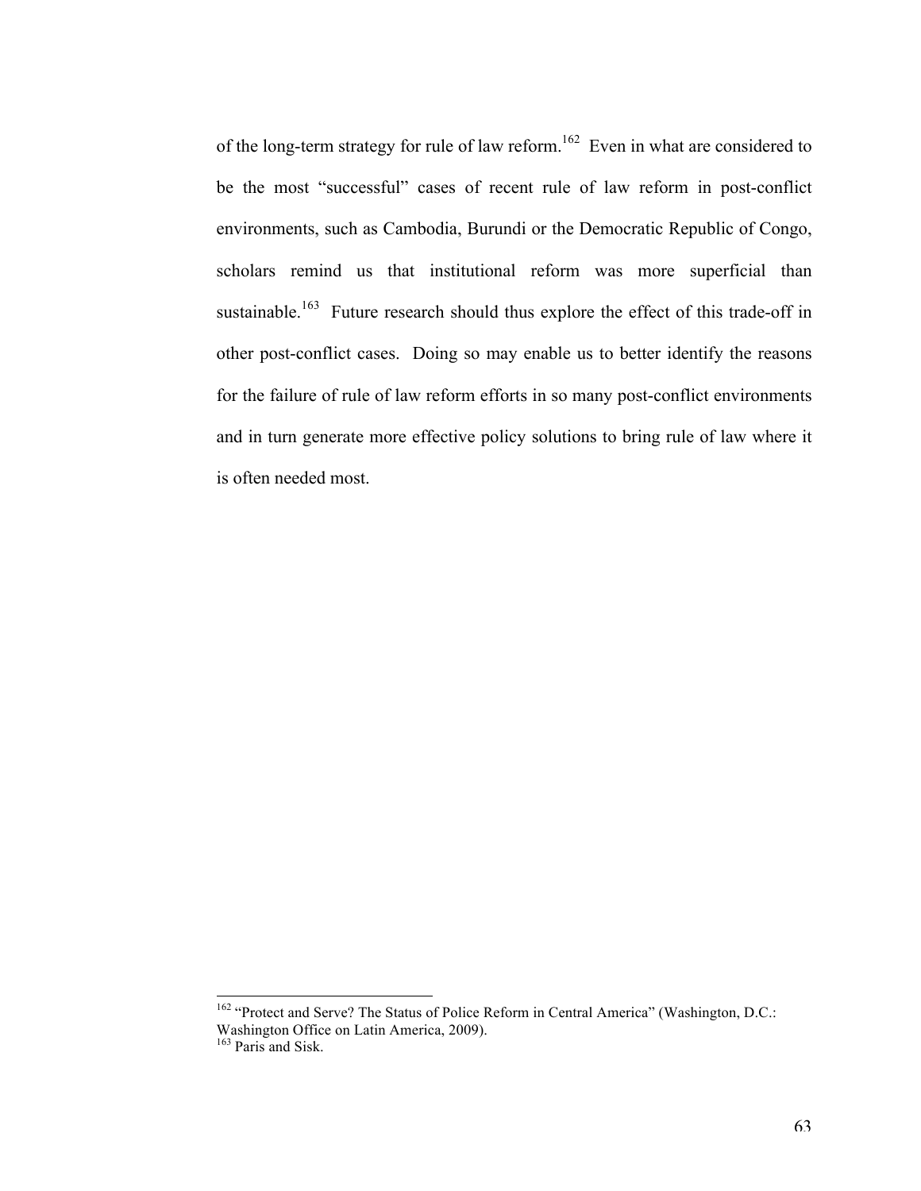of the long-term strategy for rule of law reform.[162] Even in what are considered to be the most "successful" cases of recent rule of law reform in post-conflict environments, such as Cambodia, Burundi or the Democratic Republic of Congo, scholars remind us that institutional reform was more superficial than sustainable.[163] Future research should thus explore the effect of this trade-off in other post-conflict cases. Doing so may enable us to better identify the reasons for the failure of rule of law reform efforts in so many post-conflict environments and in turn generate more effective policy solutions to bring rule of law where it is often needed most.

---

[162] "Protect and Serve? The Status of Police Reform in Central America" (Washington, D.C.: Washington Office on Latin America, 2009).

[163] Paris and Sisk.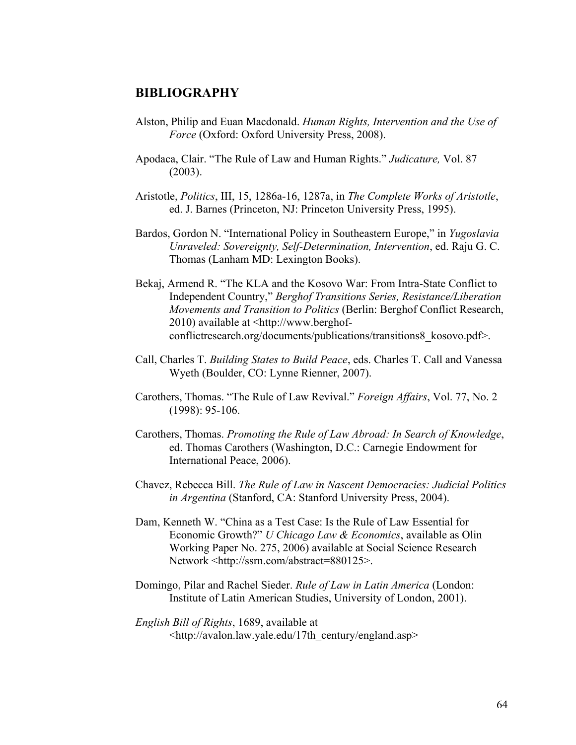## BIBLIOGRAPHY

Alston, Philip and Euan Macdonald. *Human Rights, Intervention and the Use of Force* (Oxford: Oxford University Press, 2008).

Apodaca, Clair. "The Rule of Law and Human Rights." *Judicature,* Vol. 87 (2003).

Aristotle, *Politics*, III, 15, 1286a-16, 1287a, in *The Complete Works of Aristotle*, ed. J. Barnes (Princeton, NJ: Princeton University Press, 1995).

Bardos, Gordon N. "International Policy in Southeastern Europe," in *Yugoslavia Unraveled: Sovereignty, Self-Determination, Intervention*, ed. Raju G. C. Thomas (Lanham MD: Lexington Books).

Bekaj, Armend R. "The KLA and the Kosovo War: From Intra-State Conflict to Independent Country," *Berghof Transitions Series, Resistance/Liberation Movements and Transition to Politics* (Berlin: Berghof Conflict Research, 2010) available at <http://www.berghof-conflictresearch.org/documents/publications/transitions8_kosovo.pdf>.

Call, Charles T. *Building States to Build Peace*, eds. Charles T. Call and Vanessa Wyeth (Boulder, CO: Lynne Rienner, 2007).

Carothers, Thomas. "The Rule of Law Revival." *Foreign Affairs*, Vol. 77, No. 2 (1998): 95-106.

Carothers, Thomas. *Promoting the Rule of Law Abroad: In Search of Knowledge*, ed. Thomas Carothers (Washington, D.C.: Carnegie Endowment for International Peace, 2006).

Chavez, Rebecca Bill. *The Rule of Law in Nascent Democracies: Judicial Politics in Argentina* (Stanford, CA: Stanford University Press, 2004).

Dam, Kenneth W. "China as a Test Case: Is the Rule of Law Essential for Economic Growth?" *U Chicago Law & Economics*, available as Olin Working Paper No. 275, 2006) available at Social Science Research Network <http://ssrn.com/abstract=880125>.

Domingo, Pilar and Rachel Sieder. *Rule of Law in Latin America* (London: Institute of Latin American Studies, University of London, 2001).

*English Bill of Rights*, 1689, available at <http://avalon.law.yale.edu/17th_century/england.asp>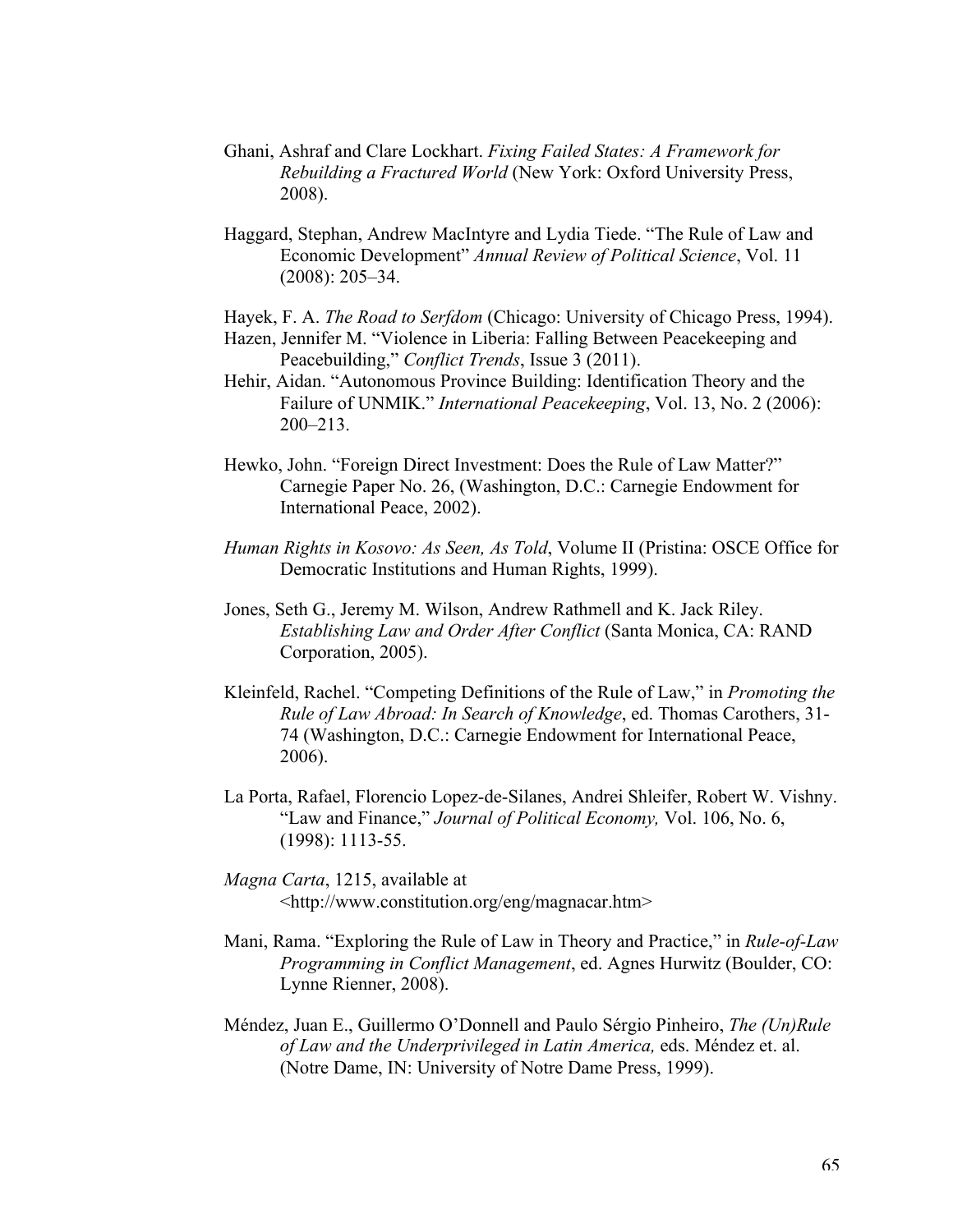Ghani, Ashraf and Clare Lockhart. *Fixing Failed States: A Framework for Rebuilding a Fractured World* (New York: Oxford University Press, 2008).

Haggard, Stephan, Andrew MacIntyre and Lydia Tiede. "The Rule of Law and Economic Development" *Annual Review of Political Science*, Vol. 11 (2008): 205–34.

Hayek, F. A. *The Road to Serfdom* (Chicago: University of Chicago Press, 1994).

Hazen, Jennifer M. "Violence in Liberia: Falling Between Peacekeeping and Peacebuilding," *Conflict Trends*, Issue 3 (2011).

Hehir, Aidan. "Autonomous Province Building: Identification Theory and the Failure of UNMIK." *International Peacekeeping*, Vol. 13, No. 2 (2006): 200–213.

Hewko, John. "Foreign Direct Investment: Does the Rule of Law Matter?" Carnegie Paper No. 26, (Washington, D.C.: Carnegie Endowment for International Peace, 2002).

*Human Rights in Kosovo: As Seen, As Told*, Volume II (Pristina: OSCE Office for Democratic Institutions and Human Rights, 1999).

Jones, Seth G., Jeremy M. Wilson, Andrew Rathmell and K. Jack Riley. *Establishing Law and Order After Conflict* (Santa Monica, CA: RAND Corporation, 2005).

Kleinfeld, Rachel. "Competing Definitions of the Rule of Law," in *Promoting the Rule of Law Abroad: In Search of Knowledge*, ed. Thomas Carothers, 31-74 (Washington, D.C.: Carnegie Endowment for International Peace, 2006).

La Porta, Rafael, Florencio Lopez-de-Silanes, Andrei Shleifer, Robert W. Vishny. "Law and Finance," *Journal of Political Economy,* Vol. 106, No. 6, (1998): 1113-55.

*Magna Carta*, 1215, available at <http://www.constitution.org/eng/magnacar.htm>

Mani, Rama. "Exploring the Rule of Law in Theory and Practice," in *Rule-of-Law Programming in Conflict Management*, ed. Agnes Hurwitz (Boulder, CO: Lynne Rienner, 2008).

Méndez, Juan E., Guillermo O'Donnell and Paulo Sérgio Pinheiro, *The (Un)Rule of Law and the Underprivileged in Latin America,* eds. Méndez et. al. (Notre Dame, IN: University of Notre Dame Press, 1999).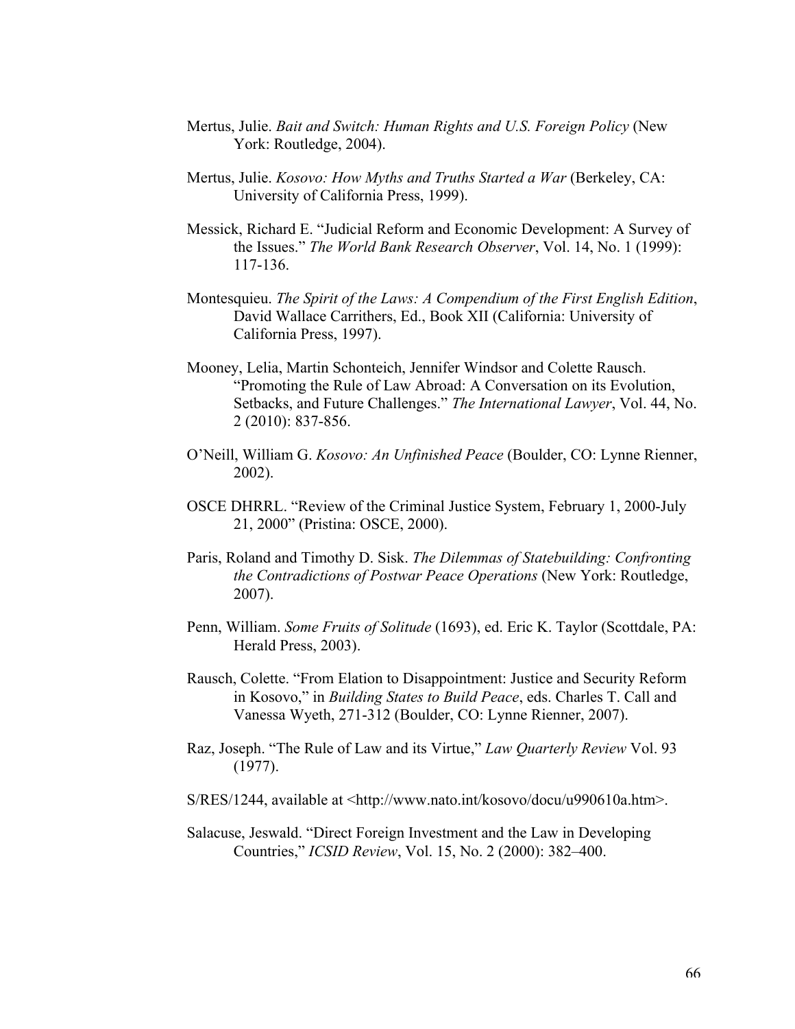Mertus, Julie. *Bait and Switch: Human Rights and U.S. Foreign Policy* (New York: Routledge, 2004).

Mertus, Julie. *Kosovo: How Myths and Truths Started a War* (Berkeley, CA: University of California Press, 1999).

Messick, Richard E. "Judicial Reform and Economic Development: A Survey of the Issues." *The World Bank Research Observer*, Vol. 14, No. 1 (1999): 117-136.

Montesquieu. *The Spirit of the Laws: A Compendium of the First English Edition*, David Wallace Carrithers, Ed., Book XII (California: University of California Press, 1997).

Mooney, Lelia, Martin Schonteich, Jennifer Windsor and Colette Rausch. "Promoting the Rule of Law Abroad: A Conversation on its Evolution, Setbacks, and Future Challenges." *The International Lawyer*, Vol. 44, No. 2 (2010): 837-856.

O'Neill, William G. *Kosovo: An Unfinished Peace* (Boulder, CO: Lynne Rienner, 2002).

OSCE DHRRL. "Review of the Criminal Justice System, February 1, 2000-July 21, 2000" (Pristina: OSCE, 2000).

Paris, Roland and Timothy D. Sisk. *The Dilemmas of Statebuilding: Confronting the Contradictions of Postwar Peace Operations* (New York: Routledge, 2007).

Penn, William. *Some Fruits of Solitude* (1693), ed. Eric K. Taylor (Scottdale, PA: Herald Press, 2003).

Rausch, Colette. "From Elation to Disappointment: Justice and Security Reform in Kosovo," in *Building States to Build Peace*, eds. Charles T. Call and Vanessa Wyeth, 271-312 (Boulder, CO: Lynne Rienner, 2007).

Raz, Joseph. "The Rule of Law and its Virtue," *Law Quarterly Review* Vol. 93 (1977).

S/RES/1244, available at <http://www.nato.int/kosovo/docu/u990610a.htm>.

Salacuse, Jeswald. "Direct Foreign Investment and the Law in Developing Countries," *ICSID Review*, Vol. 15, No. 2 (2000): 382–400.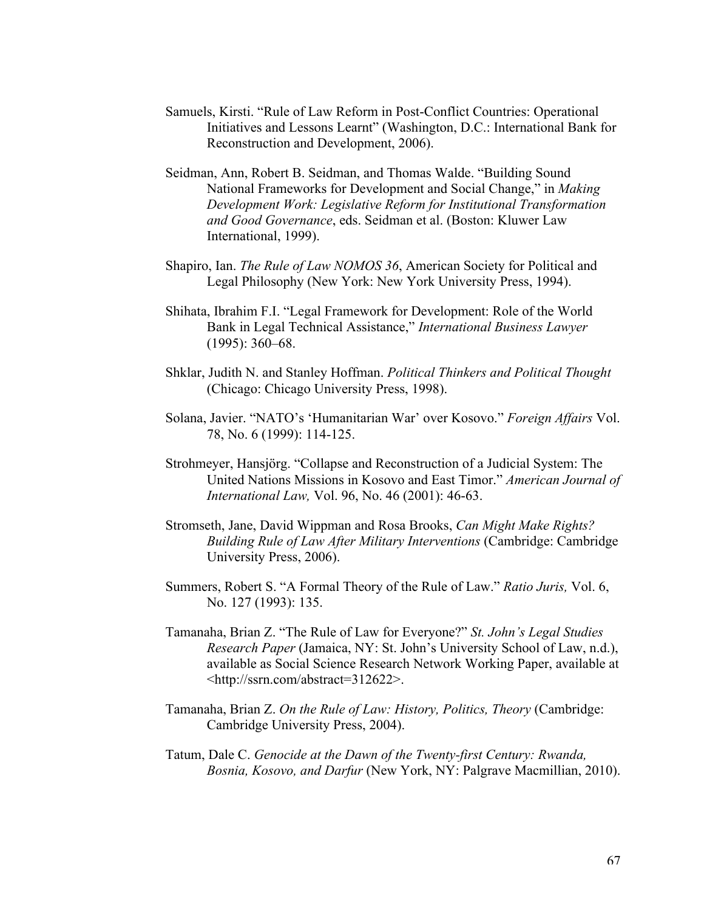Samuels, Kirsti. "Rule of Law Reform in Post-Conflict Countries: Operational Initiatives and Lessons Learnt" (Washington, D.C.: International Bank for Reconstruction and Development, 2006).

Seidman, Ann, Robert B. Seidman, and Thomas Walde. "Building Sound National Frameworks for Development and Social Change," in *Making Development Work: Legislative Reform for Institutional Transformation and Good Governance*, eds. Seidman et al. (Boston: Kluwer Law International, 1999).

Shapiro, Ian. *The Rule of Law NOMOS 36*, American Society for Political and Legal Philosophy (New York: New York University Press, 1994).

Shihata, Ibrahim F.I. "Legal Framework for Development: Role of the World Bank in Legal Technical Assistance," *International Business Lawyer* (1995): 360–68.

Shklar, Judith N. and Stanley Hoffman. *Political Thinkers and Political Thought* (Chicago: Chicago University Press, 1998).

Solana, Javier. "NATO's 'Humanitarian War' over Kosovo." *Foreign Affairs* Vol. 78, No. 6 (1999): 114-125.

Strohmeyer, Hansjörg. "Collapse and Reconstruction of a Judicial System: The United Nations Missions in Kosovo and East Timor." *American Journal of International Law,* Vol. 96, No. 46 (2001): 46-63.

Stromseth, Jane, David Wippman and Rosa Brooks, *Can Might Make Rights? Building Rule of Law After Military Interventions* (Cambridge: Cambridge University Press, 2006).

Summers, Robert S. "A Formal Theory of the Rule of Law." *Ratio Juris,* Vol. 6, No. 127 (1993): 135.

Tamanaha, Brian Z. "The Rule of Law for Everyone?" *St. John's Legal Studies Research Paper* (Jamaica, NY: St. John's University School of Law, n.d.), available as Social Science Research Network Working Paper, available at <http://ssrn.com/abstract=312622>.

Tamanaha, Brian Z. *On the Rule of Law: History, Politics, Theory* (Cambridge: Cambridge University Press, 2004).

Tatum, Dale C. *Genocide at the Dawn of the Twenty-first Century: Rwanda, Bosnia, Kosovo, and Darfur* (New York, NY: Palgrave Macmillian, 2010).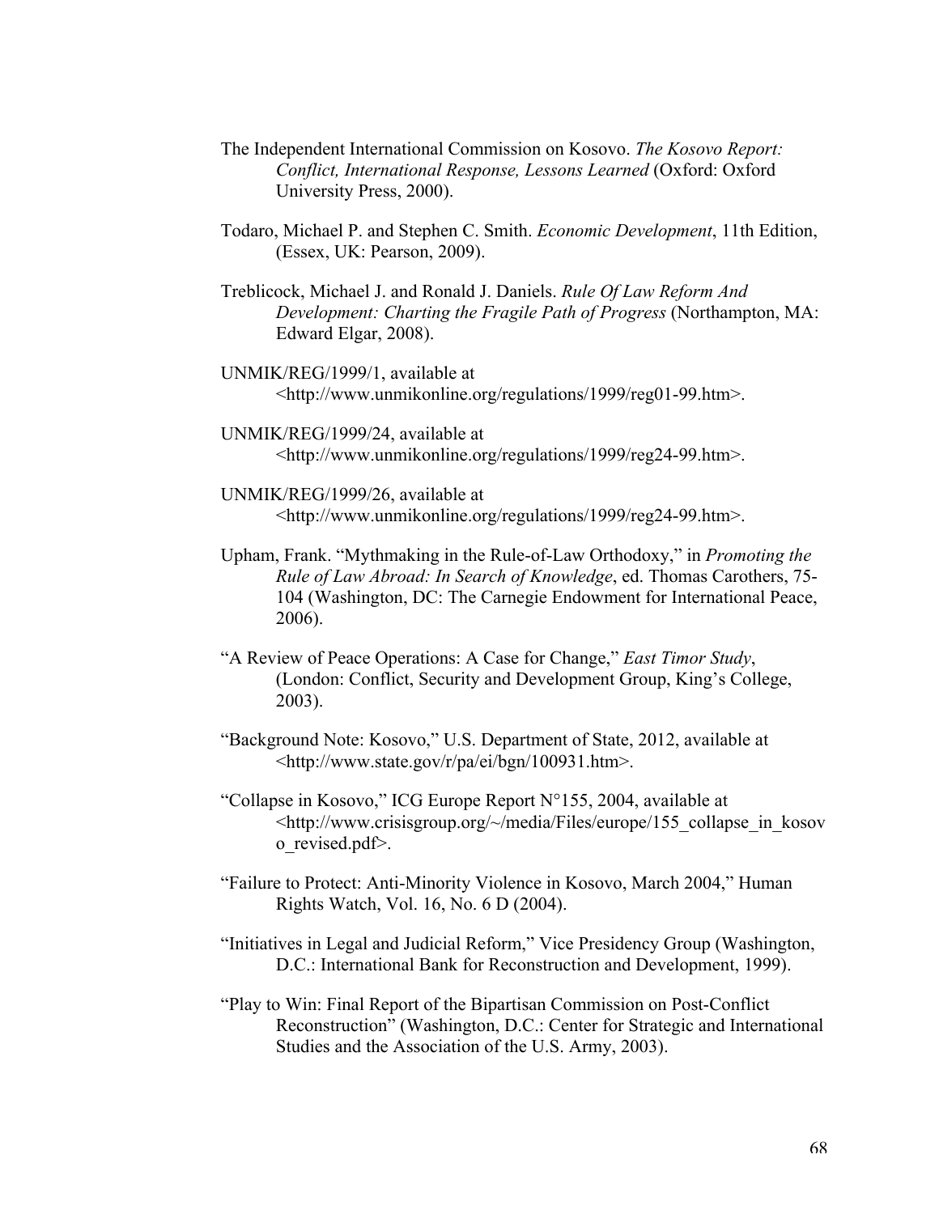The Independent International Commission on Kosovo. *The Kosovo Report: Conflict, International Response, Lessons Learned* (Oxford: Oxford University Press, 2000).

Todaro, Michael P. and Stephen C. Smith. *Economic Development*, 11th Edition, (Essex, UK: Pearson, 2009).

Treblicock, Michael J. and Ronald J. Daniels. *Rule Of Law Reform And Development: Charting the Fragile Path of Progress* (Northampton, MA: Edward Elgar, 2008).

UNMIK/REG/1999/1, available at <http://www.unmikonline.org/regulations/1999/reg01-99.htm>.

UNMIK/REG/1999/24, available at <http://www.unmikonline.org/regulations/1999/reg24-99.htm>.

UNMIK/REG/1999/26, available at <http://www.unmikonline.org/regulations/1999/reg24-99.htm>.

Upham, Frank. "Mythmaking in the Rule-of-Law Orthodoxy," in *Promoting the Rule of Law Abroad: In Search of Knowledge*, ed. Thomas Carothers, 75-104 (Washington, DC: The Carnegie Endowment for International Peace, 2006).

"A Review of Peace Operations: A Case for Change," *East Timor Study*, (London: Conflict, Security and Development Group, King's College, 2003).

"Background Note: Kosovo," U.S. Department of State, 2012, available at <http://www.state.gov/r/pa/ei/bgn/100931.htm>.

"Collapse in Kosovo," ICG Europe Report N°155, 2004, available at <http://www.crisisgroup.org/~/media/Files/europe/155_collapse_in_kosovo_revised.pdf>.

"Failure to Protect: Anti-Minority Violence in Kosovo, March 2004," Human Rights Watch, Vol. 16, No. 6 D (2004).

"Initiatives in Legal and Judicial Reform," Vice Presidency Group (Washington, D.C.: International Bank for Reconstruction and Development, 1999).

"Play to Win: Final Report of the Bipartisan Commission on Post-Conflict Reconstruction" (Washington, D.C.: Center for Strategic and International Studies and the Association of the U.S. Army, 2003).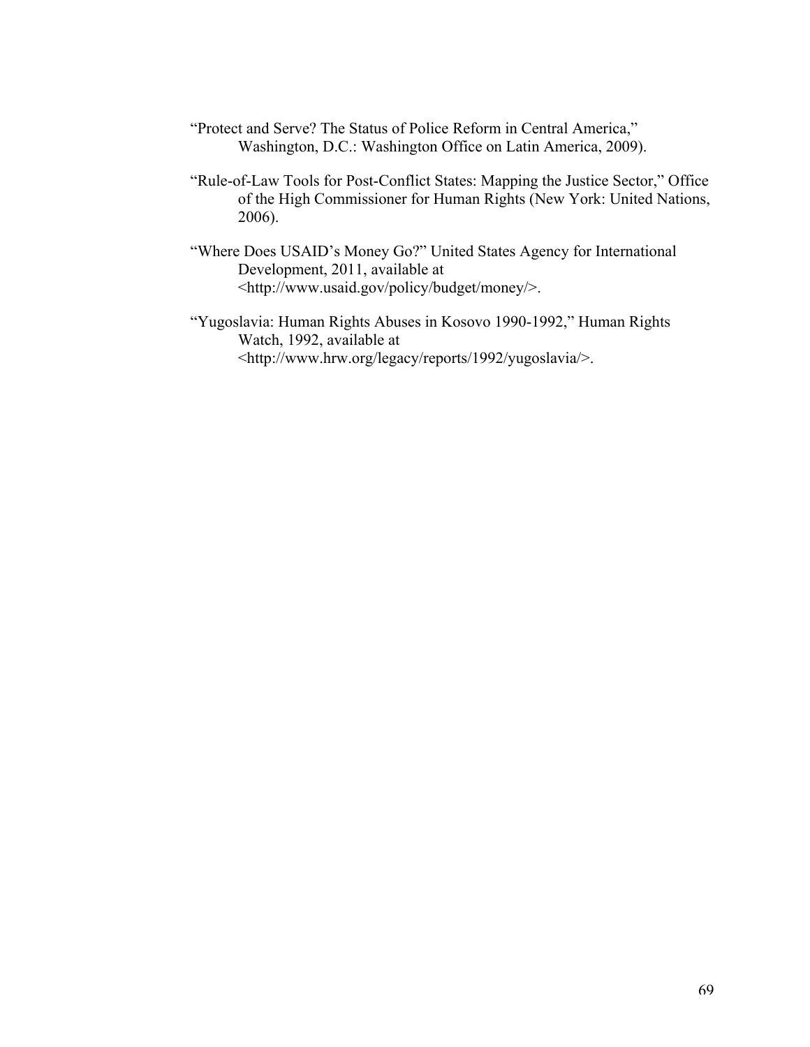"Protect and Serve? The Status of Police Reform in Central America," Washington, D.C.: Washington Office on Latin America, 2009).

"Rule-of-Law Tools for Post-Conflict States: Mapping the Justice Sector," Office of the High Commissioner for Human Rights (New York: United Nations, 2006).

"Where Does USAID's Money Go?" United States Agency for International Development, 2011, available at <http://www.usaid.gov/policy/budget/money/>.

"Yugoslavia: Human Rights Abuses in Kosovo 1990-1992," Human Rights Watch, 1992, available at <http://www.hrw.org/legacy/reports/1992/yugoslavia/>.